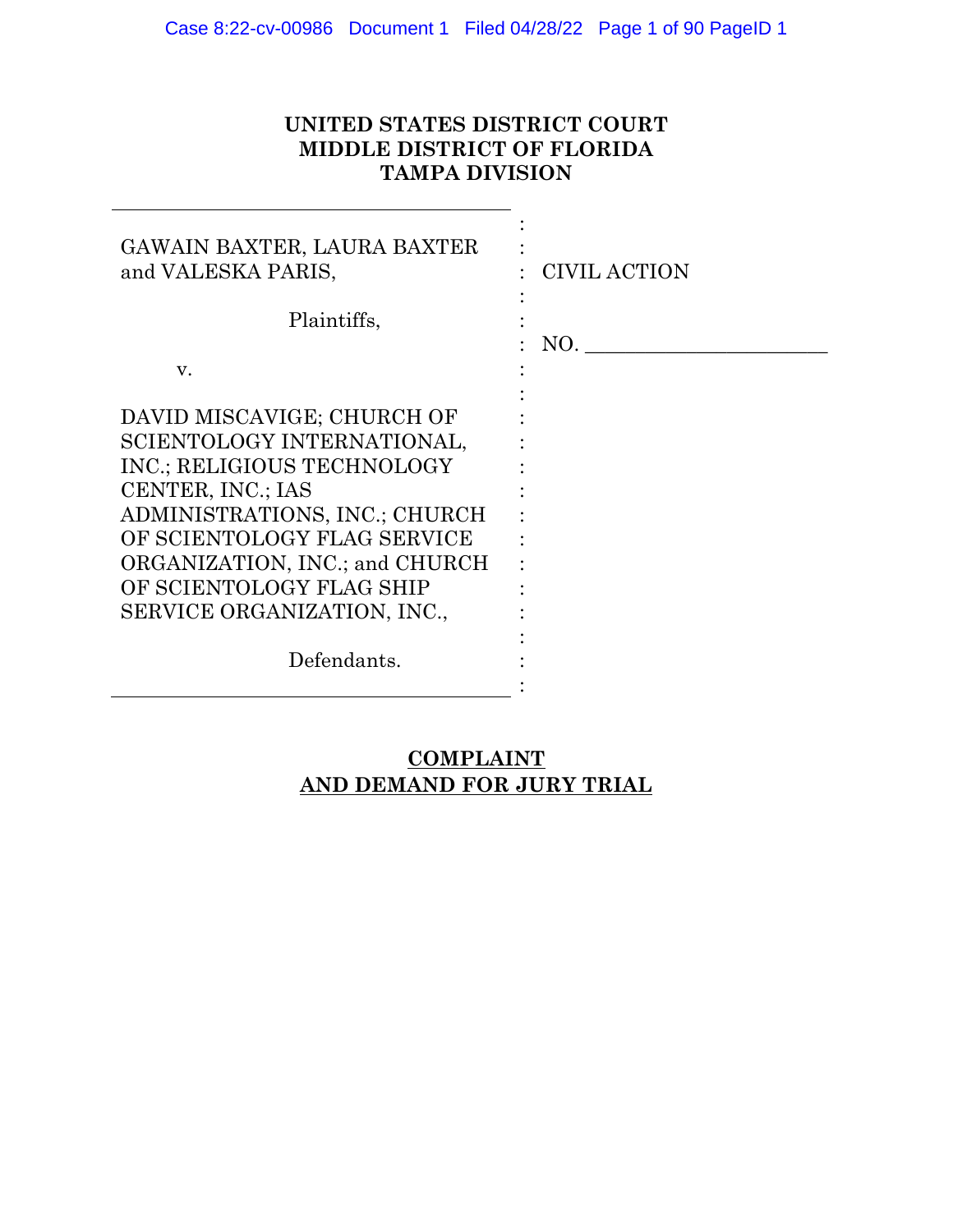# UNITED STATES DISTRICT COURT
# MIDDLE DISTRICT OF FLORIDA
# TAMPA DIVISION

GAWAIN BAXTER, LAURA BAXTER and VALESKA PARIS,

Plaintiffs,

v.

DAVID MISCAVIGE; CHURCH OF SCIENTOLOGY INTERNATIONAL, INC.; RELIGIOUS TECHNOLOGY CENTER, INC.; IAS ADMINISTRATIONS, INC.; CHURCH OF SCIENTOLOGY FLAG SERVICE ORGANIZATION, INC.; and CHURCH OF SCIENTOLOGY FLAG SHIP SERVICE ORGANIZATION, INC.,

Defendants.

CIVIL ACTION

NO. ______________________

## COMPLAINT
## AND DEMAND FOR JURY TRIAL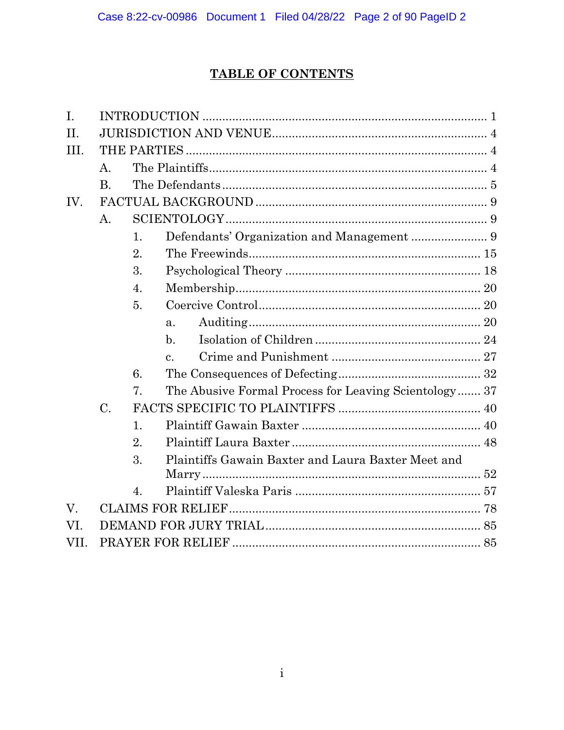## TABLE OF CONTENTS

I. INTRODUCTION ..................................................................................... 1

II. JURISDICTION AND VENUE ................................................................ 4

III. THE PARTIES ......................................................................................... 4

  A. The Plaintiffs ....................................................................................... 4

  B. The Defendants .................................................................................... 5

IV. FACTUAL BACKGROUND ..................................................................... 9

  A. SCIENTOLOGY ................................................................................... 9

    1. Defendants' Organization and Management ....................... 9

    2. The Freewinds ....................................................................... 15

    3. Psychological Theory ............................................................ 18

    4. Membership ........................................................................... 20

    5. Coercive Control .................................................................... 20

      a. Auditing ...................................................................... 20

      b. Isolation of Children .................................................. 24

      c. Crime and Punishment ............................................. 27

    6. The Consequences of Defecting ............................................ 32

    7. The Abusive Formal Process for Leaving Scientology ....... 37

  C. FACTS SPECIFIC TO PLAINTIFFS ............................................ 40

    1. Plaintiff Gawain Baxter ...................................................... 40

    2. Plaintiff Laura Baxter ......................................................... 48

    3. Plaintiffs Gawain Baxter and Laura Baxter Meet and Marry ...................................................................................... 52

    4. Plaintiff Valeska Paris ........................................................ 57

V. CLAIMS FOR RELIEF ........................................................................... 78

VI. DEMAND FOR JURY TRIAL ................................................................ 85

VII. PRAYER FOR RELIEF .......................................................................... 85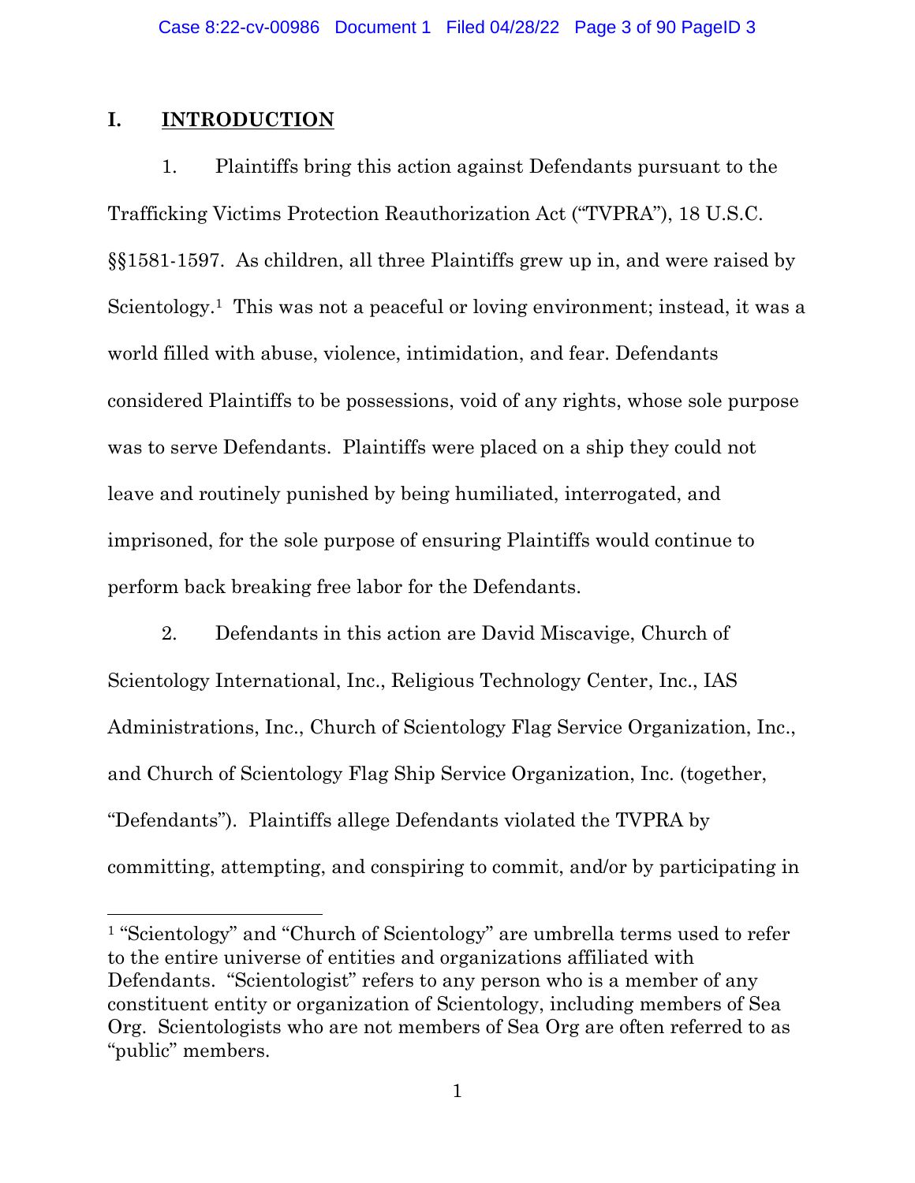## I. INTRODUCTION

1. Plaintiffs bring this action against Defendants pursuant to the Trafficking Victims Protection Reauthorization Act ("TVPRA"), 18 U.S.C. §§1581-1597. As children, all three Plaintiffs grew up in, and were raised by Scientology.[1] This was not a peaceful or loving environment; instead, it was a world filled with abuse, violence, intimidation, and fear. Defendants considered Plaintiffs to be possessions, void of any rights, whose sole purpose was to serve Defendants. Plaintiffs were placed on a ship they could not leave and routinely punished by being humiliated, interrogated, and imprisoned, for the sole purpose of ensuring Plaintiffs would continue to perform back breaking free labor for the Defendants.

2. Defendants in this action are David Miscavige, Church of Scientology International, Inc., Religious Technology Center, Inc., IAS Administrations, Inc., Church of Scientology Flag Service Organization, Inc., and Church of Scientology Flag Ship Service Organization, Inc. (together, "Defendants"). Plaintiffs allege Defendants violated the TVPRA by committing, attempting, and conspiring to commit, and/or by participating in

---

[1] "Scientology" and "Church of Scientology" are umbrella terms used to refer to the entire universe of entities and organizations affiliated with Defendants. "Scientologist" refers to any person who is a member of any constituent entity or organization of Scientology, including members of Sea Org. Scientologists who are not members of Sea Org are often referred to as "public" members.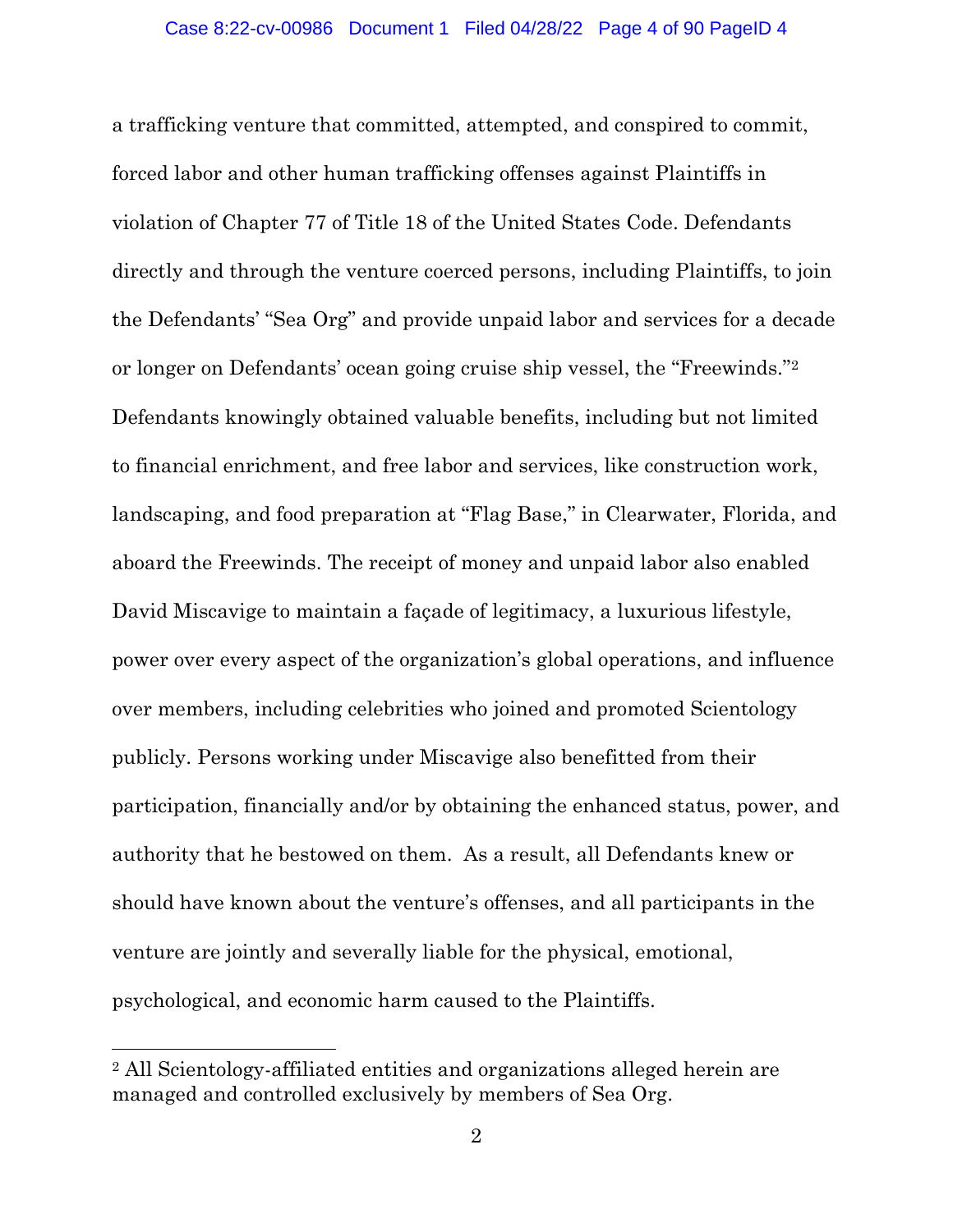a trafficking venture that committed, attempted, and conspired to commit, forced labor and other human trafficking offenses against Plaintiffs in violation of Chapter 77 of Title 18 of the United States Code. Defendants directly and through the venture coerced persons, including Plaintiffs, to join the Defendants' "Sea Org" and provide unpaid labor and services for a decade or longer on Defendants' ocean going cruise ship vessel, the "Freewinds."[2] Defendants knowingly obtained valuable benefits, including but not limited to financial enrichment, and free labor and services, like construction work, landscaping, and food preparation at "Flag Base," in Clearwater, Florida, and aboard the Freewinds. The receipt of money and unpaid labor also enabled David Miscavige to maintain a façade of legitimacy, a luxurious lifestyle, power over every aspect of the organization's global operations, and influence over members, including celebrities who joined and promoted Scientology publicly. Persons working under Miscavige also benefitted from their participation, financially and/or by obtaining the enhanced status, power, and authority that he bestowed on them. As a result, all Defendants knew or should have known about the venture's offenses, and all participants in the venture are jointly and severally liable for the physical, emotional, psychological, and economic harm caused to the Plaintiffs.

[2] All Scientology-affiliated entities and organizations alleged herein are managed and controlled exclusively by members of Sea Org.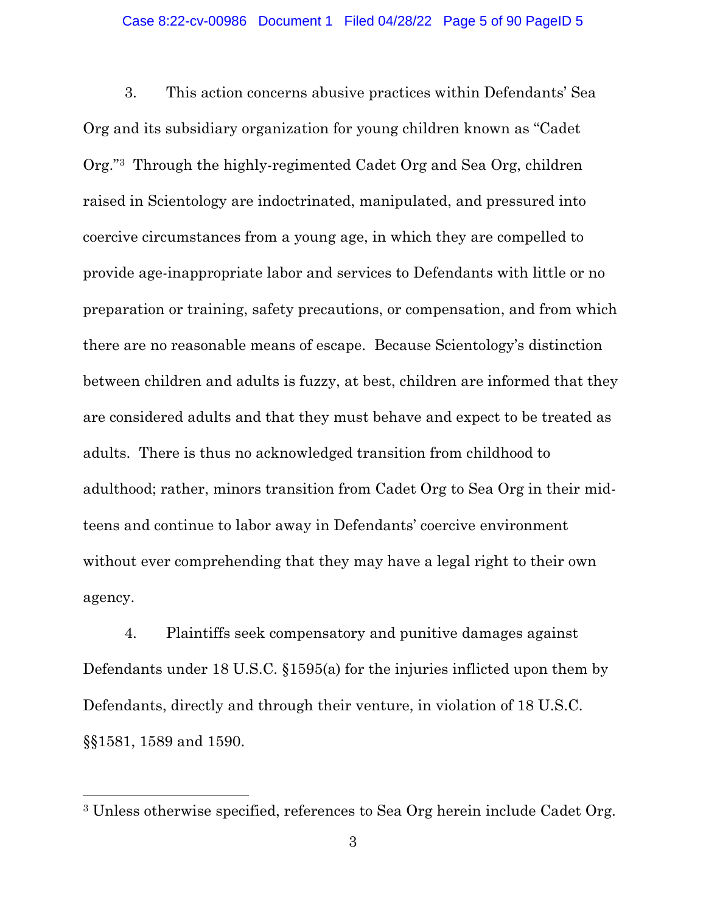3. This action concerns abusive practices within Defendants' Sea Org and its subsidiary organization for young children known as "Cadet Org."[3] Through the highly-regimented Cadet Org and Sea Org, children raised in Scientology are indoctrinated, manipulated, and pressured into coercive circumstances from a young age, in which they are compelled to provide age-inappropriate labor and services to Defendants with little or no preparation or training, safety precautions, or compensation, and from which there are no reasonable means of escape. Because Scientology's distinction between children and adults is fuzzy, at best, children are informed that they are considered adults and that they must behave and expect to be treated as adults. There is thus no acknowledged transition from childhood to adulthood; rather, minors transition from Cadet Org to Sea Org in their mid-teens and continue to labor away in Defendants' coercive environment without ever comprehending that they may have a legal right to their own agency.

4. Plaintiffs seek compensatory and punitive damages against Defendants under 18 U.S.C. §1595(a) for the injuries inflicted upon them by Defendants, directly and through their venture, in violation of 18 U.S.C. §§1581, 1589 and 1590.

---

[3] Unless otherwise specified, references to Sea Org herein include Cadet Org.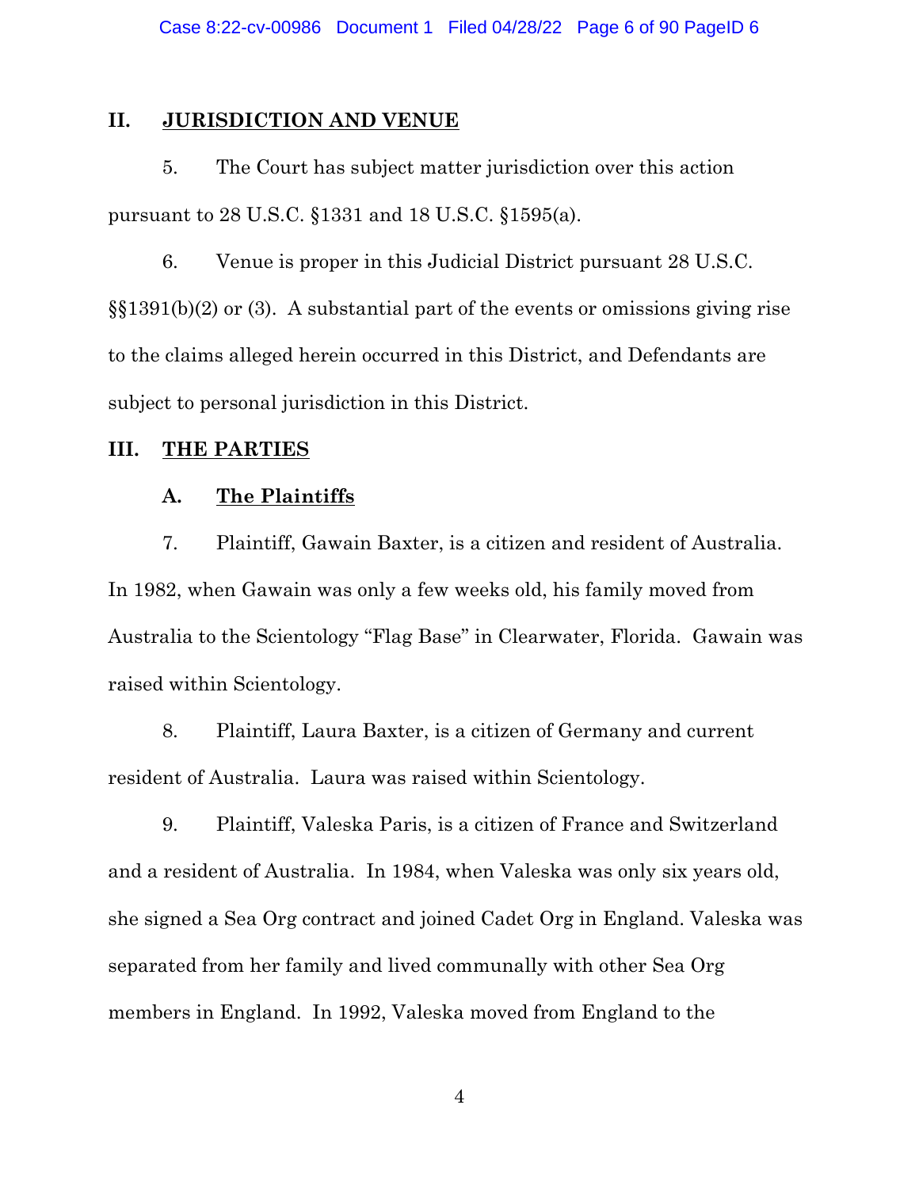## II. JURISDICTION AND VENUE

5. The Court has subject matter jurisdiction over this action pursuant to 28 U.S.C. §1331 and 18 U.S.C. §1595(a).

6. Venue is proper in this Judicial District pursuant 28 U.S.C. §§1391(b)(2) or (3). A substantial part of the events or omissions giving rise to the claims alleged herein occurred in this District, and Defendants are subject to personal jurisdiction in this District.

## III. THE PARTIES

### A. The Plaintiffs

7. Plaintiff, Gawain Baxter, is a citizen and resident of Australia. In 1982, when Gawain was only a few weeks old, his family moved from Australia to the Scientology "Flag Base" in Clearwater, Florida. Gawain was raised within Scientology.

8. Plaintiff, Laura Baxter, is a citizen of Germany and current resident of Australia. Laura was raised within Scientology.

9. Plaintiff, Valeska Paris, is a citizen of France and Switzerland and a resident of Australia. In 1984, when Valeska was only six years old, she signed a Sea Org contract and joined Cadet Org in England. Valeska was separated from her family and lived communally with other Sea Org members in England. In 1992, Valeska moved from England to the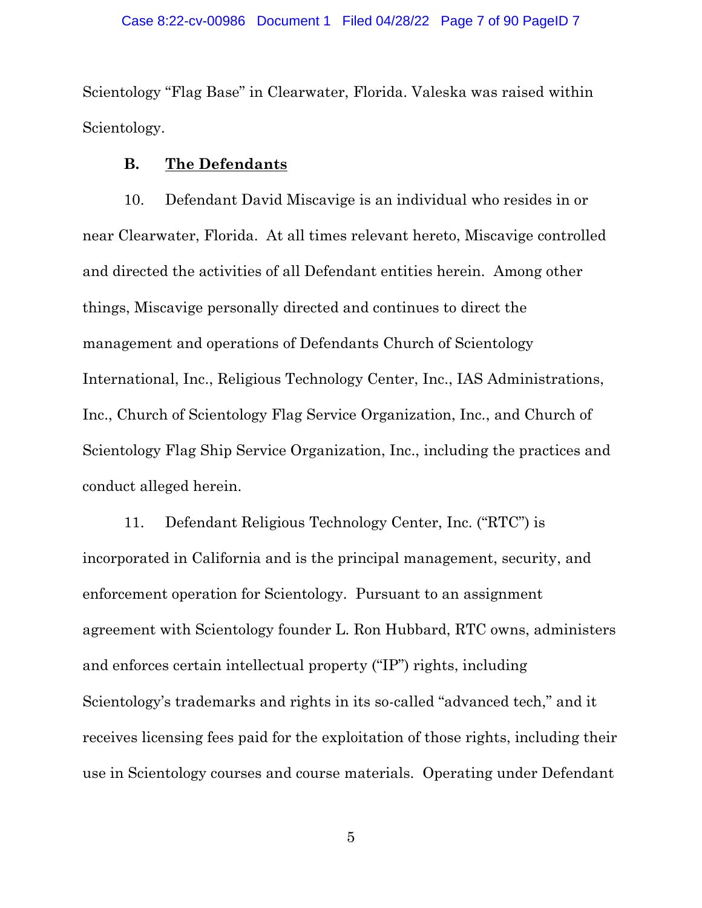Scientology "Flag Base" in Clearwater, Florida. Valeska was raised within Scientology.

### B. <u>The Defendants</u>

10. Defendant David Miscavige is an individual who resides in or near Clearwater, Florida. At all times relevant hereto, Miscavige controlled and directed the activities of all Defendant entities herein. Among other things, Miscavige personally directed and continues to direct the management and operations of Defendants Church of Scientology International, Inc., Religious Technology Center, Inc., IAS Administrations, Inc., Church of Scientology Flag Service Organization, Inc., and Church of Scientology Flag Ship Service Organization, Inc., including the practices and conduct alleged herein.

11. Defendant Religious Technology Center, Inc. ("RTC") is incorporated in California and is the principal management, security, and enforcement operation for Scientology. Pursuant to an assignment agreement with Scientology founder L. Ron Hubbard, RTC owns, administers and enforces certain intellectual property ("IP") rights, including Scientology's trademarks and rights in its so-called "advanced tech," and it receives licensing fees paid for the exploitation of those rights, including their use in Scientology courses and course materials. Operating under Defendant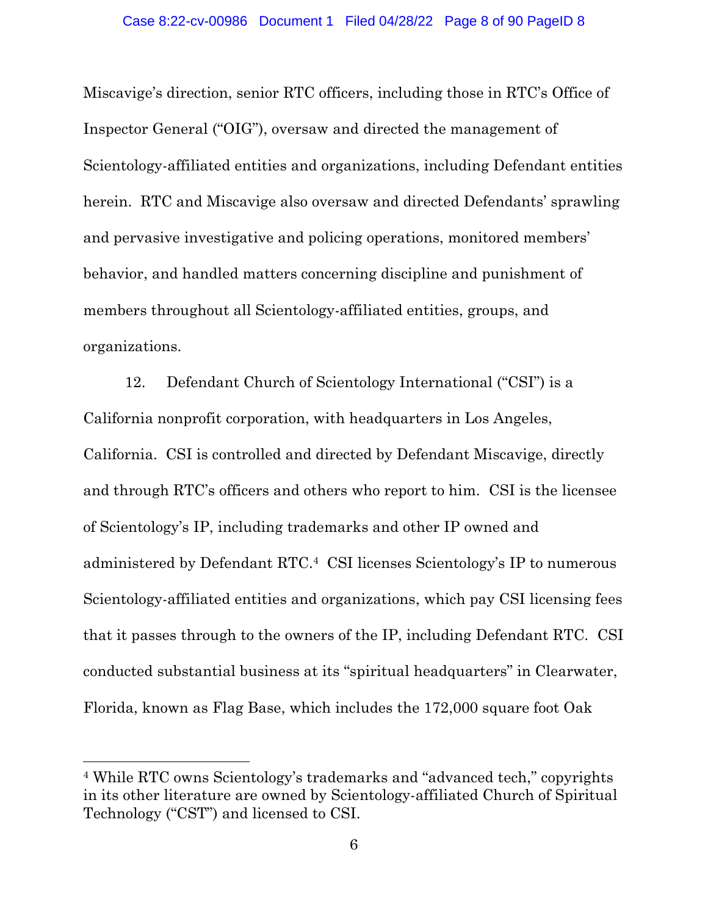Miscavige's direction, senior RTC officers, including those in RTC's Office of Inspector General ("OIG"), oversaw and directed the management of Scientology-affiliated entities and organizations, including Defendant entities herein. RTC and Miscavige also oversaw and directed Defendants' sprawling and pervasive investigative and policing operations, monitored members' behavior, and handled matters concerning discipline and punishment of members throughout all Scientology-affiliated entities, groups, and organizations.

12. Defendant Church of Scientology International ("CSI") is a California nonprofit corporation, with headquarters in Los Angeles, California. CSI is controlled and directed by Defendant Miscavige, directly and through RTC's officers and others who report to him. CSI is the licensee of Scientology's IP, including trademarks and other IP owned and administered by Defendant RTC.[4] CSI licenses Scientology's IP to numerous Scientology-affiliated entities and organizations, which pay CSI licensing fees that it passes through to the owners of the IP, including Defendant RTC. CSI conducted substantial business at its "spiritual headquarters" in Clearwater, Florida, known as Flag Base, which includes the 172,000 square foot Oak

---

[4] While RTC owns Scientology's trademarks and "advanced tech," copyrights in its other literature are owned by Scientology-affiliated Church of Spiritual Technology ("CST") and licensed to CSI.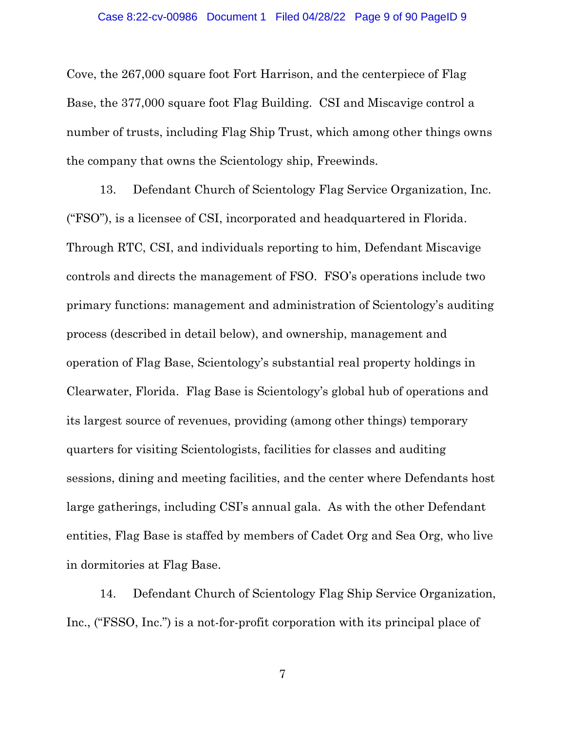Cove, the 267,000 square foot Fort Harrison, and the centerpiece of Flag Base, the 377,000 square foot Flag Building. CSI and Miscavige control a number of trusts, including Flag Ship Trust, which among other things owns the company that owns the Scientology ship, Freewinds.

13. Defendant Church of Scientology Flag Service Organization, Inc. ("FSO"), is a licensee of CSI, incorporated and headquartered in Florida. Through RTC, CSI, and individuals reporting to him, Defendant Miscavige controls and directs the management of FSO. FSO's operations include two primary functions: management and administration of Scientology's auditing process (described in detail below), and ownership, management and operation of Flag Base, Scientology's substantial real property holdings in Clearwater, Florida. Flag Base is Scientology's global hub of operations and its largest source of revenues, providing (among other things) temporary quarters for visiting Scientologists, facilities for classes and auditing sessions, dining and meeting facilities, and the center where Defendants host large gatherings, including CSI's annual gala. As with the other Defendant entities, Flag Base is staffed by members of Cadet Org and Sea Org, who live in dormitories at Flag Base.

14. Defendant Church of Scientology Flag Ship Service Organization, Inc., ("FSSO, Inc.") is a not-for-profit corporation with its principal place of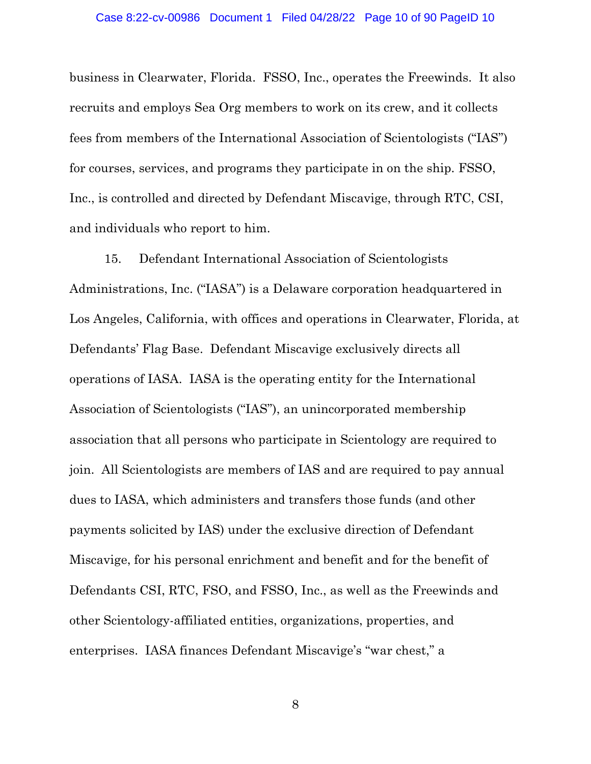business in Clearwater, Florida. FSSO, Inc., operates the Freewinds. It also recruits and employs Sea Org members to work on its crew, and it collects fees from members of the International Association of Scientologists ("IAS") for courses, services, and programs they participate in on the ship. FSSO, Inc., is controlled and directed by Defendant Miscavige, through RTC, CSI, and individuals who report to him.

15. Defendant International Association of Scientologists Administrations, Inc. ("IASA") is a Delaware corporation headquartered in Los Angeles, California, with offices and operations in Clearwater, Florida, at Defendants' Flag Base. Defendant Miscavige exclusively directs all operations of IASA. IASA is the operating entity for the International Association of Scientologists ("IAS"), an unincorporated membership association that all persons who participate in Scientology are required to join. All Scientologists are members of IAS and are required to pay annual dues to IASA, which administers and transfers those funds (and other payments solicited by IAS) under the exclusive direction of Defendant Miscavige, for his personal enrichment and benefit and for the benefit of Defendants CSI, RTC, FSO, and FSSO, Inc., as well as the Freewinds and other Scientology-affiliated entities, organizations, properties, and enterprises. IASA finances Defendant Miscavige's "war chest," a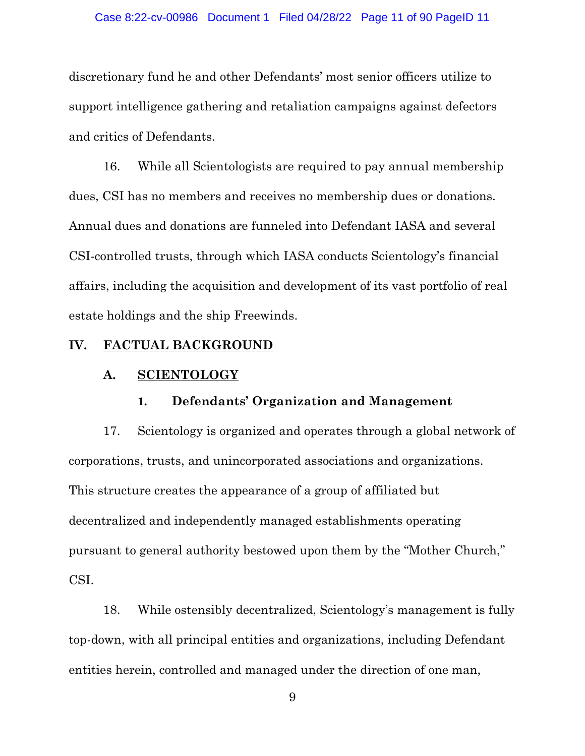discretionary fund he and other Defendants' most senior officers utilize to support intelligence gathering and retaliation campaigns against defectors and critics of Defendants.

16. While all Scientologists are required to pay annual membership dues, CSI has no members and receives no membership dues or donations. Annual dues and donations are funneled into Defendant IASA and several CSI-controlled trusts, through which IASA conducts Scientology's financial affairs, including the acquisition and development of its vast portfolio of real estate holdings and the ship Freewinds.

## IV. <u>FACTUAL BACKGROUND</u>

### A. <u>SCIENTOLOGY</u>

#### 1. <u>Defendants' Organization and Management</u>

17. Scientology is organized and operates through a global network of corporations, trusts, and unincorporated associations and organizations. This structure creates the appearance of a group of affiliated but decentralized and independently managed establishments operating pursuant to general authority bestowed upon them by the "Mother Church," CSI.

18. While ostensibly decentralized, Scientology's management is fully top-down, with all principal entities and organizations, including Defendant entities herein, controlled and managed under the direction of one man,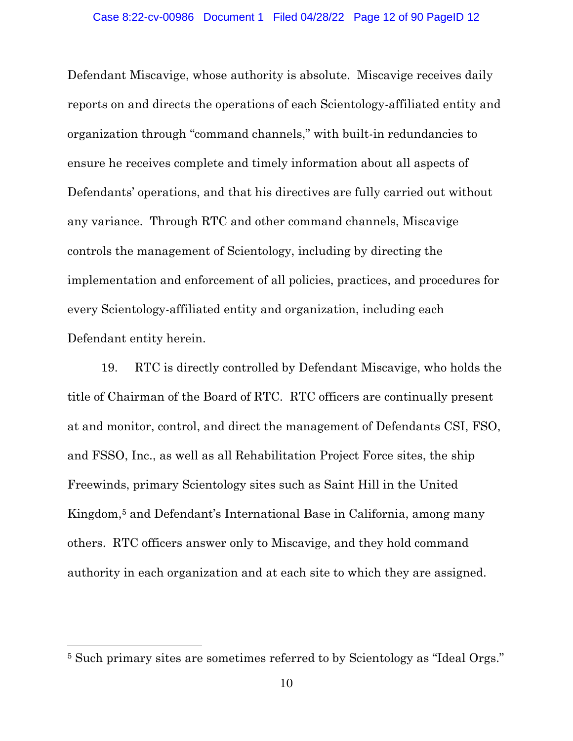Defendant Miscavige, whose authority is absolute. Miscavige receives daily reports on and directs the operations of each Scientology-affiliated entity and organization through "command channels," with built-in redundancies to ensure he receives complete and timely information about all aspects of Defendants' operations, and that his directives are fully carried out without any variance. Through RTC and other command channels, Miscavige controls the management of Scientology, including by directing the implementation and enforcement of all policies, practices, and procedures for every Scientology-affiliated entity and organization, including each Defendant entity herein.

19. RTC is directly controlled by Defendant Miscavige, who holds the title of Chairman of the Board of RTC. RTC officers are continually present at and monitor, control, and direct the management of Defendants CSI, FSO, and FSSO, Inc., as well as all Rehabilitation Project Force sites, the ship Freewinds, primary Scientology sites such as Saint Hill in the United Kingdom,[5] and Defendant's International Base in California, among many others. RTC officers answer only to Miscavige, and they hold command authority in each organization and at each site to which they are assigned.

---

[5] Such primary sites are sometimes referred to by Scientology as "Ideal Orgs."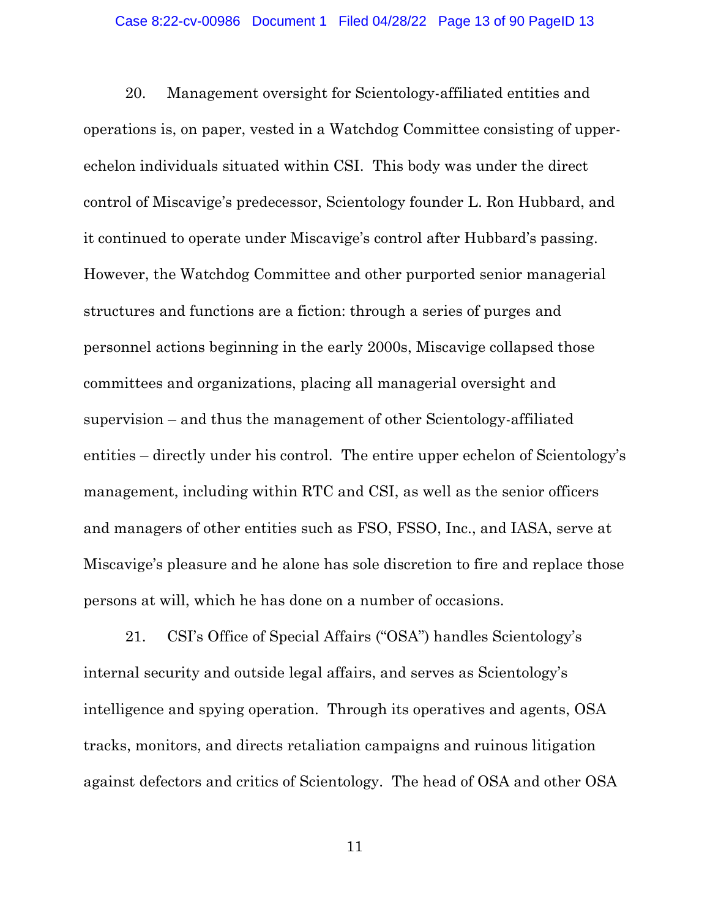20. Management oversight for Scientology-affiliated entities and operations is, on paper, vested in a Watchdog Committee consisting of upper-echelon individuals situated within CSI. This body was under the direct control of Miscavige's predecessor, Scientology founder L. Ron Hubbard, and it continued to operate under Miscavige's control after Hubbard's passing. However, the Watchdog Committee and other purported senior managerial structures and functions are a fiction: through a series of purges and personnel actions beginning in the early 2000s, Miscavige collapsed those committees and organizations, placing all managerial oversight and supervision – and thus the management of other Scientology-affiliated entities – directly under his control. The entire upper echelon of Scientology's management, including within RTC and CSI, as well as the senior officers and managers of other entities such as FSO, FSSO, Inc., and IASA, serve at Miscavige's pleasure and he alone has sole discretion to fire and replace those persons at will, which he has done on a number of occasions.

21. CSI's Office of Special Affairs ("OSA") handles Scientology's internal security and outside legal affairs, and serves as Scientology's intelligence and spying operation. Through its operatives and agents, OSA tracks, monitors, and directs retaliation campaigns and ruinous litigation against defectors and critics of Scientology. The head of OSA and other OSA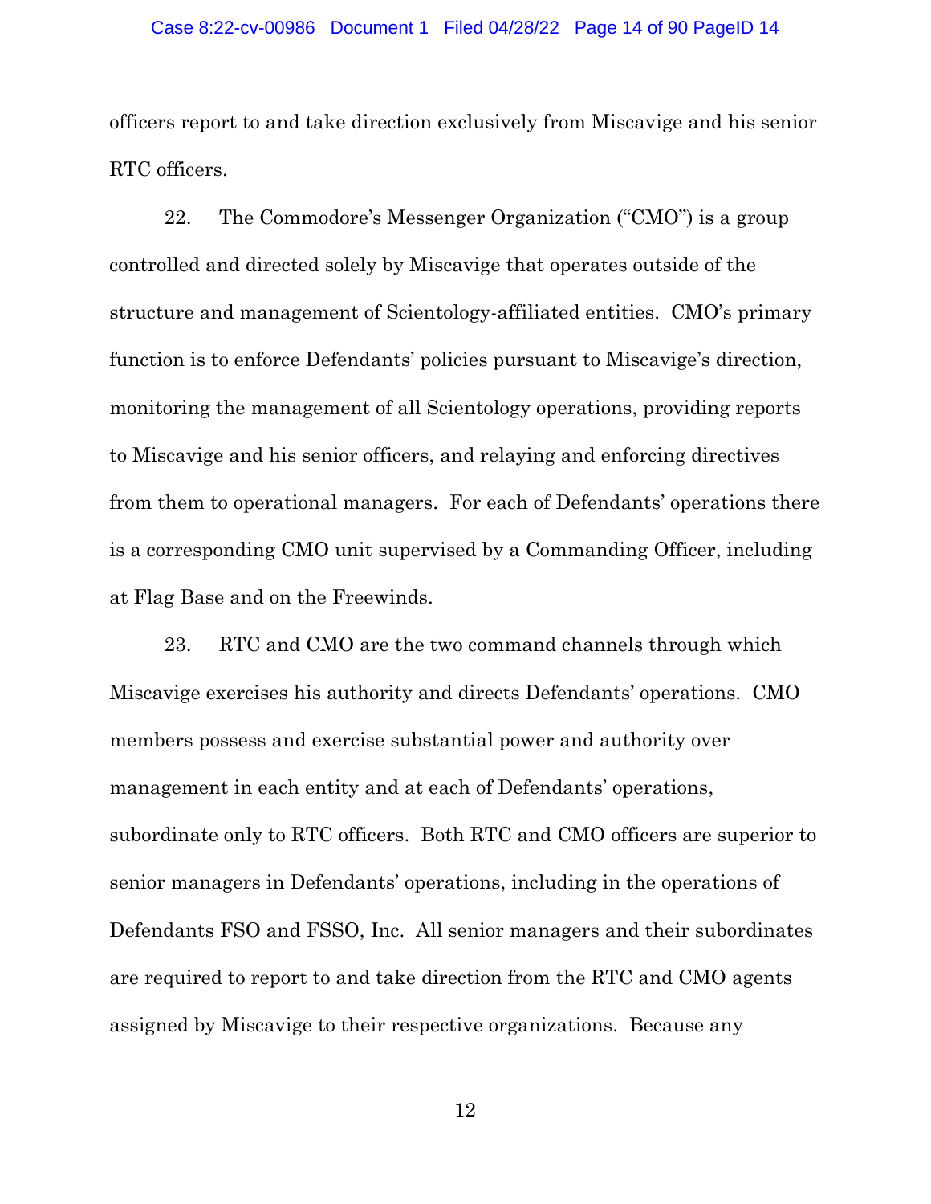officers report to and take direction exclusively from Miscavige and his senior RTC officers.

22. The Commodore's Messenger Organization ("CMO") is a group controlled and directed solely by Miscavige that operates outside of the structure and management of Scientology-affiliated entities. CMO's primary function is to enforce Defendants' policies pursuant to Miscavige's direction, monitoring the management of all Scientology operations, providing reports to Miscavige and his senior officers, and relaying and enforcing directives from them to operational managers. For each of Defendants' operations there is a corresponding CMO unit supervised by a Commanding Officer, including at Flag Base and on the Freewinds.

23. RTC and CMO are the two command channels through which Miscavige exercises his authority and directs Defendants' operations. CMO members possess and exercise substantial power and authority over management in each entity and at each of Defendants' operations, subordinate only to RTC officers. Both RTC and CMO officers are superior to senior managers in Defendants' operations, including in the operations of Defendants FSO and FSSO, Inc. All senior managers and their subordinates are required to report to and take direction from the RTC and CMO agents assigned by Miscavige to their respective organizations. Because any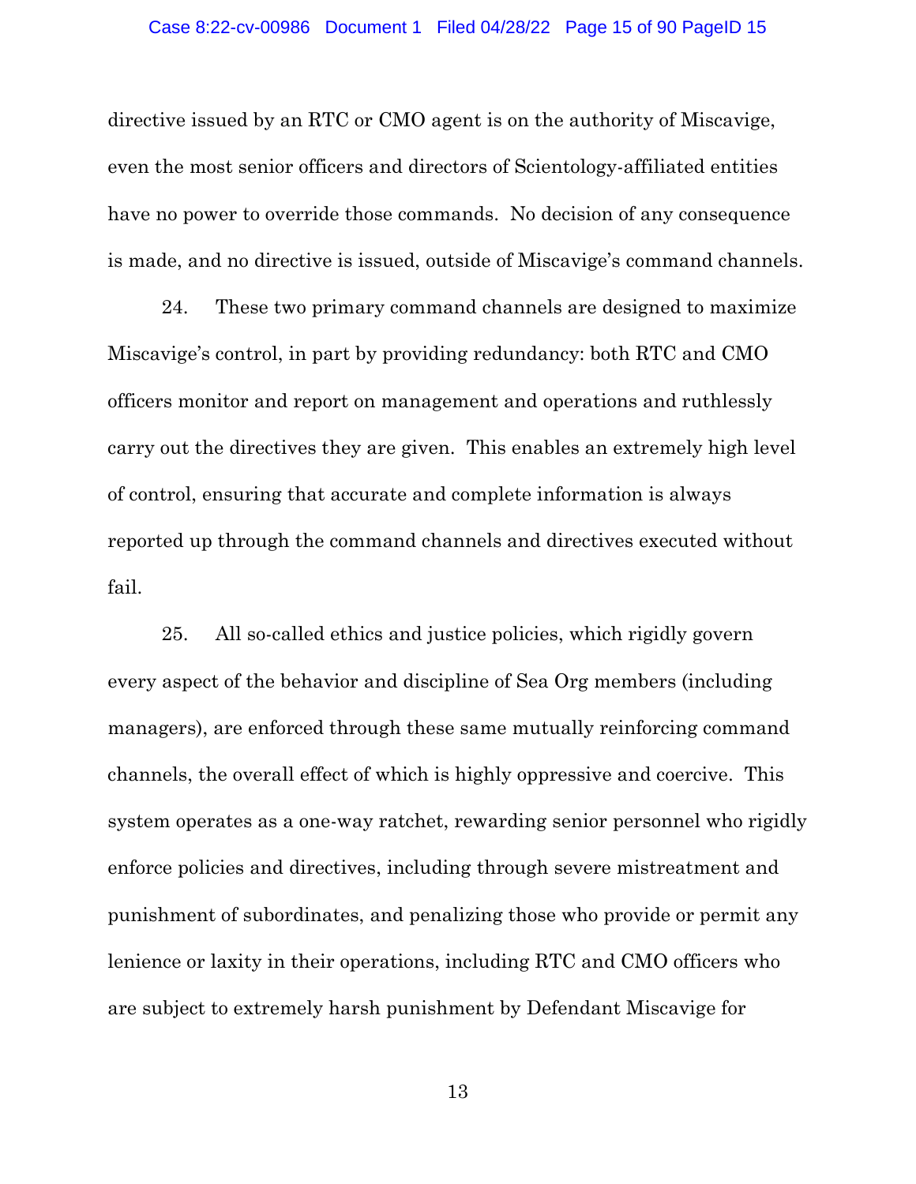directive issued by an RTC or CMO agent is on the authority of Miscavige, even the most senior officers and directors of Scientology-affiliated entities have no power to override those commands. No decision of any consequence is made, and no directive is issued, outside of Miscavige's command channels.

24. These two primary command channels are designed to maximize Miscavige's control, in part by providing redundancy: both RTC and CMO officers monitor and report on management and operations and ruthlessly carry out the directives they are given. This enables an extremely high level of control, ensuring that accurate and complete information is always reported up through the command channels and directives executed without fail.

25. All so-called ethics and justice policies, which rigidly govern every aspect of the behavior and discipline of Sea Org members (including managers), are enforced through these same mutually reinforcing command channels, the overall effect of which is highly oppressive and coercive. This system operates as a one-way ratchet, rewarding senior personnel who rigidly enforce policies and directives, including through severe mistreatment and punishment of subordinates, and penalizing those who provide or permit any lenience or laxity in their operations, including RTC and CMO officers who are subject to extremely harsh punishment by Defendant Miscavige for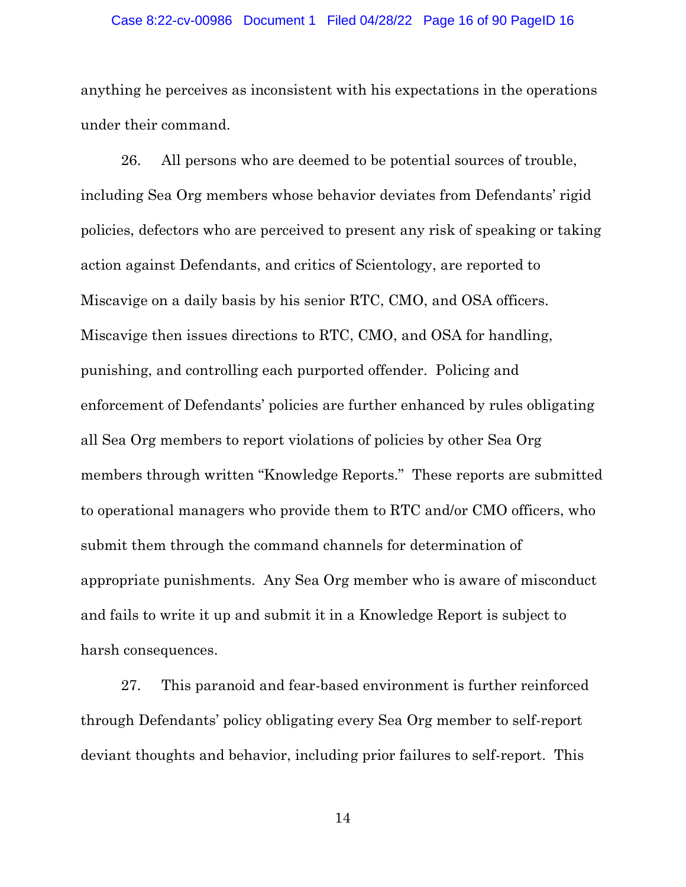anything he perceives as inconsistent with his expectations in the operations under their command.

26. All persons who are deemed to be potential sources of trouble, including Sea Org members whose behavior deviates from Defendants' rigid policies, defectors who are perceived to present any risk of speaking or taking action against Defendants, and critics of Scientology, are reported to Miscavige on a daily basis by his senior RTC, CMO, and OSA officers. Miscavige then issues directions to RTC, CMO, and OSA for handling, punishing, and controlling each purported offender. Policing and enforcement of Defendants' policies are further enhanced by rules obligating all Sea Org members to report violations of policies by other Sea Org members through written "Knowledge Reports." These reports are submitted to operational managers who provide them to RTC and/or CMO officers, who submit them through the command channels for determination of appropriate punishments. Any Sea Org member who is aware of misconduct and fails to write it up and submit it in a Knowledge Report is subject to harsh consequences.

27. This paranoid and fear-based environment is further reinforced through Defendants' policy obligating every Sea Org member to self-report deviant thoughts and behavior, including prior failures to self-report. This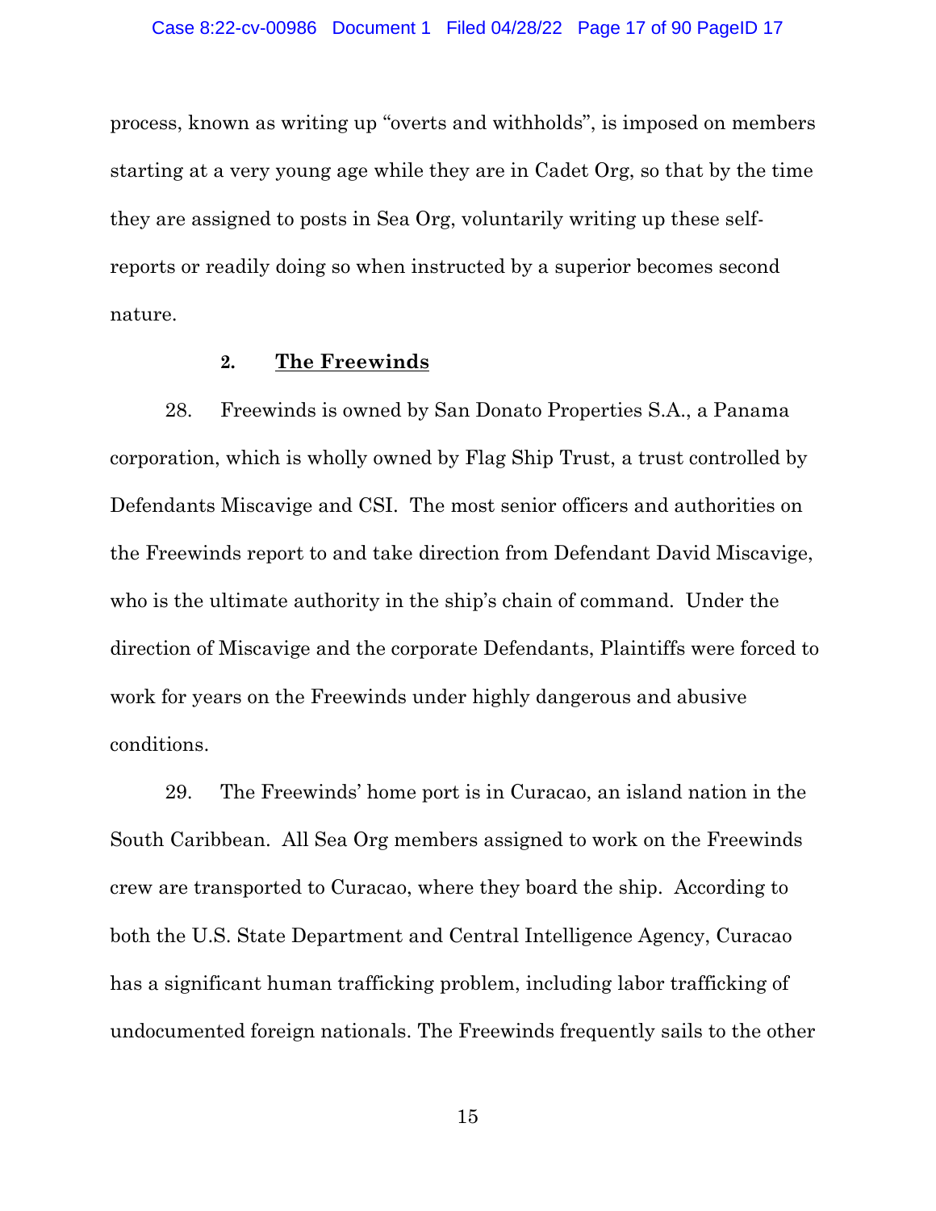process, known as writing up "overts and withholds", is imposed on members starting at a very young age while they are in Cadet Org, so that by the time they are assigned to posts in Sea Org, voluntarily writing up these self-reports or readily doing so when instructed by a superior becomes second nature.

### 2. The Freewinds

28. Freewinds is owned by San Donato Properties S.A., a Panama corporation, which is wholly owned by Flag Ship Trust, a trust controlled by Defendants Miscavige and CSI. The most senior officers and authorities on the Freewinds report to and take direction from Defendant David Miscavige, who is the ultimate authority in the ship's chain of command. Under the direction of Miscavige and the corporate Defendants, Plaintiffs were forced to work for years on the Freewinds under highly dangerous and abusive conditions.

29. The Freewinds' home port is in Curacao, an island nation in the South Caribbean. All Sea Org members assigned to work on the Freewinds crew are transported to Curacao, where they board the ship. According to both the U.S. State Department and Central Intelligence Agency, Curacao has a significant human trafficking problem, including labor trafficking of undocumented foreign nationals. The Freewinds frequently sails to the other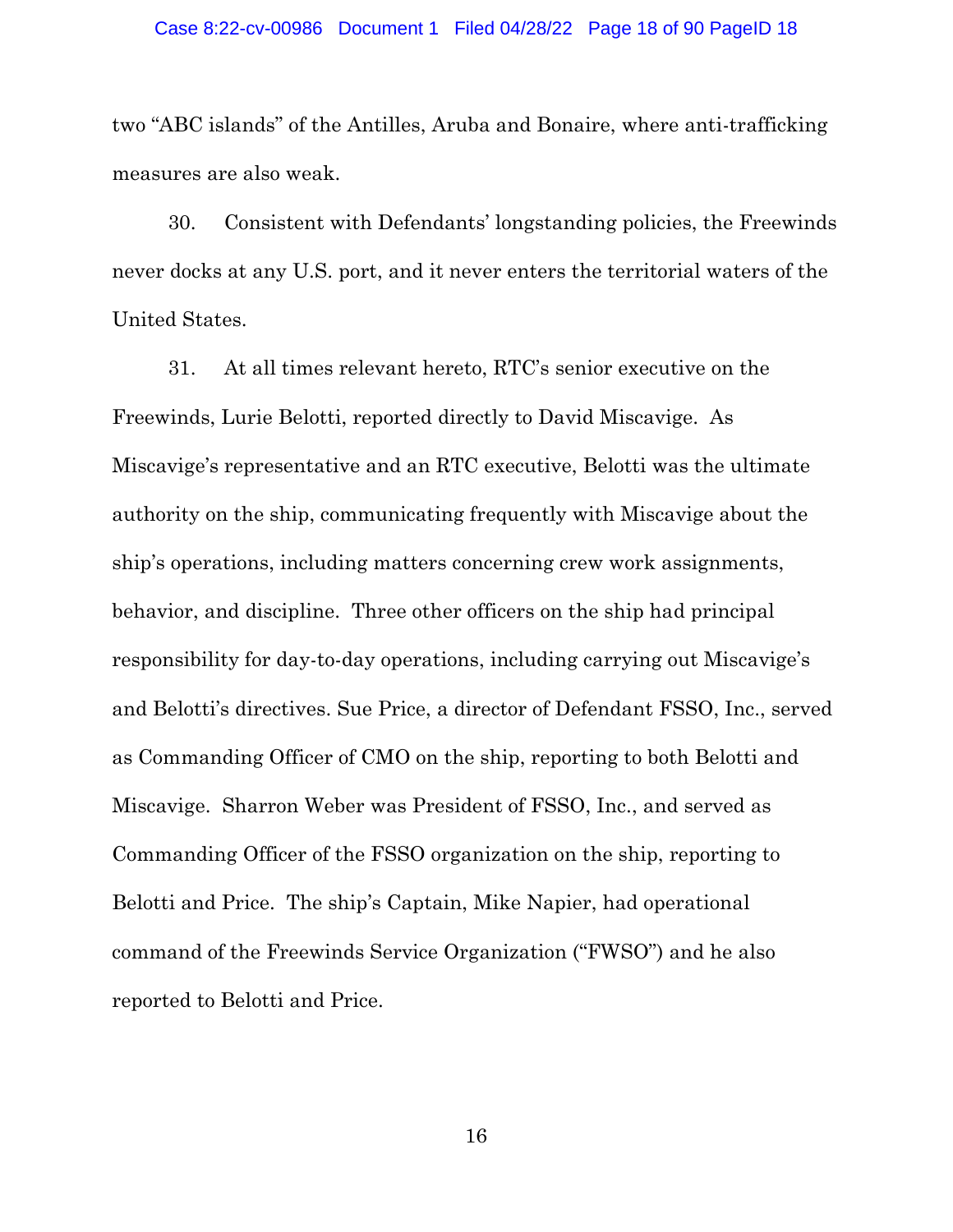two "ABC islands" of the Antilles, Aruba and Bonaire, where anti-trafficking measures are also weak.

30. Consistent with Defendants' longstanding policies, the Freewinds never docks at any U.S. port, and it never enters the territorial waters of the United States.

31. At all times relevant hereto, RTC's senior executive on the Freewinds, Lurie Belotti, reported directly to David Miscavige. As Miscavige's representative and an RTC executive, Belotti was the ultimate authority on the ship, communicating frequently with Miscavige about the ship's operations, including matters concerning crew work assignments, behavior, and discipline. Three other officers on the ship had principal responsibility for day-to-day operations, including carrying out Miscavige's and Belotti's directives. Sue Price, a director of Defendant FSSO, Inc., served as Commanding Officer of CMO on the ship, reporting to both Belotti and Miscavige. Sharron Weber was President of FSSO, Inc., and served as Commanding Officer of the FSSO organization on the ship, reporting to Belotti and Price. The ship's Captain, Mike Napier, had operational command of the Freewinds Service Organization ("FWSO") and he also reported to Belotti and Price.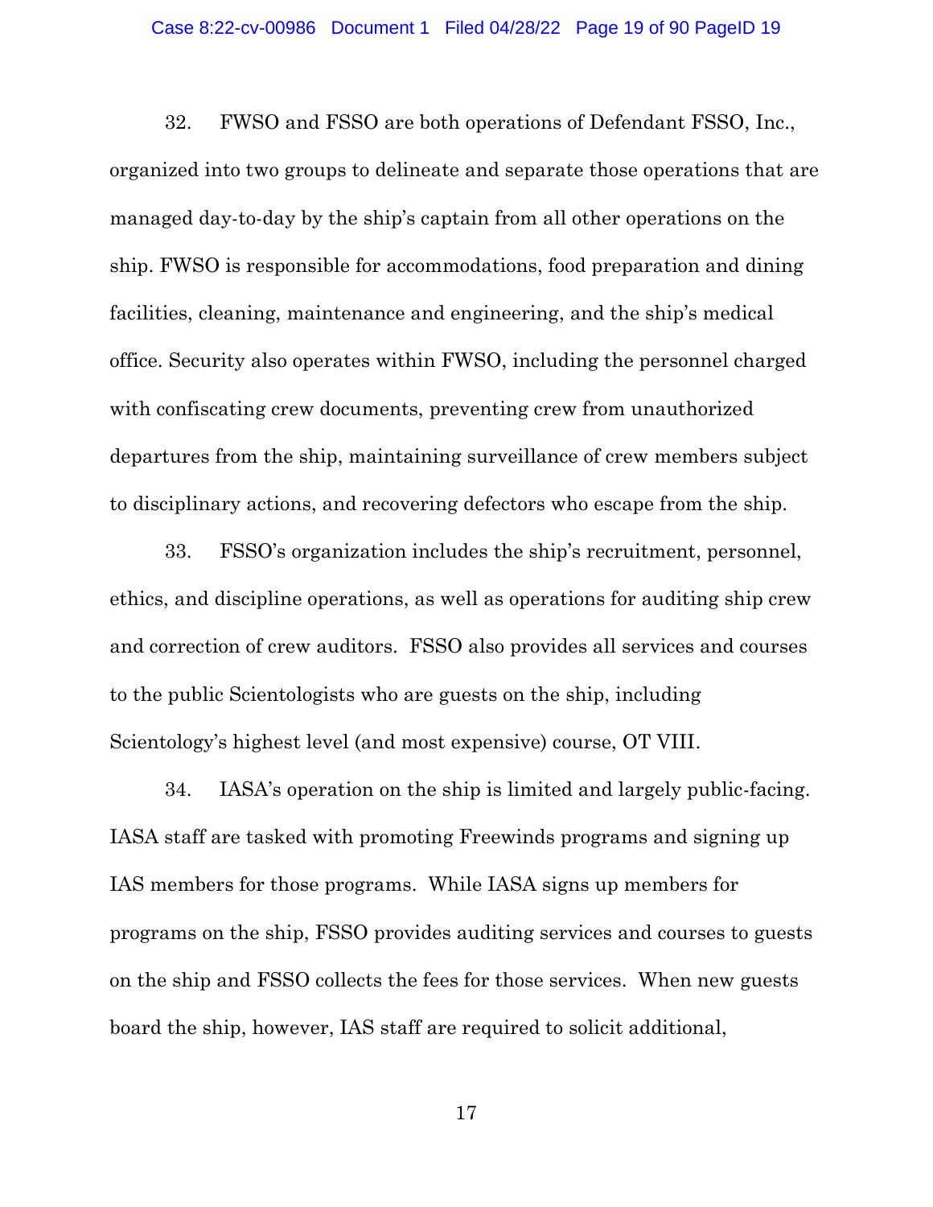32. FWSO and FSSO are both operations of Defendant FSSO, Inc., organized into two groups to delineate and separate those operations that are managed day-to-day by the ship's captain from all other operations on the ship. FWSO is responsible for accommodations, food preparation and dining facilities, cleaning, maintenance and engineering, and the ship's medical office. Security also operates within FWSO, including the personnel charged with confiscating crew documents, preventing crew from unauthorized departures from the ship, maintaining surveillance of crew members subject to disciplinary actions, and recovering defectors who escape from the ship.

33. FSSO's organization includes the ship's recruitment, personnel, ethics, and discipline operations, as well as operations for auditing ship crew and correction of crew auditors. FSSO also provides all services and courses to the public Scientologists who are guests on the ship, including Scientology's highest level (and most expensive) course, OT VIII.

34. IASA's operation on the ship is limited and largely public-facing. IASA staff are tasked with promoting Freewinds programs and signing up IAS members for those programs. While IASA signs up members for programs on the ship, FSSO provides auditing services and courses to guests on the ship and FSSO collects the fees for those services. When new guests board the ship, however, IAS staff are required to solicit additional,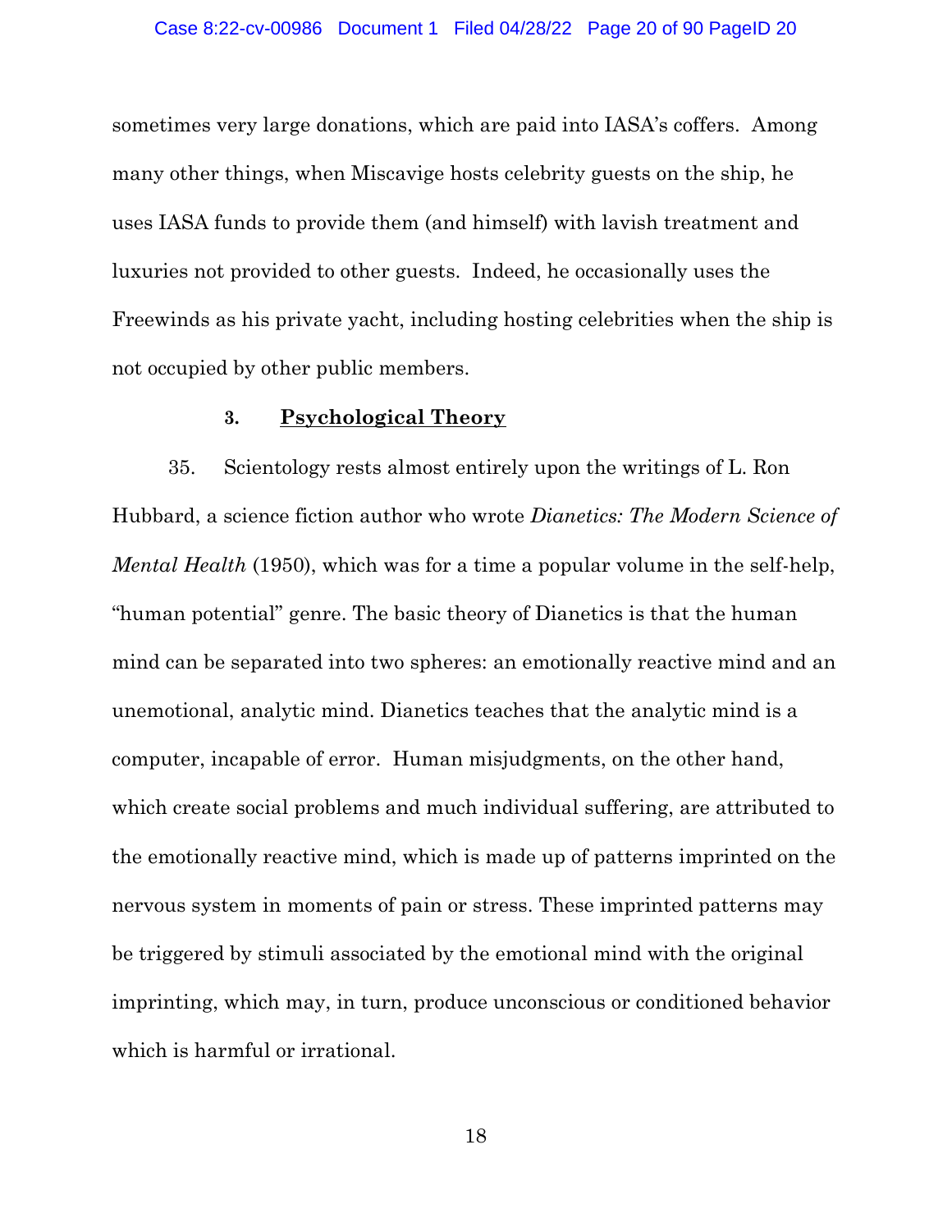sometimes very large donations, which are paid into IASA's coffers. Among many other things, when Miscavige hosts celebrity guests on the ship, he uses IASA funds to provide them (and himself) with lavish treatment and luxuries not provided to other guests. Indeed, he occasionally uses the Freewinds as his private yacht, including hosting celebrities when the ship is not occupied by other public members.

### 3. Psychological Theory

35. Scientology rests almost entirely upon the writings of L. Ron Hubbard, a science fiction author who wrote *Dianetics: The Modern Science of Mental Health* (1950), which was for a time a popular volume in the self-help, "human potential" genre. The basic theory of Dianetics is that the human mind can be separated into two spheres: an emotionally reactive mind and an unemotional, analytic mind. Dianetics teaches that the analytic mind is a computer, incapable of error. Human misjudgments, on the other hand, which create social problems and much individual suffering, are attributed to the emotionally reactive mind, which is made up of patterns imprinted on the nervous system in moments of pain or stress. These imprinted patterns may be triggered by stimuli associated by the emotional mind with the original imprinting, which may, in turn, produce unconscious or conditioned behavior which is harmful or irrational.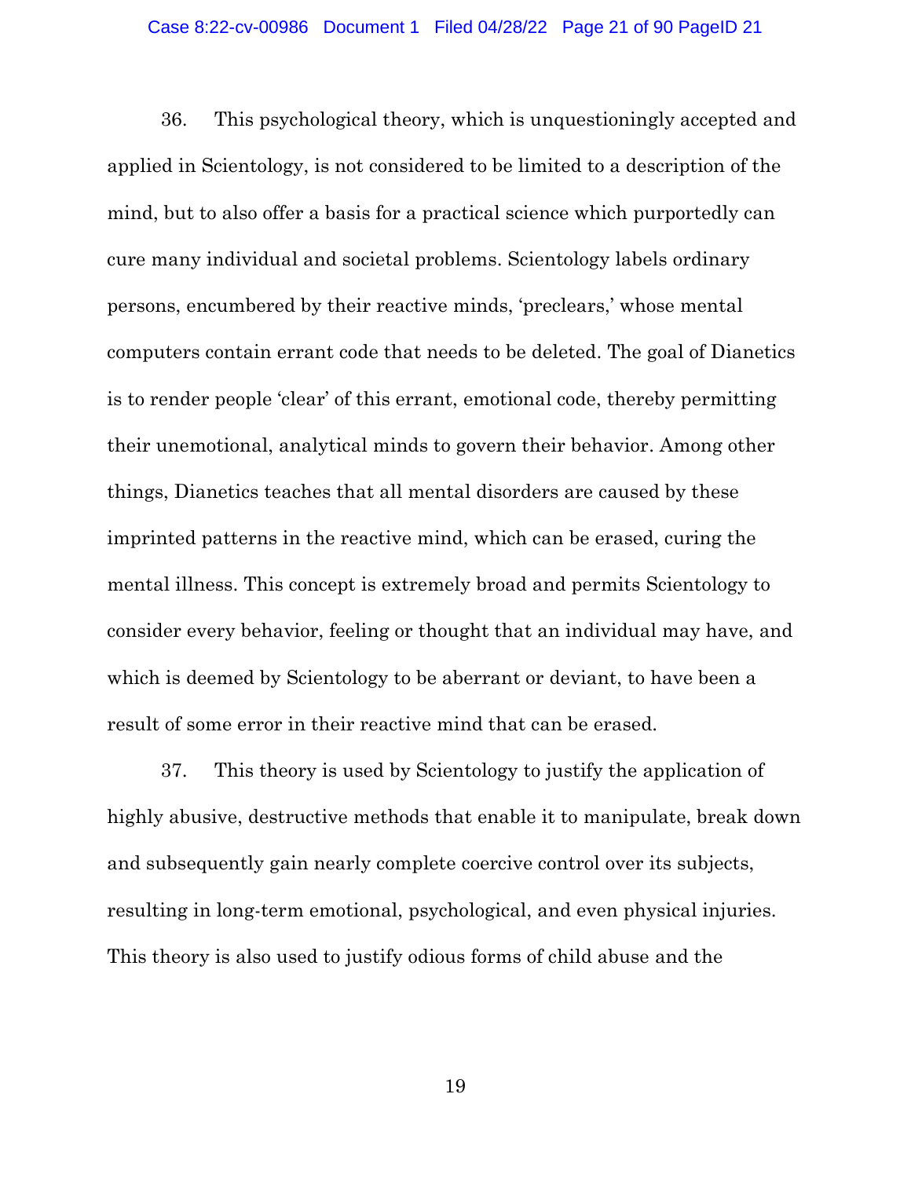36. This psychological theory, which is unquestioningly accepted and applied in Scientology, is not considered to be limited to a description of the mind, but to also offer a basis for a practical science which purportedly can cure many individual and societal problems. Scientology labels ordinary persons, encumbered by their reactive minds, 'preclears,' whose mental computers contain errant code that needs to be deleted. The goal of Dianetics is to render people 'clear' of this errant, emotional code, thereby permitting their unemotional, analytical minds to govern their behavior. Among other things, Dianetics teaches that all mental disorders are caused by these imprinted patterns in the reactive mind, which can be erased, curing the mental illness. This concept is extremely broad and permits Scientology to consider every behavior, feeling or thought that an individual may have, and which is deemed by Scientology to be aberrant or deviant, to have been a result of some error in their reactive mind that can be erased.

37. This theory is used by Scientology to justify the application of highly abusive, destructive methods that enable it to manipulate, break down and subsequently gain nearly complete coercive control over its subjects, resulting in long-term emotional, psychological, and even physical injuries. This theory is also used to justify odious forms of child abuse and the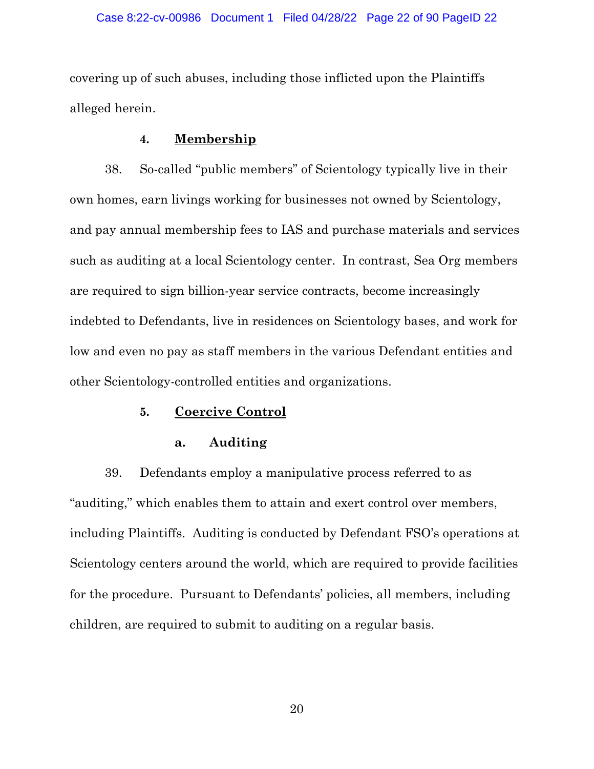covering up of such abuses, including those inflicted upon the Plaintiffs alleged herein.

### 4. Membership

38. So-called "public members" of Scientology typically live in their own homes, earn livings working for businesses not owned by Scientology, and pay annual membership fees to IAS and purchase materials and services such as auditing at a local Scientology center. In contrast, Sea Org members are required to sign billion-year service contracts, become increasingly indebted to Defendants, live in residences on Scientology bases, and work for low and even no pay as staff members in the various Defendant entities and other Scientology-controlled entities and organizations.

### 5. Coercive Control

#### a. Auditing

39. Defendants employ a manipulative process referred to as "auditing," which enables them to attain and exert control over members, including Plaintiffs. Auditing is conducted by Defendant FSO's operations at Scientology centers around the world, which are required to provide facilities for the procedure. Pursuant to Defendants' policies, all members, including children, are required to submit to auditing on a regular basis.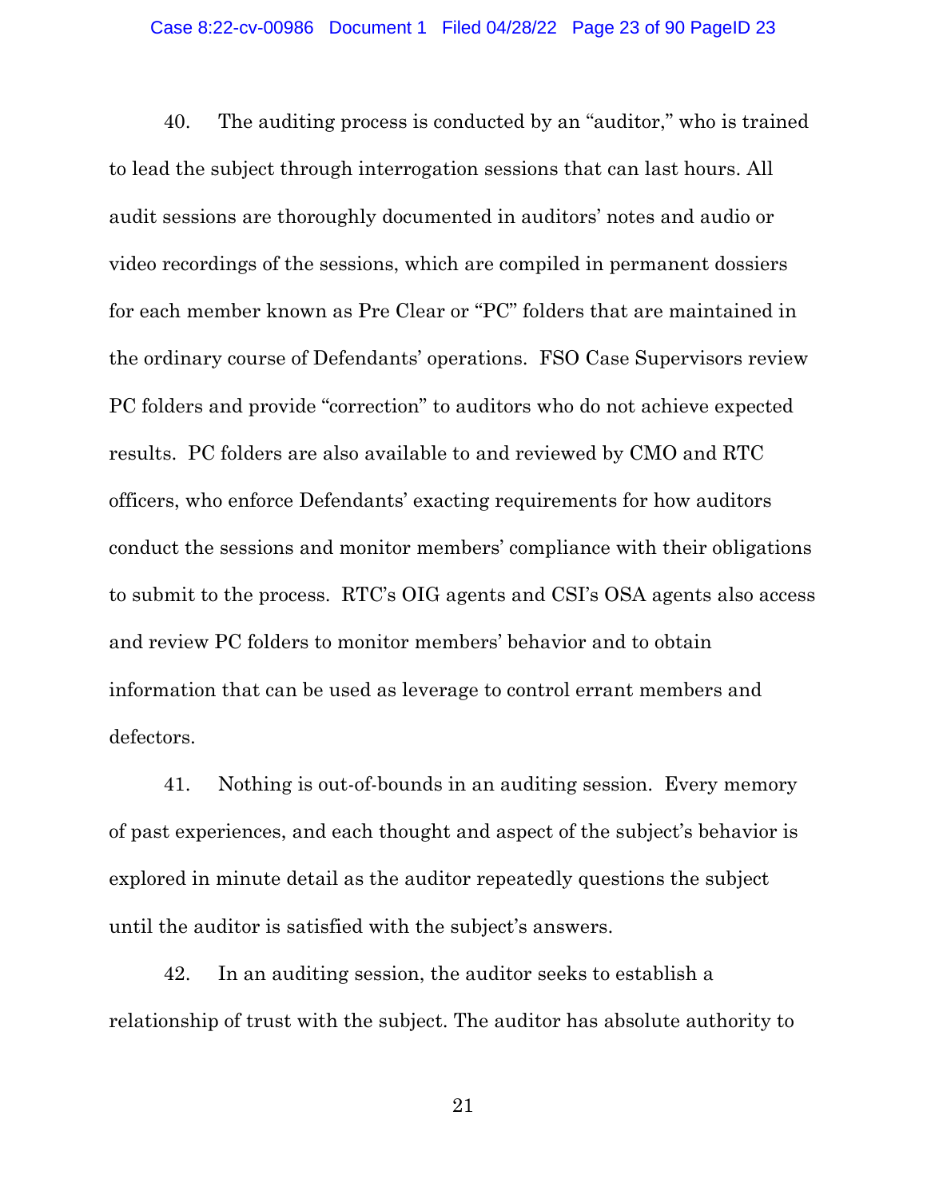40. The auditing process is conducted by an "auditor," who is trained to lead the subject through interrogation sessions that can last hours. All audit sessions are thoroughly documented in auditors' notes and audio or video recordings of the sessions, which are compiled in permanent dossiers for each member known as Pre Clear or "PC" folders that are maintained in the ordinary course of Defendants' operations. FSO Case Supervisors review PC folders and provide "correction" to auditors who do not achieve expected results. PC folders are also available to and reviewed by CMO and RTC officers, who enforce Defendants' exacting requirements for how auditors conduct the sessions and monitor members' compliance with their obligations to submit to the process. RTC's OIG agents and CSI's OSA agents also access and review PC folders to monitor members' behavior and to obtain information that can be used as leverage to control errant members and defectors.

41. Nothing is out-of-bounds in an auditing session. Every memory of past experiences, and each thought and aspect of the subject's behavior is explored in minute detail as the auditor repeatedly questions the subject until the auditor is satisfied with the subject's answers.

42. In an auditing session, the auditor seeks to establish a relationship of trust with the subject. The auditor has absolute authority to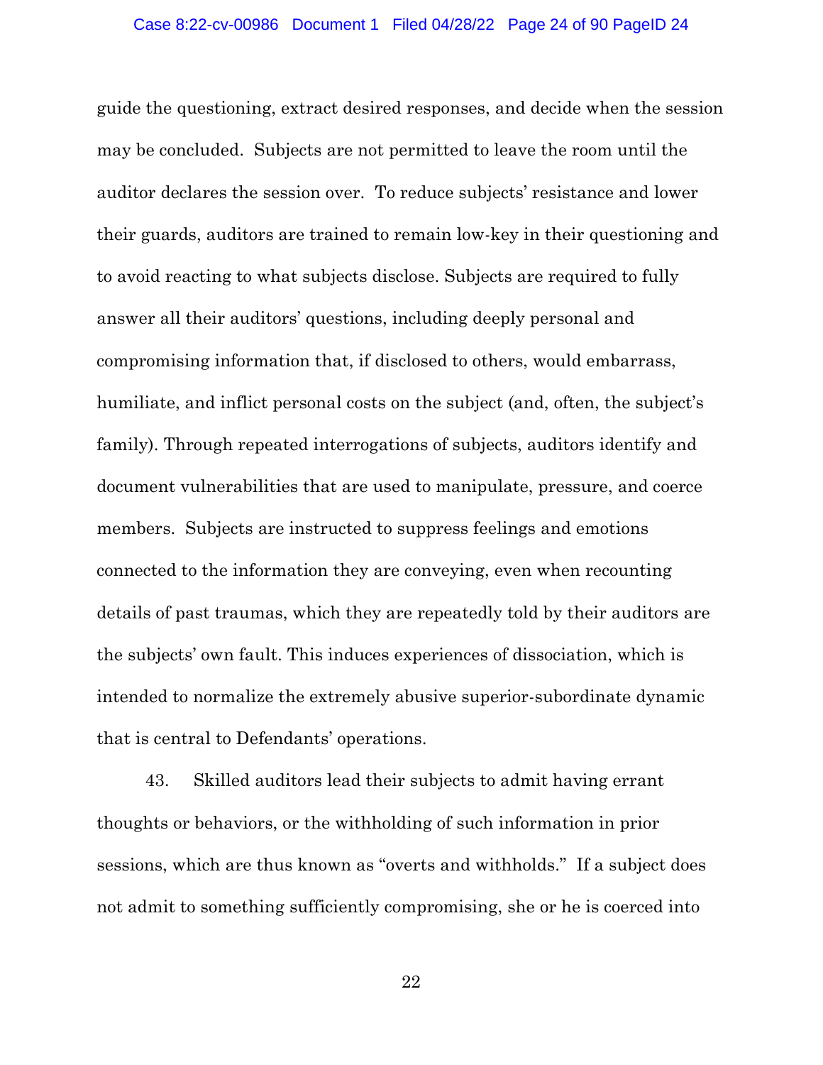guide the questioning, extract desired responses, and decide when the session may be concluded. Subjects are not permitted to leave the room until the auditor declares the session over. To reduce subjects' resistance and lower their guards, auditors are trained to remain low-key in their questioning and to avoid reacting to what subjects disclose. Subjects are required to fully answer all their auditors' questions, including deeply personal and compromising information that, if disclosed to others, would embarrass, humiliate, and inflict personal costs on the subject (and, often, the subject's family). Through repeated interrogations of subjects, auditors identify and document vulnerabilities that are used to manipulate, pressure, and coerce members. Subjects are instructed to suppress feelings and emotions connected to the information they are conveying, even when recounting details of past traumas, which they are repeatedly told by their auditors are the subjects' own fault. This induces experiences of dissociation, which is intended to normalize the extremely abusive superior-subordinate dynamic that is central to Defendants' operations.

43. Skilled auditors lead their subjects to admit having errant thoughts or behaviors, or the withholding of such information in prior sessions, which are thus known as "overts and withholds." If a subject does not admit to something sufficiently compromising, she or he is coerced into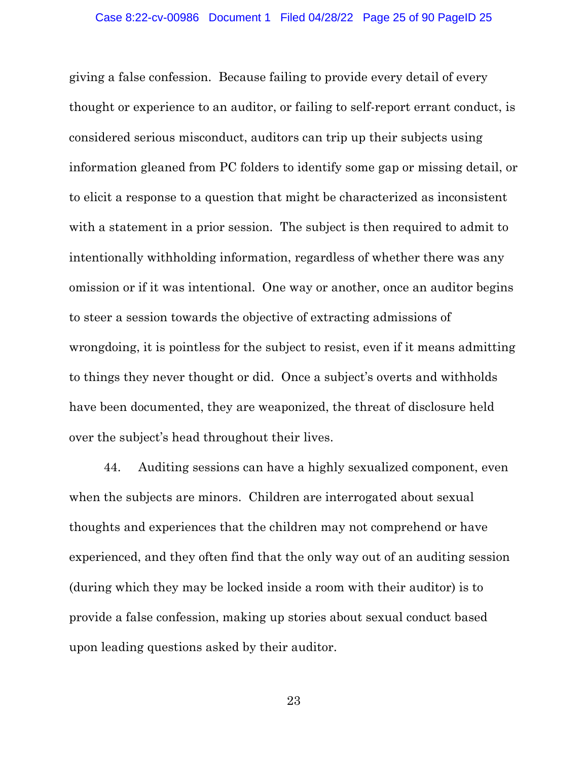giving a false confession. Because failing to provide every detail of every thought or experience to an auditor, or failing to self-report errant conduct, is considered serious misconduct, auditors can trip up their subjects using information gleaned from PC folders to identify some gap or missing detail, or to elicit a response to a question that might be characterized as inconsistent with a statement in a prior session. The subject is then required to admit to intentionally withholding information, regardless of whether there was any omission or if it was intentional. One way or another, once an auditor begins to steer a session towards the objective of extracting admissions of wrongdoing, it is pointless for the subject to resist, even if it means admitting to things they never thought or did. Once a subject's overts and withholds have been documented, they are weaponized, the threat of disclosure held over the subject's head throughout their lives.

44. Auditing sessions can have a highly sexualized component, even when the subjects are minors. Children are interrogated about sexual thoughts and experiences that the children may not comprehend or have experienced, and they often find that the only way out of an auditing session (during which they may be locked inside a room with their auditor) is to provide a false confession, making up stories about sexual conduct based upon leading questions asked by their auditor.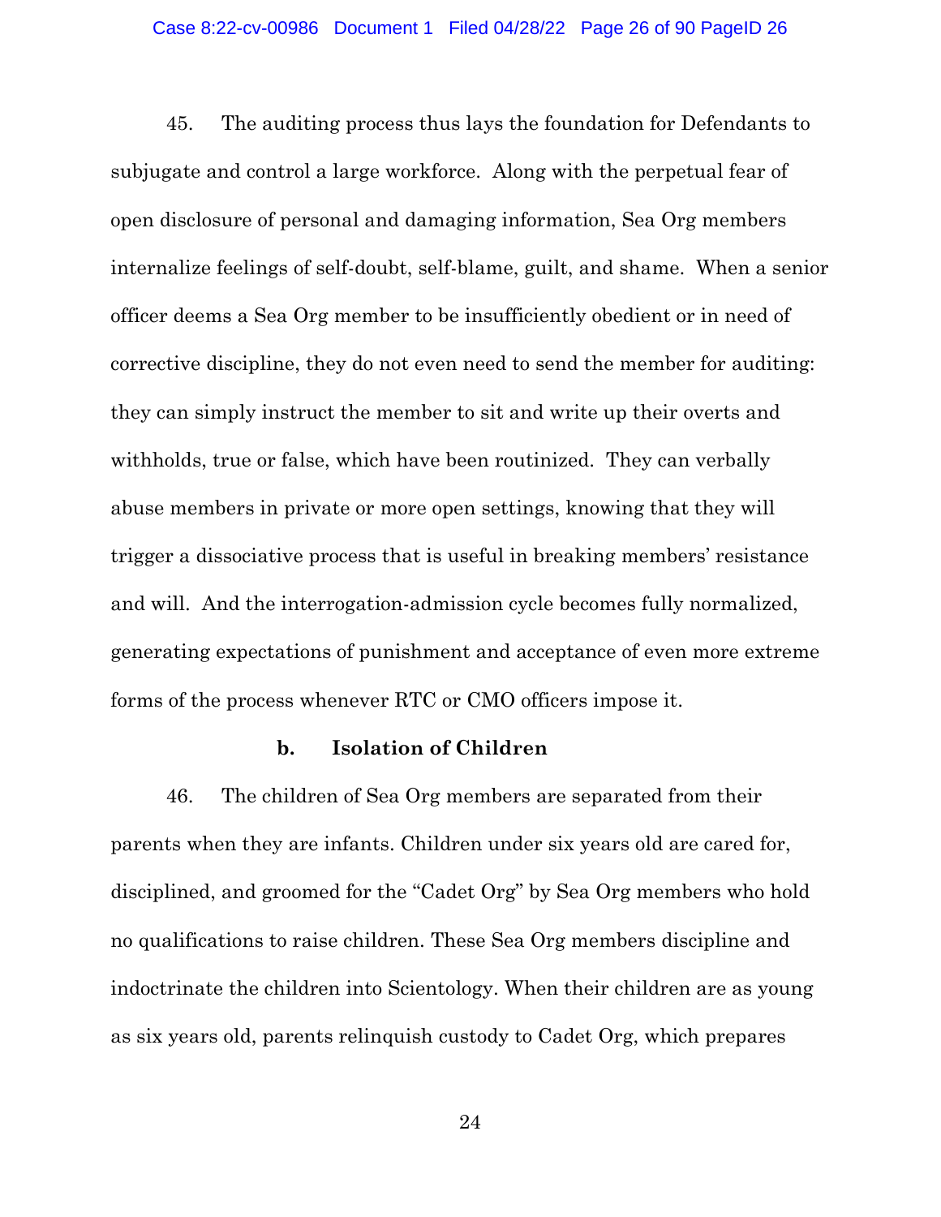45. The auditing process thus lays the foundation for Defendants to subjugate and control a large workforce. Along with the perpetual fear of open disclosure of personal and damaging information, Sea Org members internalize feelings of self-doubt, self-blame, guilt, and shame. When a senior officer deems a Sea Org member to be insufficiently obedient or in need of corrective discipline, they do not even need to send the member for auditing: they can simply instruct the member to sit and write up their overts and withholds, true or false, which have been routinized. They can verbally abuse members in private or more open settings, knowing that they will trigger a dissociative process that is useful in breaking members' resistance and will. And the interrogation-admission cycle becomes fully normalized, generating expectations of punishment and acceptance of even more extreme forms of the process whenever RTC or CMO officers impose it.

**b. Isolation of Children**

46. The children of Sea Org members are separated from their parents when they are infants. Children under six years old are cared for, disciplined, and groomed for the "Cadet Org" by Sea Org members who hold no qualifications to raise children. These Sea Org members discipline and indoctrinate the children into Scientology. When their children are as young as six years old, parents relinquish custody to Cadet Org, which prepares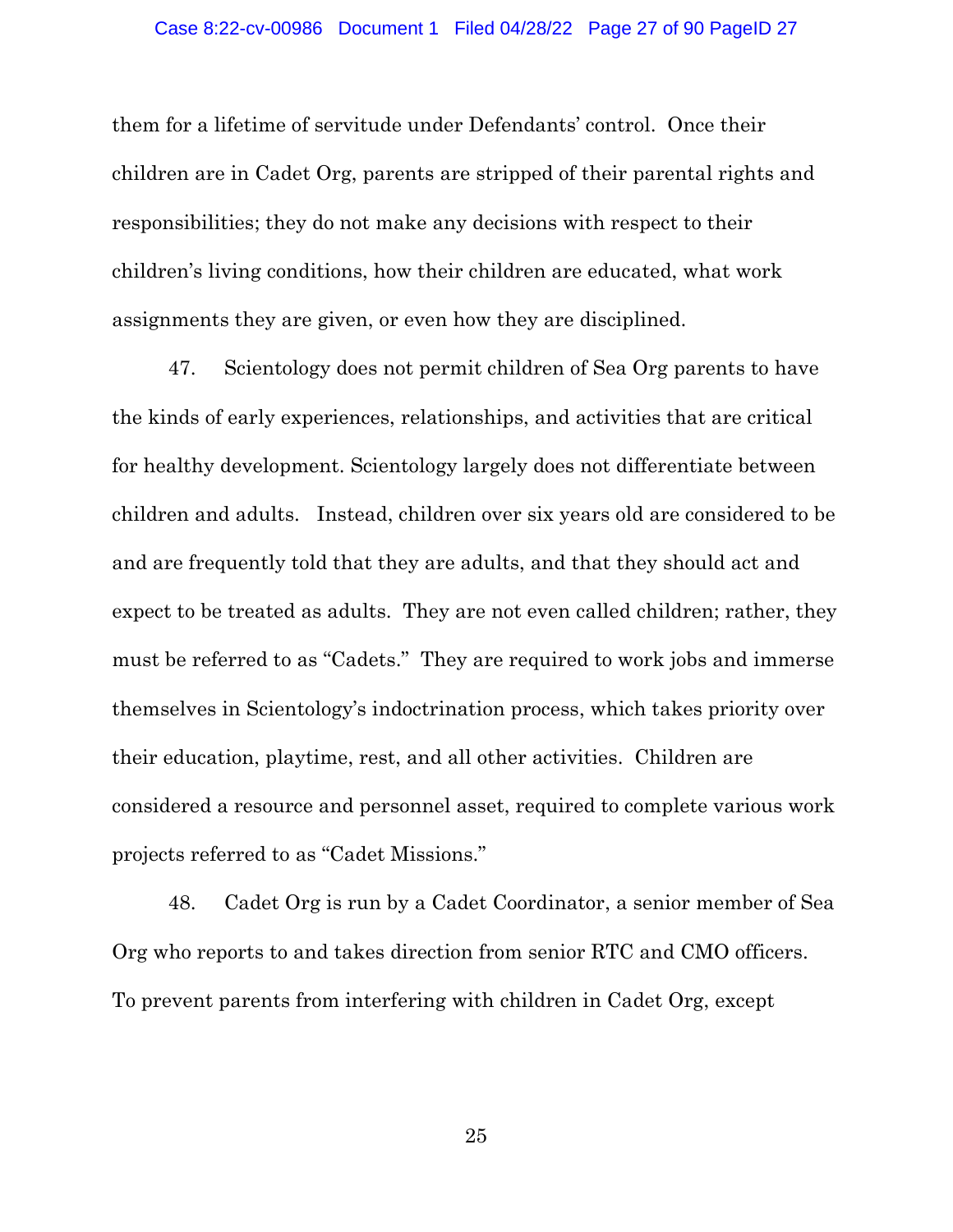them for a lifetime of servitude under Defendants' control. Once their children are in Cadet Org, parents are stripped of their parental rights and responsibilities; they do not make any decisions with respect to their children's living conditions, how their children are educated, what work assignments they are given, or even how they are disciplined.

47. Scientology does not permit children of Sea Org parents to have the kinds of early experiences, relationships, and activities that are critical for healthy development. Scientology largely does not differentiate between children and adults. Instead, children over six years old are considered to be and are frequently told that they are adults, and that they should act and expect to be treated as adults. They are not even called children; rather, they must be referred to as "Cadets." They are required to work jobs and immerse themselves in Scientology's indoctrination process, which takes priority over their education, playtime, rest, and all other activities. Children are considered a resource and personnel asset, required to complete various work projects referred to as "Cadet Missions."

48. Cadet Org is run by a Cadet Coordinator, a senior member of Sea Org who reports to and takes direction from senior RTC and CMO officers. To prevent parents from interfering with children in Cadet Org, except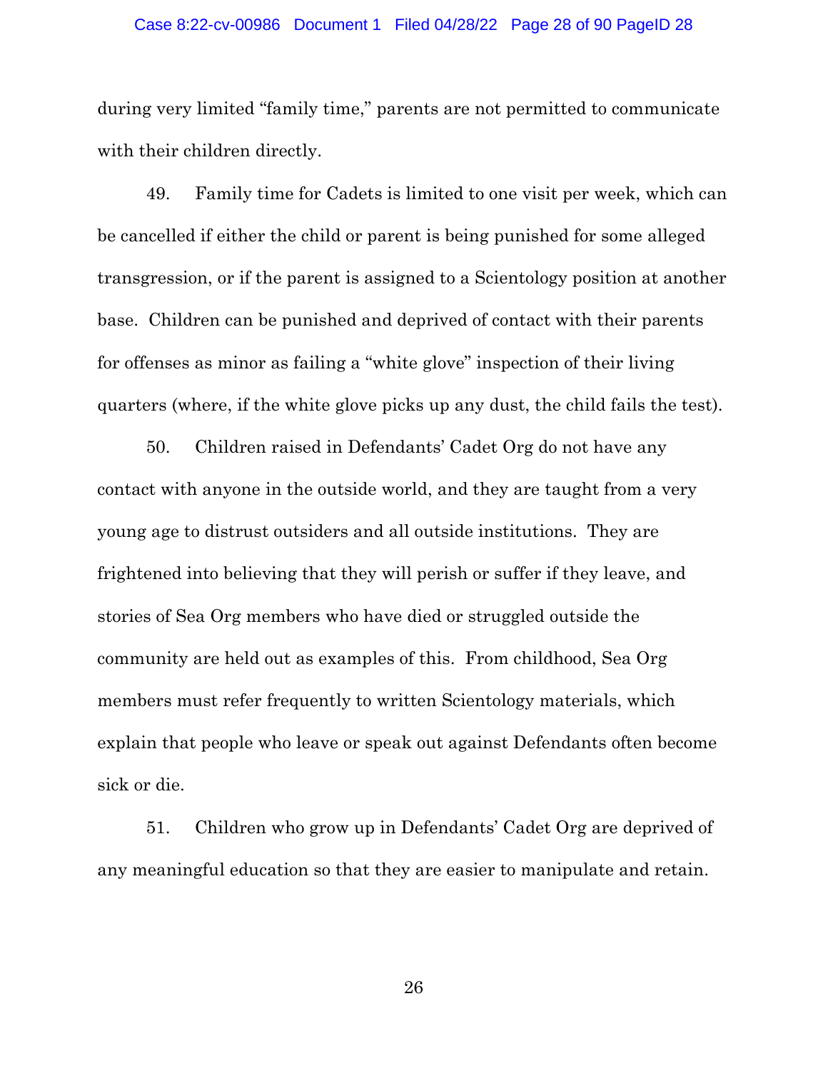during very limited "family time," parents are not permitted to communicate with their children directly.

49. Family time for Cadets is limited to one visit per week, which can be cancelled if either the child or parent is being punished for some alleged transgression, or if the parent is assigned to a Scientology position at another base. Children can be punished and deprived of contact with their parents for offenses as minor as failing a "white glove" inspection of their living quarters (where, if the white glove picks up any dust, the child fails the test).

50. Children raised in Defendants' Cadet Org do not have any contact with anyone in the outside world, and they are taught from a very young age to distrust outsiders and all outside institutions. They are frightened into believing that they will perish or suffer if they leave, and stories of Sea Org members who have died or struggled outside the community are held out as examples of this. From childhood, Sea Org members must refer frequently to written Scientology materials, which explain that people who leave or speak out against Defendants often become sick or die.

51. Children who grow up in Defendants' Cadet Org are deprived of any meaningful education so that they are easier to manipulate and retain.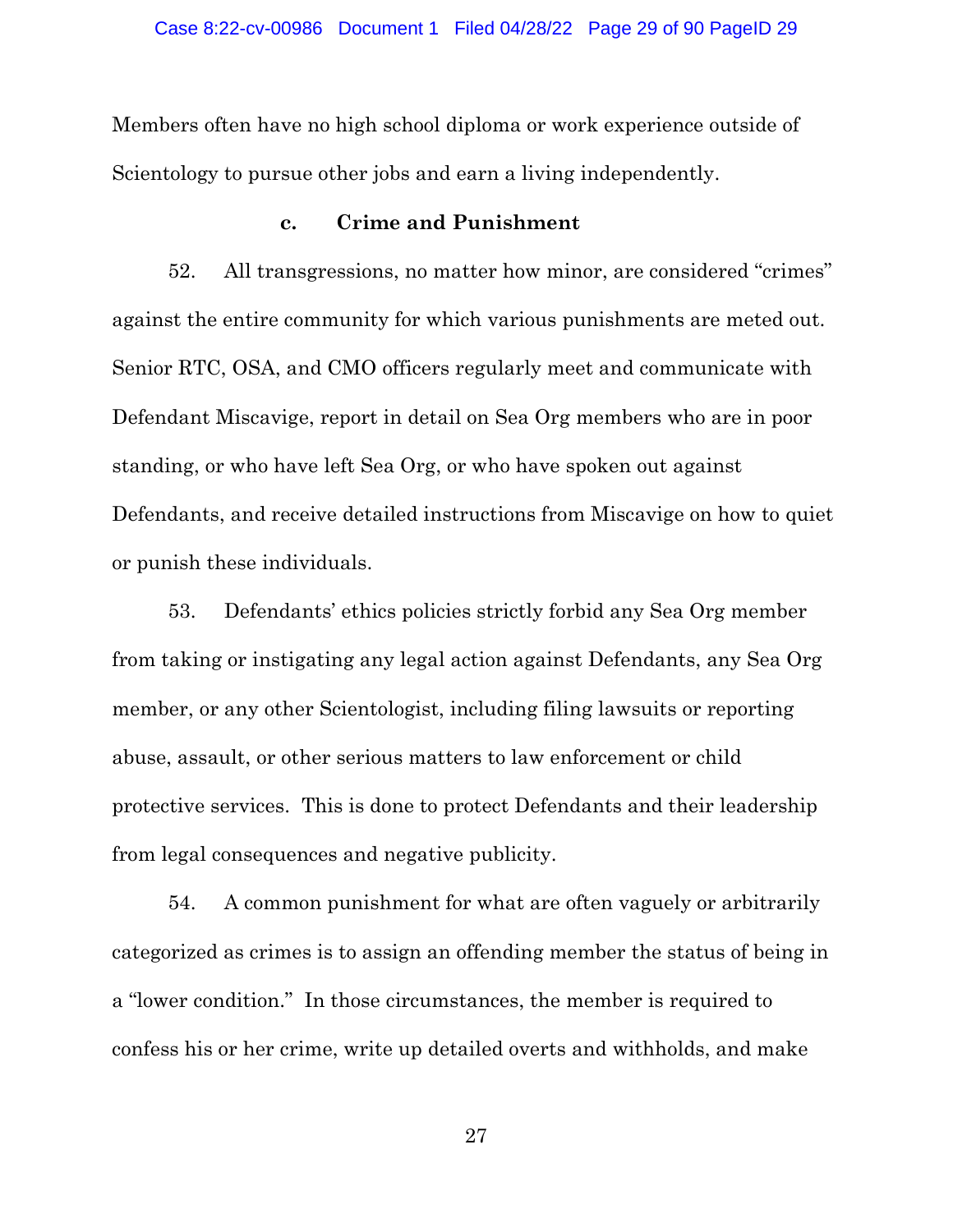Members often have no high school diploma or work experience outside of Scientology to pursue other jobs and earn a living independently.

### c. Crime and Punishment

52. All transgressions, no matter how minor, are considered "crimes" against the entire community for which various punishments are meted out. Senior RTC, OSA, and CMO officers regularly meet and communicate with Defendant Miscavige, report in detail on Sea Org members who are in poor standing, or who have left Sea Org, or who have spoken out against Defendants, and receive detailed instructions from Miscavige on how to quiet or punish these individuals.

53. Defendants' ethics policies strictly forbid any Sea Org member from taking or instigating any legal action against Defendants, any Sea Org member, or any other Scientologist, including filing lawsuits or reporting abuse, assault, or other serious matters to law enforcement or child protective services. This is done to protect Defendants and their leadership from legal consequences and negative publicity.

54. A common punishment for what are often vaguely or arbitrarily categorized as crimes is to assign an offending member the status of being in a "lower condition." In those circumstances, the member is required to confess his or her crime, write up detailed overts and withholds, and make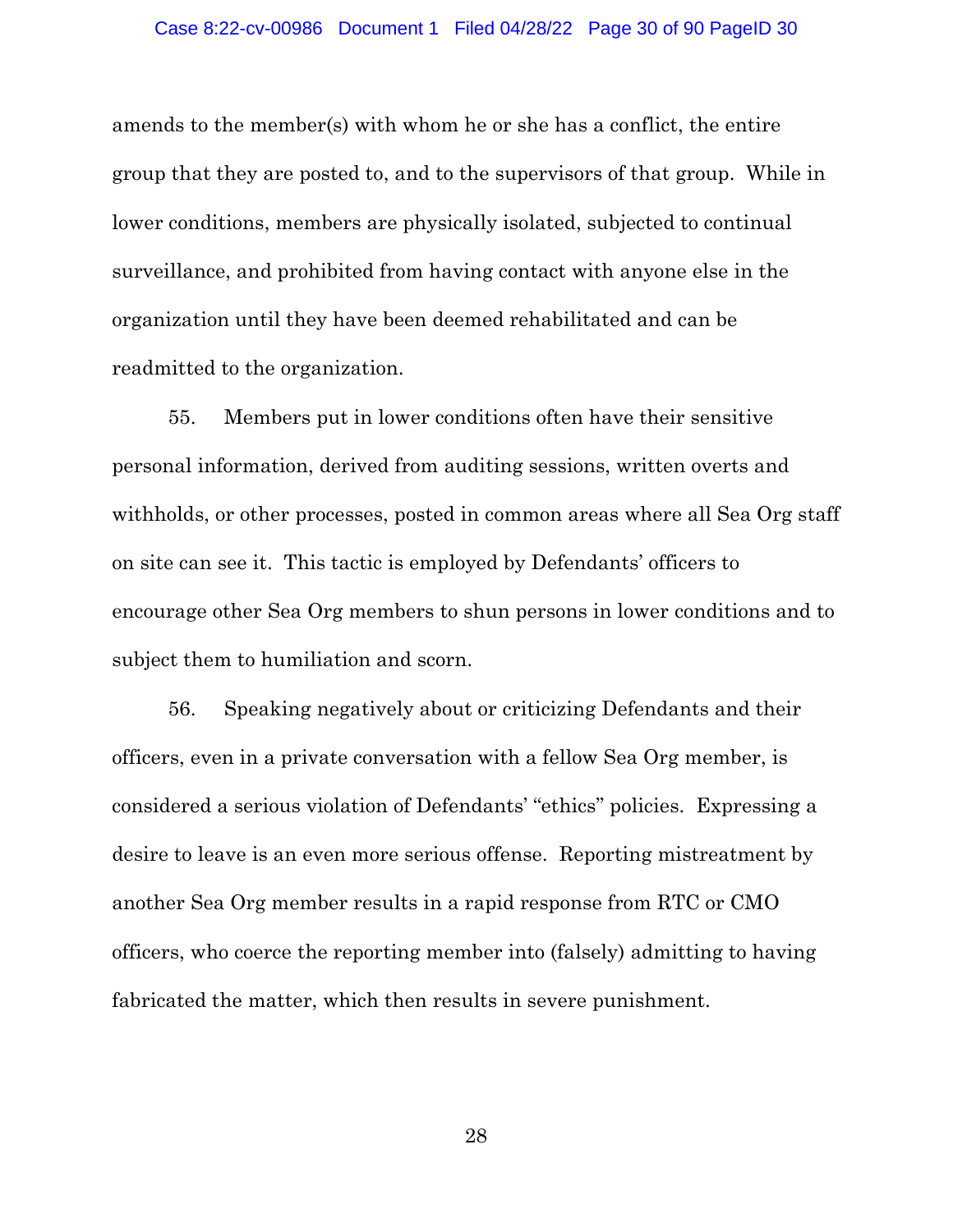amends to the member(s) with whom he or she has a conflict, the entire group that they are posted to, and to the supervisors of that group. While in lower conditions, members are physically isolated, subjected to continual surveillance, and prohibited from having contact with anyone else in the organization until they have been deemed rehabilitated and can be readmitted to the organization.

55. Members put in lower conditions often have their sensitive personal information, derived from auditing sessions, written overts and withholds, or other processes, posted in common areas where all Sea Org staff on site can see it. This tactic is employed by Defendants' officers to encourage other Sea Org members to shun persons in lower conditions and to subject them to humiliation and scorn.

56. Speaking negatively about or criticizing Defendants and their officers, even in a private conversation with a fellow Sea Org member, is considered a serious violation of Defendants' "ethics" policies. Expressing a desire to leave is an even more serious offense. Reporting mistreatment by another Sea Org member results in a rapid response from RTC or CMO officers, who coerce the reporting member into (falsely) admitting to having fabricated the matter, which then results in severe punishment.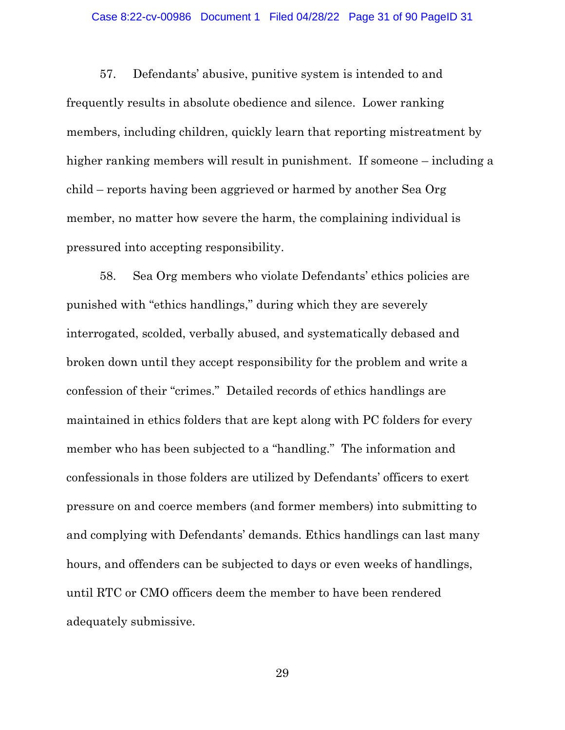57. Defendants' abusive, punitive system is intended to and frequently results in absolute obedience and silence. Lower ranking members, including children, quickly learn that reporting mistreatment by higher ranking members will result in punishment. If someone – including a child – reports having been aggrieved or harmed by another Sea Org member, no matter how severe the harm, the complaining individual is pressured into accepting responsibility.

58. Sea Org members who violate Defendants' ethics policies are punished with "ethics handlings," during which they are severely interrogated, scolded, verbally abused, and systematically debased and broken down until they accept responsibility for the problem and write a confession of their "crimes." Detailed records of ethics handlings are maintained in ethics folders that are kept along with PC folders for every member who has been subjected to a "handling." The information and confessionals in those folders are utilized by Defendants' officers to exert pressure on and coerce members (and former members) into submitting to and complying with Defendants' demands. Ethics handlings can last many hours, and offenders can be subjected to days or even weeks of handlings, until RTC or CMO officers deem the member to have been rendered adequately submissive.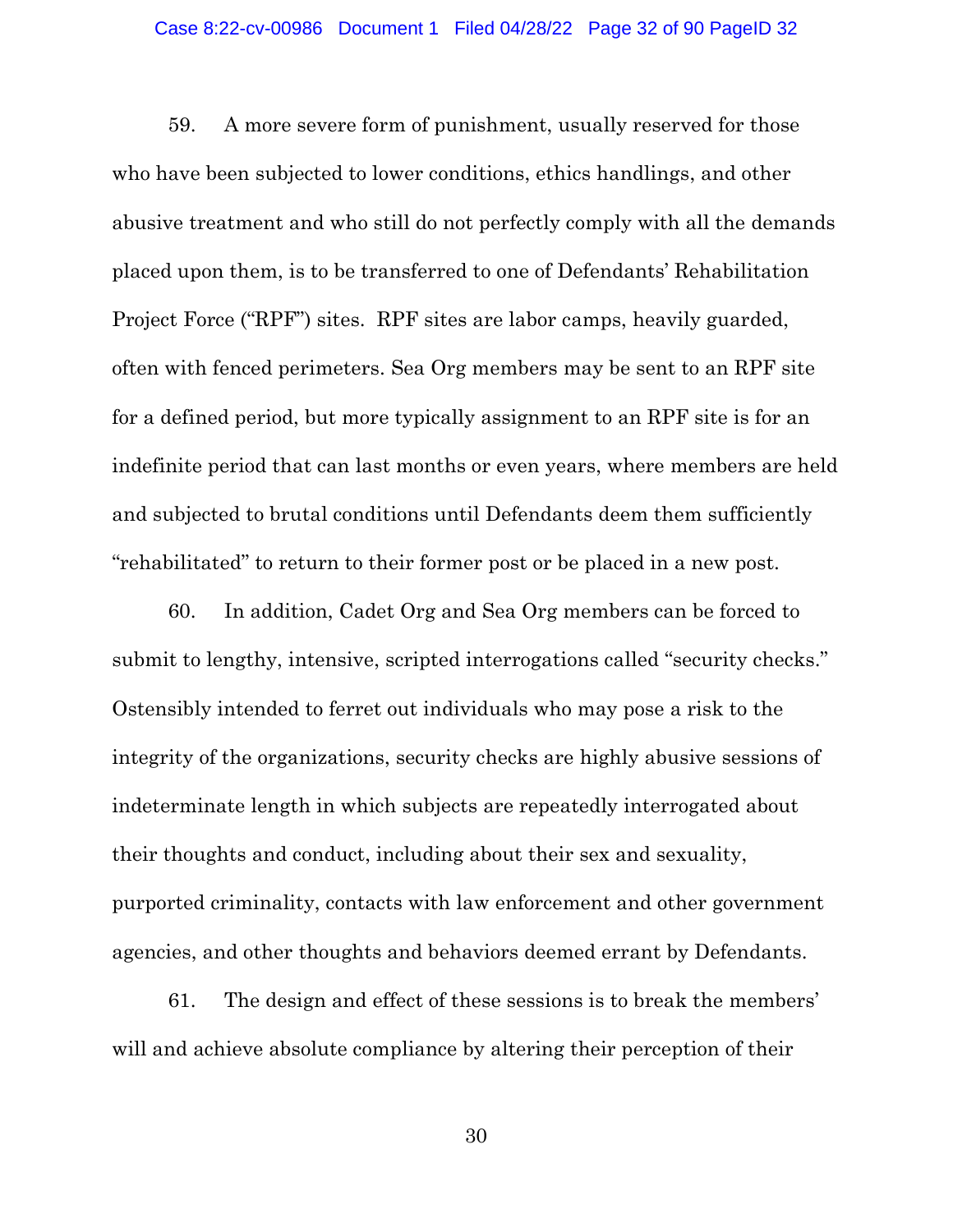59. A more severe form of punishment, usually reserved for those who have been subjected to lower conditions, ethics handlings, and other abusive treatment and who still do not perfectly comply with all the demands placed upon them, is to be transferred to one of Defendants' Rehabilitation Project Force ("RPF") sites. RPF sites are labor camps, heavily guarded, often with fenced perimeters. Sea Org members may be sent to an RPF site for a defined period, but more typically assignment to an RPF site is for an indefinite period that can last months or even years, where members are held and subjected to brutal conditions until Defendants deem them sufficiently "rehabilitated" to return to their former post or be placed in a new post.

60. In addition, Cadet Org and Sea Org members can be forced to submit to lengthy, intensive, scripted interrogations called "security checks." Ostensibly intended to ferret out individuals who may pose a risk to the integrity of the organizations, security checks are highly abusive sessions of indeterminate length in which subjects are repeatedly interrogated about their thoughts and conduct, including about their sex and sexuality, purported criminality, contacts with law enforcement and other government agencies, and other thoughts and behaviors deemed errant by Defendants.

61. The design and effect of these sessions is to break the members' will and achieve absolute compliance by altering their perception of their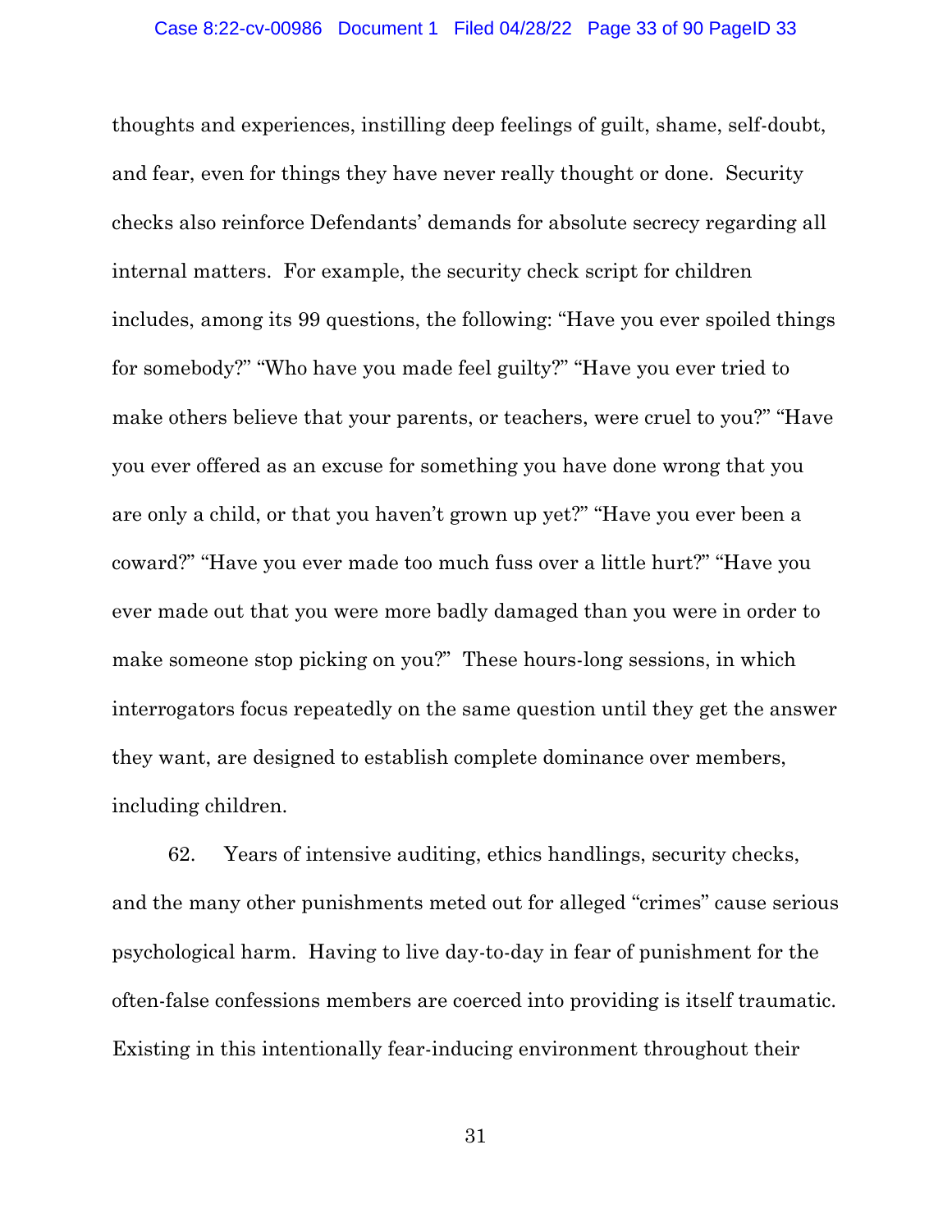thoughts and experiences, instilling deep feelings of guilt, shame, self-doubt, and fear, even for things they have never really thought or done. Security checks also reinforce Defendants' demands for absolute secrecy regarding all internal matters. For example, the security check script for children includes, among its 99 questions, the following: "Have you ever spoiled things for somebody?" "Who have you made feel guilty?" "Have you ever tried to make others believe that your parents, or teachers, were cruel to you?" "Have you ever offered as an excuse for something you have done wrong that you are only a child, or that you haven't grown up yet?" "Have you ever been a coward?" "Have you ever made too much fuss over a little hurt?" "Have you ever made out that you were more badly damaged than you were in order to make someone stop picking on you?" These hours-long sessions, in which interrogators focus repeatedly on the same question until they get the answer they want, are designed to establish complete dominance over members, including children.

62. Years of intensive auditing, ethics handlings, security checks, and the many other punishments meted out for alleged "crimes" cause serious psychological harm. Having to live day-to-day in fear of punishment for the often-false confessions members are coerced into providing is itself traumatic. Existing in this intentionally fear-inducing environment throughout their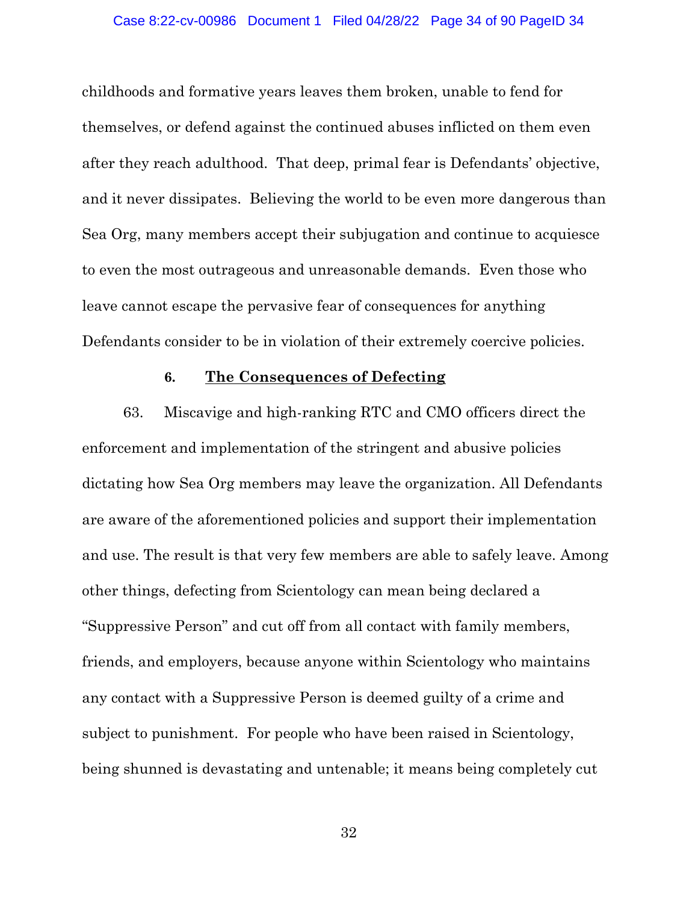childhoods and formative years leaves them broken, unable to fend for themselves, or defend against the continued abuses inflicted on them even after they reach adulthood. That deep, primal fear is Defendants' objective, and it never dissipates. Believing the world to be even more dangerous than Sea Org, many members accept their subjugation and continue to acquiesce to even the most outrageous and unreasonable demands. Even those who leave cannot escape the pervasive fear of consequences for anything Defendants consider to be in violation of their extremely coercive policies.

### 6. <u>The Consequences of Defecting</u>

63. Miscavige and high-ranking RTC and CMO officers direct the enforcement and implementation of the stringent and abusive policies dictating how Sea Org members may leave the organization. All Defendants are aware of the aforementioned policies and support their implementation and use. The result is that very few members are able to safely leave. Among other things, defecting from Scientology can mean being declared a "Suppressive Person" and cut off from all contact with family members, friends, and employers, because anyone within Scientology who maintains any contact with a Suppressive Person is deemed guilty of a crime and subject to punishment. For people who have been raised in Scientology, being shunned is devastating and untenable; it means being completely cut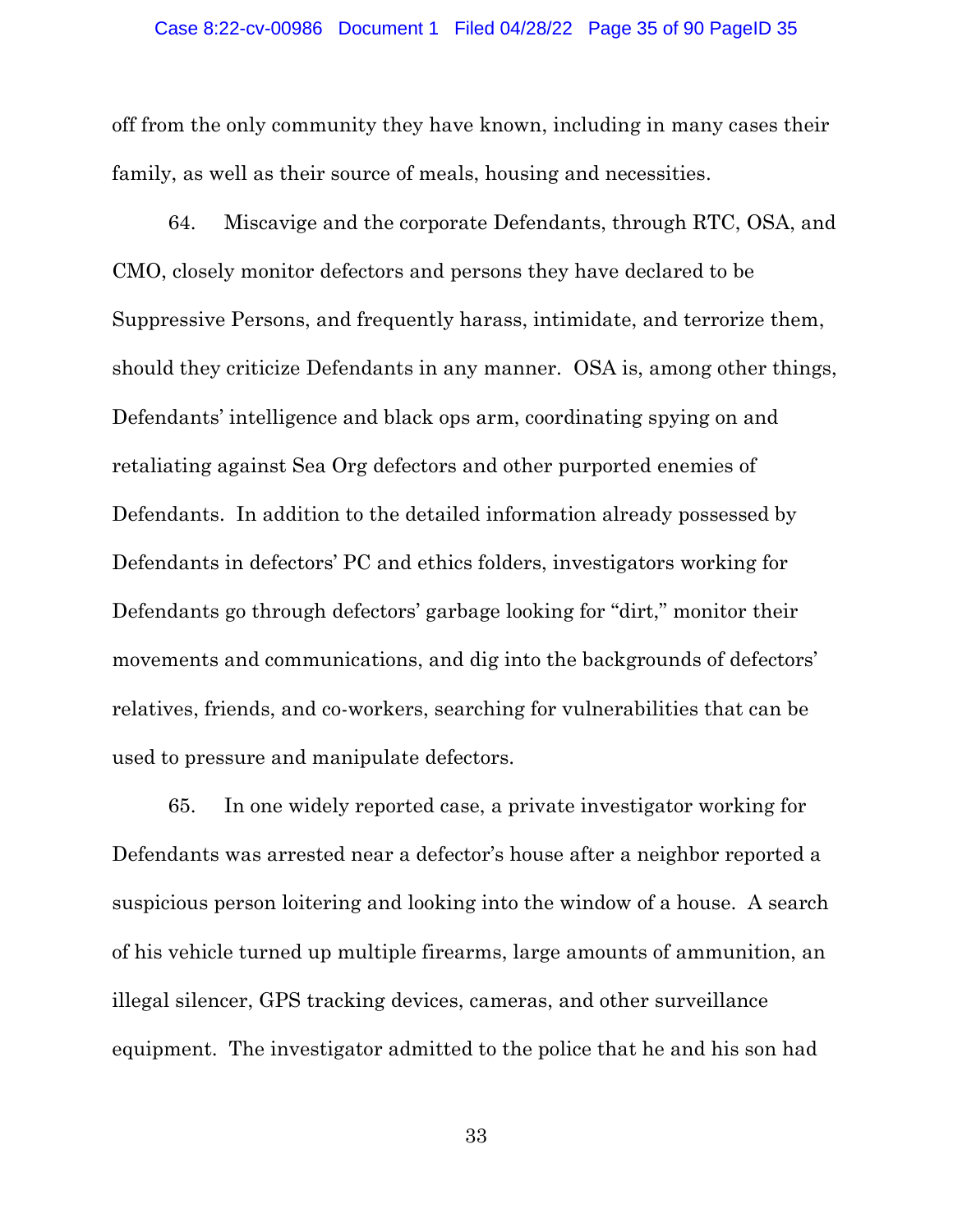off from the only community they have known, including in many cases their family, as well as their source of meals, housing and necessities.

64. Miscavige and the corporate Defendants, through RTC, OSA, and CMO, closely monitor defectors and persons they have declared to be Suppressive Persons, and frequently harass, intimidate, and terrorize them, should they criticize Defendants in any manner. OSA is, among other things, Defendants' intelligence and black ops arm, coordinating spying on and retaliating against Sea Org defectors and other purported enemies of Defendants. In addition to the detailed information already possessed by Defendants in defectors' PC and ethics folders, investigators working for Defendants go through defectors' garbage looking for "dirt," monitor their movements and communications, and dig into the backgrounds of defectors' relatives, friends, and co-workers, searching for vulnerabilities that can be used to pressure and manipulate defectors.

65. In one widely reported case, a private investigator working for Defendants was arrested near a defector's house after a neighbor reported a suspicious person loitering and looking into the window of a house. A search of his vehicle turned up multiple firearms, large amounts of ammunition, an illegal silencer, GPS tracking devices, cameras, and other surveillance equipment. The investigator admitted to the police that he and his son had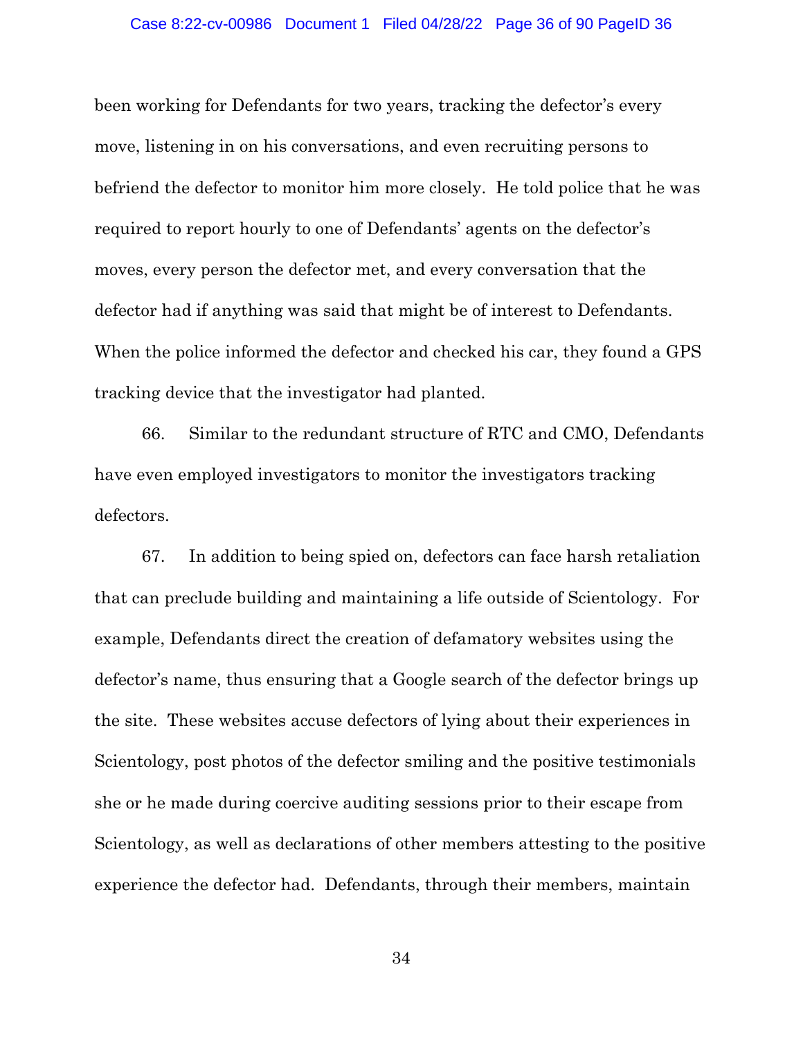been working for Defendants for two years, tracking the defector's every move, listening in on his conversations, and even recruiting persons to befriend the defector to monitor him more closely. He told police that he was required to report hourly to one of Defendants' agents on the defector's moves, every person the defector met, and every conversation that the defector had if anything was said that might be of interest to Defendants. When the police informed the defector and checked his car, they found a GPS tracking device that the investigator had planted.

66. Similar to the redundant structure of RTC and CMO, Defendants have even employed investigators to monitor the investigators tracking defectors.

67. In addition to being spied on, defectors can face harsh retaliation that can preclude building and maintaining a life outside of Scientology. For example, Defendants direct the creation of defamatory websites using the defector's name, thus ensuring that a Google search of the defector brings up the site. These websites accuse defectors of lying about their experiences in Scientology, post photos of the defector smiling and the positive testimonials she or he made during coercive auditing sessions prior to their escape from Scientology, as well as declarations of other members attesting to the positive experience the defector had. Defendants, through their members, maintain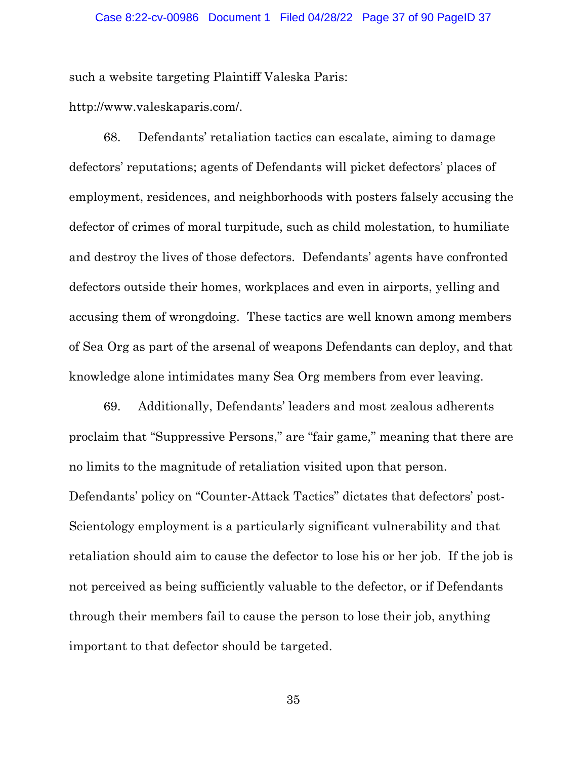such a website targeting Plaintiff Valeska Paris:
http://www.valeskaparis.com/.

68. Defendants' retaliation tactics can escalate, aiming to damage defectors' reputations; agents of Defendants will picket defectors' places of employment, residences, and neighborhoods with posters falsely accusing the defector of crimes of moral turpitude, such as child molestation, to humiliate and destroy the lives of those defectors. Defendants' agents have confronted defectors outside their homes, workplaces and even in airports, yelling and accusing them of wrongdoing. These tactics are well known among members of Sea Org as part of the arsenal of weapons Defendants can deploy, and that knowledge alone intimidates many Sea Org members from ever leaving.

69. Additionally, Defendants' leaders and most zealous adherents proclaim that "Suppressive Persons," are "fair game," meaning that there are no limits to the magnitude of retaliation visited upon that person. Defendants' policy on "Counter-Attack Tactics" dictates that defectors' post-Scientology employment is a particularly significant vulnerability and that retaliation should aim to cause the defector to lose his or her job. If the job is not perceived as being sufficiently valuable to the defector, or if Defendants through their members fail to cause the person to lose their job, anything important to that defector should be targeted.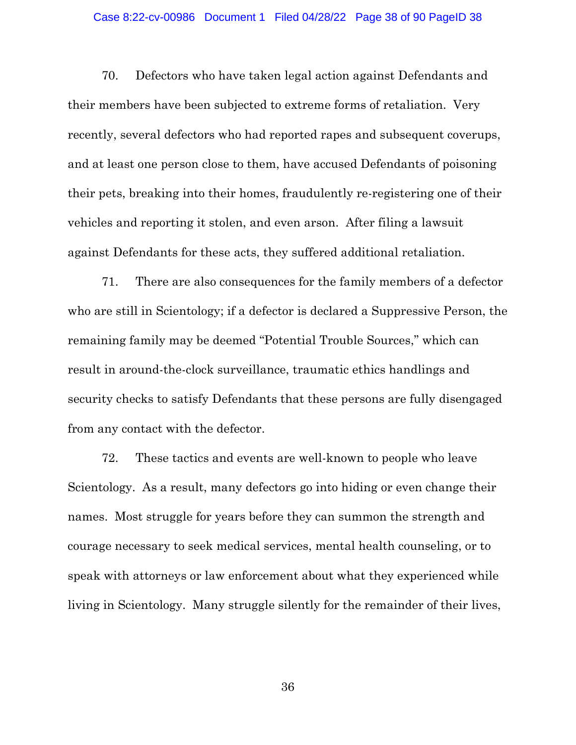70. Defectors who have taken legal action against Defendants and their members have been subjected to extreme forms of retaliation. Very recently, several defectors who had reported rapes and subsequent coverups, and at least one person close to them, have accused Defendants of poisoning their pets, breaking into their homes, fraudulently re-registering one of their vehicles and reporting it stolen, and even arson. After filing a lawsuit against Defendants for these acts, they suffered additional retaliation.

71. There are also consequences for the family members of a defector who are still in Scientology; if a defector is declared a Suppressive Person, the remaining family may be deemed "Potential Trouble Sources," which can result in around-the-clock surveillance, traumatic ethics handlings and security checks to satisfy Defendants that these persons are fully disengaged from any contact with the defector.

72. These tactics and events are well-known to people who leave Scientology. As a result, many defectors go into hiding or even change their names. Most struggle for years before they can summon the strength and courage necessary to seek medical services, mental health counseling, or to speak with attorneys or law enforcement about what they experienced while living in Scientology. Many struggle silently for the remainder of their lives,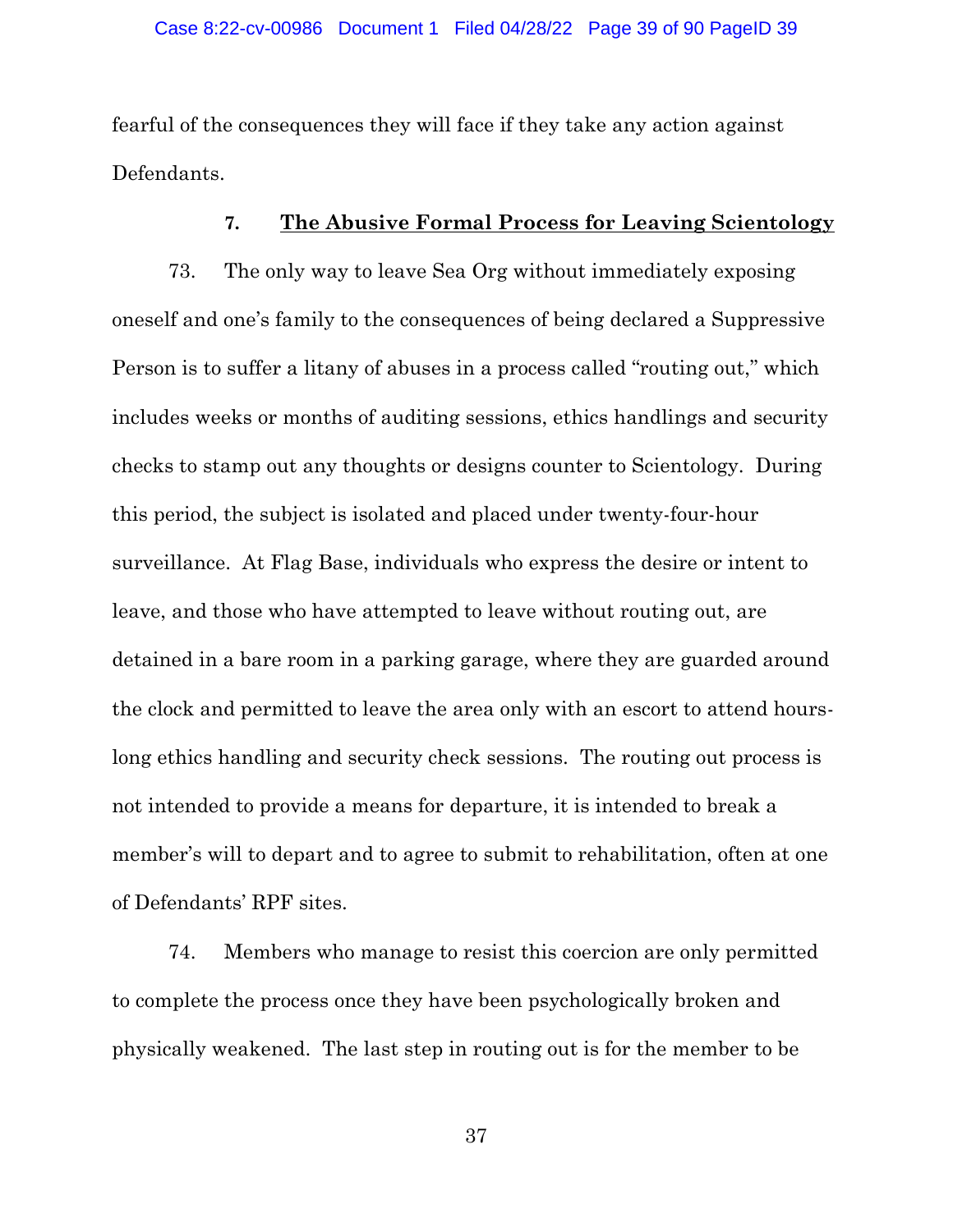fearful of the consequences they will face if they take any action against Defendants.

### 7. The Abusive Formal Process for Leaving Scientology

73. The only way to leave Sea Org without immediately exposing oneself and one's family to the consequences of being declared a Suppressive Person is to suffer a litany of abuses in a process called "routing out," which includes weeks or months of auditing sessions, ethics handlings and security checks to stamp out any thoughts or designs counter to Scientology. During this period, the subject is isolated and placed under twenty-four-hour surveillance. At Flag Base, individuals who express the desire or intent to leave, and those who have attempted to leave without routing out, are detained in a bare room in a parking garage, where they are guarded around the clock and permitted to leave the area only with an escort to attend hours-long ethics handling and security check sessions. The routing out process is not intended to provide a means for departure, it is intended to break a member's will to depart and to agree to submit to rehabilitation, often at one of Defendants' RPF sites.

74. Members who manage to resist this coercion are only permitted to complete the process once they have been psychologically broken and physically weakened. The last step in routing out is for the member to be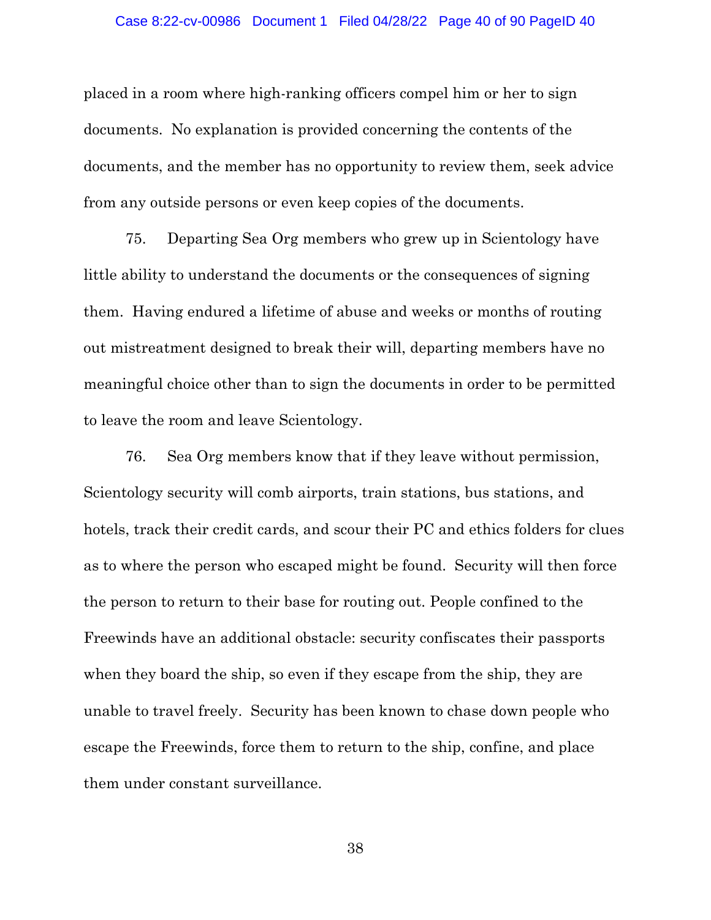placed in a room where high-ranking officers compel him or her to sign documents. No explanation is provided concerning the contents of the documents, and the member has no opportunity to review them, seek advice from any outside persons or even keep copies of the documents.

75. Departing Sea Org members who grew up in Scientology have little ability to understand the documents or the consequences of signing them. Having endured a lifetime of abuse and weeks or months of routing out mistreatment designed to break their will, departing members have no meaningful choice other than to sign the documents in order to be permitted to leave the room and leave Scientology.

76. Sea Org members know that if they leave without permission, Scientology security will comb airports, train stations, bus stations, and hotels, track their credit cards, and scour their PC and ethics folders for clues as to where the person who escaped might be found. Security will then force the person to return to their base for routing out. People confined to the Freewinds have an additional obstacle: security confiscates their passports when they board the ship, so even if they escape from the ship, they are unable to travel freely. Security has been known to chase down people who escape the Freewinds, force them to return to the ship, confine, and place them under constant surveillance.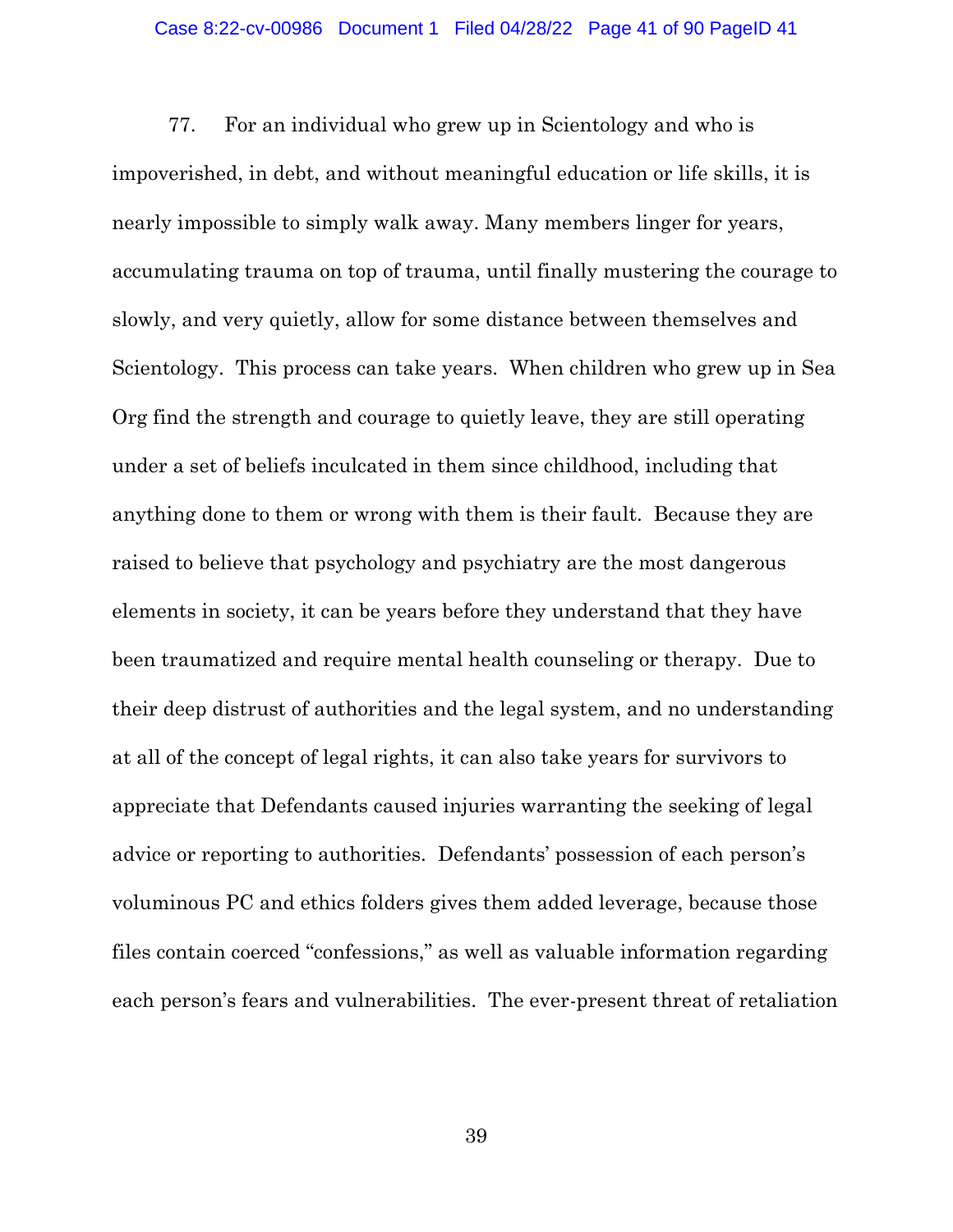77. For an individual who grew up in Scientology and who is impoverished, in debt, and without meaningful education or life skills, it is nearly impossible to simply walk away. Many members linger for years, accumulating trauma on top of trauma, until finally mustering the courage to slowly, and very quietly, allow for some distance between themselves and Scientology. This process can take years. When children who grew up in Sea Org find the strength and courage to quietly leave, they are still operating under a set of beliefs inculcated in them since childhood, including that anything done to them or wrong with them is their fault. Because they are raised to believe that psychology and psychiatry are the most dangerous elements in society, it can be years before they understand that they have been traumatized and require mental health counseling or therapy. Due to their deep distrust of authorities and the legal system, and no understanding at all of the concept of legal rights, it can also take years for survivors to appreciate that Defendants caused injuries warranting the seeking of legal advice or reporting to authorities. Defendants' possession of each person's voluminous PC and ethics folders gives them added leverage, because those files contain coerced "confessions," as well as valuable information regarding each person's fears and vulnerabilities. The ever-present threat of retaliation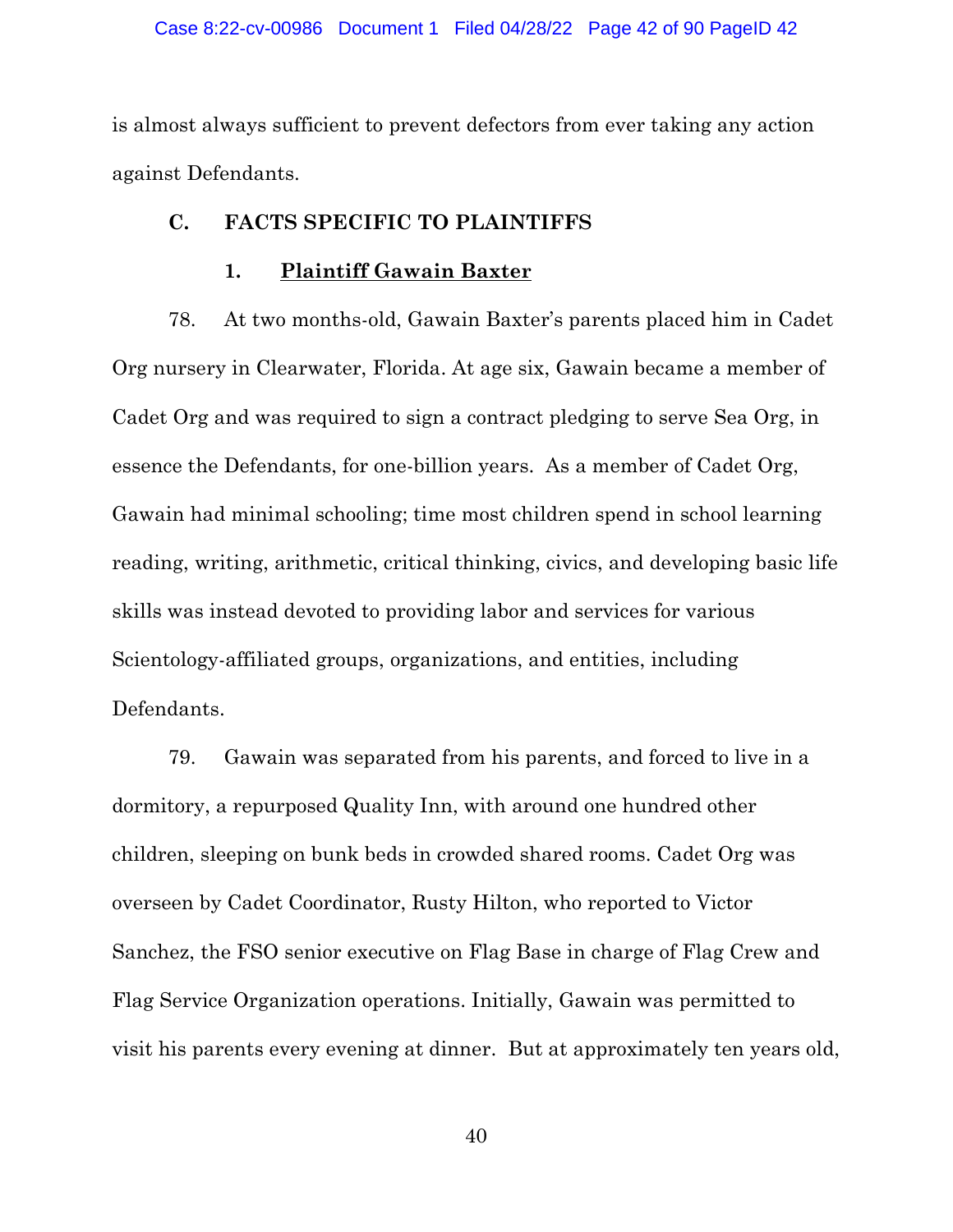is almost always sufficient to prevent defectors from ever taking any action against Defendants.

## C. FACTS SPECIFIC TO PLAINTIFFS

### 1. Plaintiff Gawain Baxter

78. At two months-old, Gawain Baxter's parents placed him in Cadet Org nursery in Clearwater, Florida. At age six, Gawain became a member of Cadet Org and was required to sign a contract pledging to serve Sea Org, in essence the Defendants, for one-billion years. As a member of Cadet Org, Gawain had minimal schooling; time most children spend in school learning reading, writing, arithmetic, critical thinking, civics, and developing basic life skills was instead devoted to providing labor and services for various Scientology-affiliated groups, organizations, and entities, including Defendants.

79. Gawain was separated from his parents, and forced to live in a dormitory, a repurposed Quality Inn, with around one hundred other children, sleeping on bunk beds in crowded shared rooms. Cadet Org was overseen by Cadet Coordinator, Rusty Hilton, who reported to Victor Sanchez, the FSO senior executive on Flag Base in charge of Flag Crew and Flag Service Organization operations. Initially, Gawain was permitted to visit his parents every evening at dinner. But at approximately ten years old,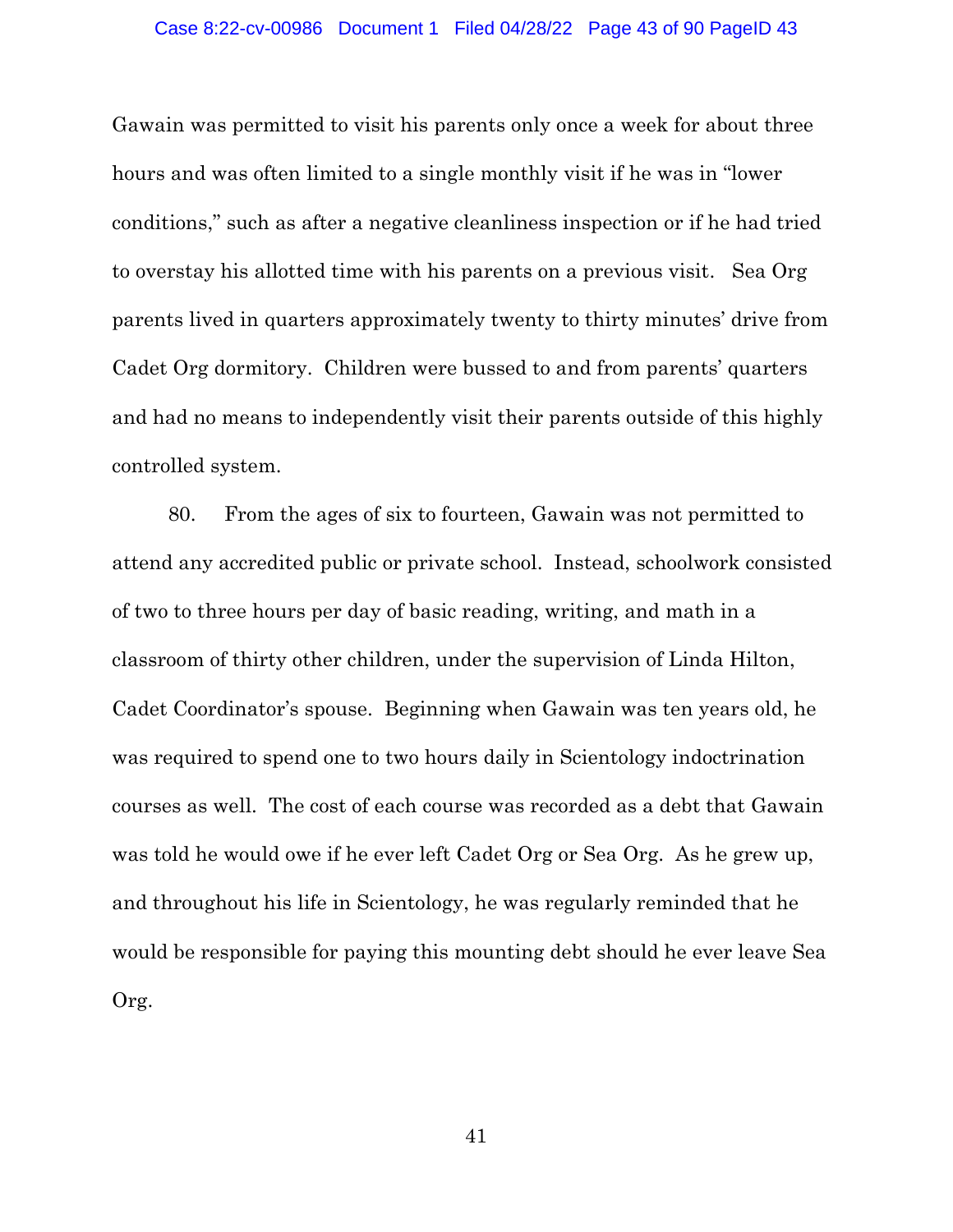Gawain was permitted to visit his parents only once a week for about three hours and was often limited to a single monthly visit if he was in "lower conditions," such as after a negative cleanliness inspection or if he had tried to overstay his allotted time with his parents on a previous visit. Sea Org parents lived in quarters approximately twenty to thirty minutes' drive from Cadet Org dormitory. Children were bussed to and from parents' quarters and had no means to independently visit their parents outside of this highly controlled system.

80. From the ages of six to fourteen, Gawain was not permitted to attend any accredited public or private school. Instead, schoolwork consisted of two to three hours per day of basic reading, writing, and math in a classroom of thirty other children, under the supervision of Linda Hilton, Cadet Coordinator's spouse. Beginning when Gawain was ten years old, he was required to spend one to two hours daily in Scientology indoctrination courses as well. The cost of each course was recorded as a debt that Gawain was told he would owe if he ever left Cadet Org or Sea Org. As he grew up, and throughout his life in Scientology, he was regularly reminded that he would be responsible for paying this mounting debt should he ever leave Sea Org.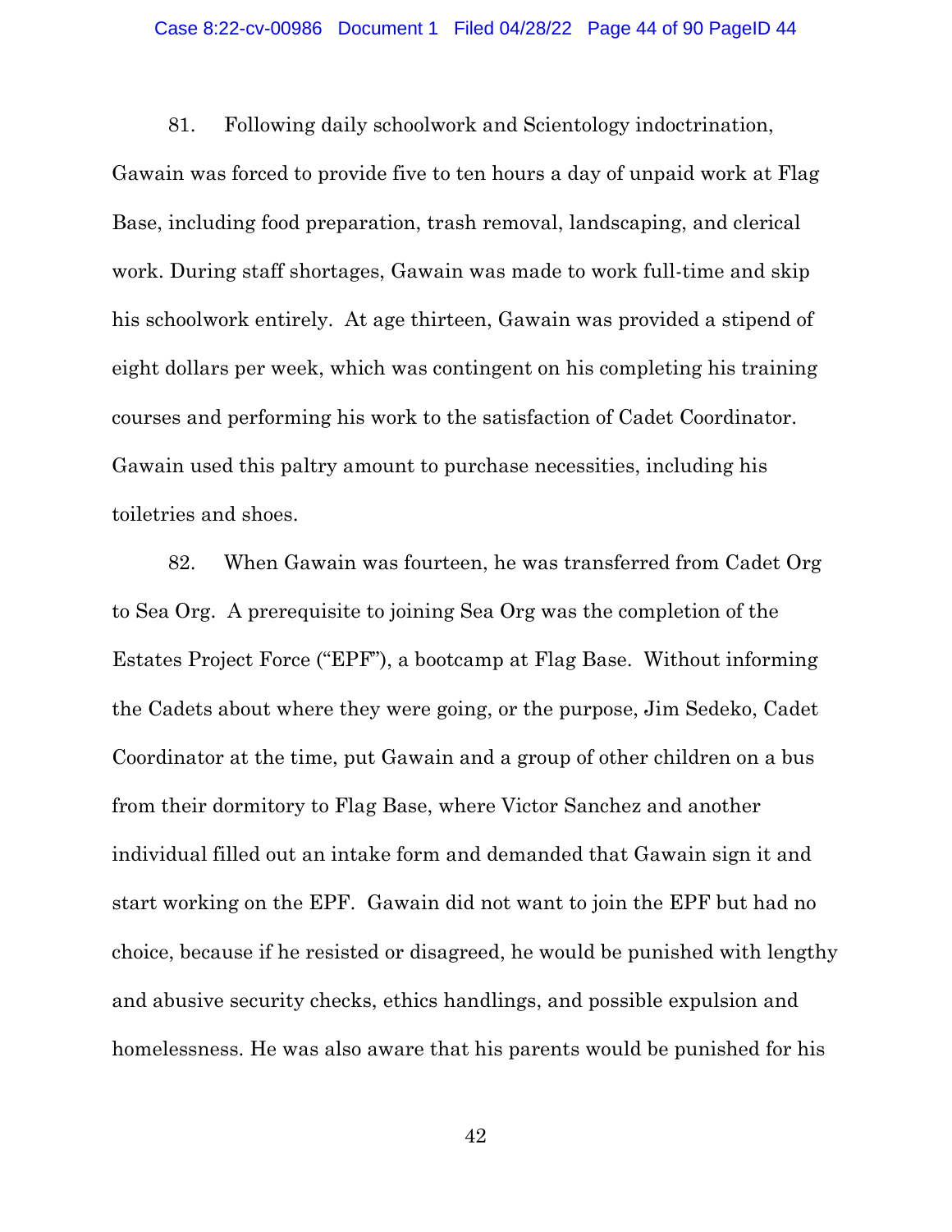81. Following daily schoolwork and Scientology indoctrination, Gawain was forced to provide five to ten hours a day of unpaid work at Flag Base, including food preparation, trash removal, landscaping, and clerical work. During staff shortages, Gawain was made to work full-time and skip his schoolwork entirely. At age thirteen, Gawain was provided a stipend of eight dollars per week, which was contingent on his completing his training courses and performing his work to the satisfaction of Cadet Coordinator. Gawain used this paltry amount to purchase necessities, including his toiletries and shoes.

82. When Gawain was fourteen, he was transferred from Cadet Org to Sea Org. A prerequisite to joining Sea Org was the completion of the Estates Project Force ("EPF"), a bootcamp at Flag Base. Without informing the Cadets about where they were going, or the purpose, Jim Sedeko, Cadet Coordinator at the time, put Gawain and a group of other children on a bus from their dormitory to Flag Base, where Victor Sanchez and another individual filled out an intake form and demanded that Gawain sign it and start working on the EPF. Gawain did not want to join the EPF but had no choice, because if he resisted or disagreed, he would be punished with lengthy and abusive security checks, ethics handlings, and possible expulsion and homelessness. He was also aware that his parents would be punished for his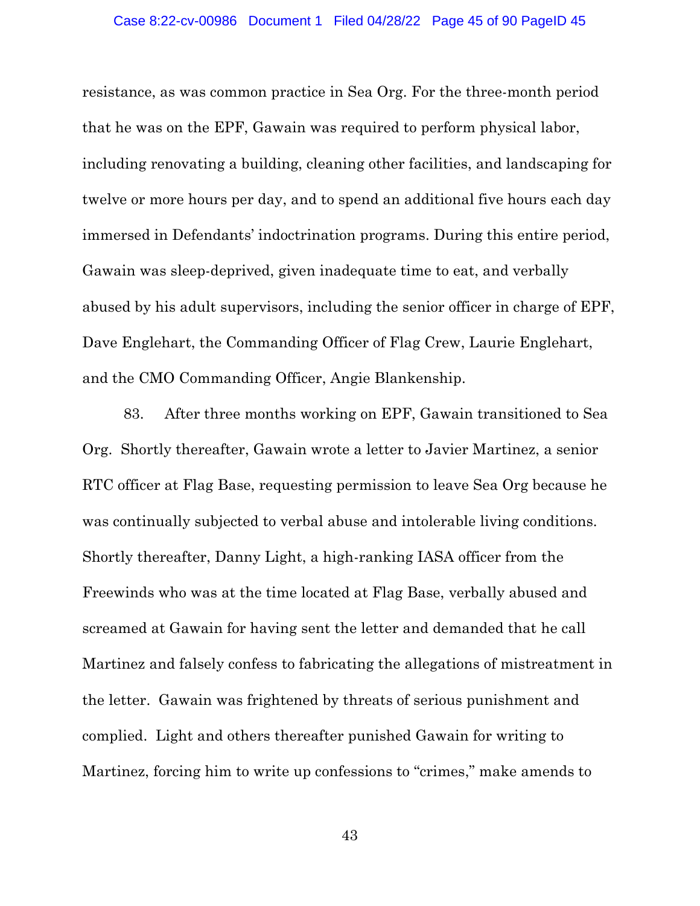resistance, as was common practice in Sea Org. For the three-month period that he was on the EPF, Gawain was required to perform physical labor, including renovating a building, cleaning other facilities, and landscaping for twelve or more hours per day, and to spend an additional five hours each day immersed in Defendants' indoctrination programs. During this entire period, Gawain was sleep-deprived, given inadequate time to eat, and verbally abused by his adult supervisors, including the senior officer in charge of EPF, Dave Englehart, the Commanding Officer of Flag Crew, Laurie Englehart, and the CMO Commanding Officer, Angie Blankenship.

83. After three months working on EPF, Gawain transitioned to Sea Org. Shortly thereafter, Gawain wrote a letter to Javier Martinez, a senior RTC officer at Flag Base, requesting permission to leave Sea Org because he was continually subjected to verbal abuse and intolerable living conditions. Shortly thereafter, Danny Light, a high-ranking IASA officer from the Freewinds who was at the time located at Flag Base, verbally abused and screamed at Gawain for having sent the letter and demanded that he call Martinez and falsely confess to fabricating the allegations of mistreatment in the letter. Gawain was frightened by threats of serious punishment and complied. Light and others thereafter punished Gawain for writing to Martinez, forcing him to write up confessions to "crimes," make amends to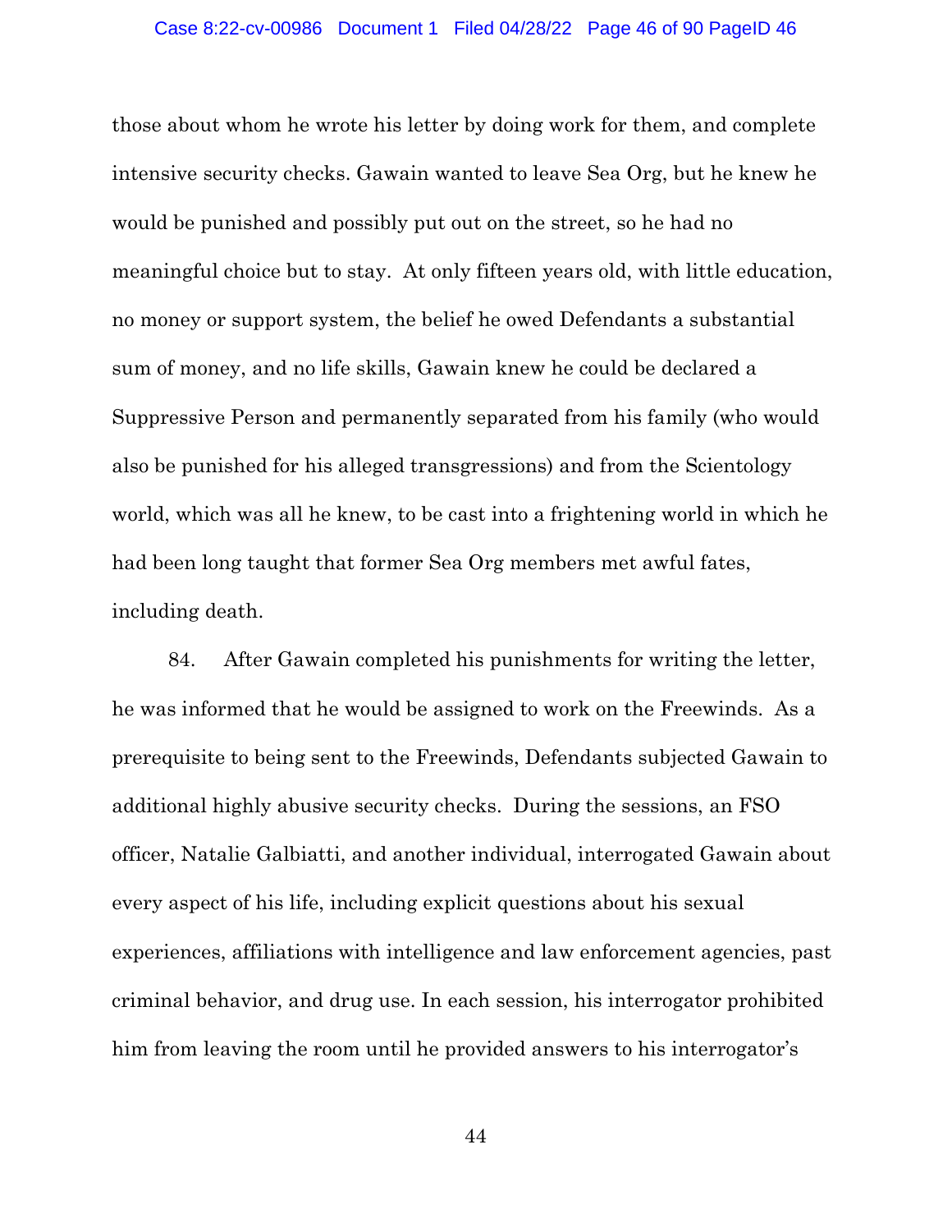those about whom he wrote his letter by doing work for them, and complete intensive security checks. Gawain wanted to leave Sea Org, but he knew he would be punished and possibly put out on the street, so he had no meaningful choice but to stay. At only fifteen years old, with little education, no money or support system, the belief he owed Defendants a substantial sum of money, and no life skills, Gawain knew he could be declared a Suppressive Person and permanently separated from his family (who would also be punished for his alleged transgressions) and from the Scientology world, which was all he knew, to be cast into a frightening world in which he had been long taught that former Sea Org members met awful fates, including death.

84. After Gawain completed his punishments for writing the letter, he was informed that he would be assigned to work on the Freewinds. As a prerequisite to being sent to the Freewinds, Defendants subjected Gawain to additional highly abusive security checks. During the sessions, an FSO officer, Natalie Galbiatti, and another individual, interrogated Gawain about every aspect of his life, including explicit questions about his sexual experiences, affiliations with intelligence and law enforcement agencies, past criminal behavior, and drug use. In each session, his interrogator prohibited him from leaving the room until he provided answers to his interrogator's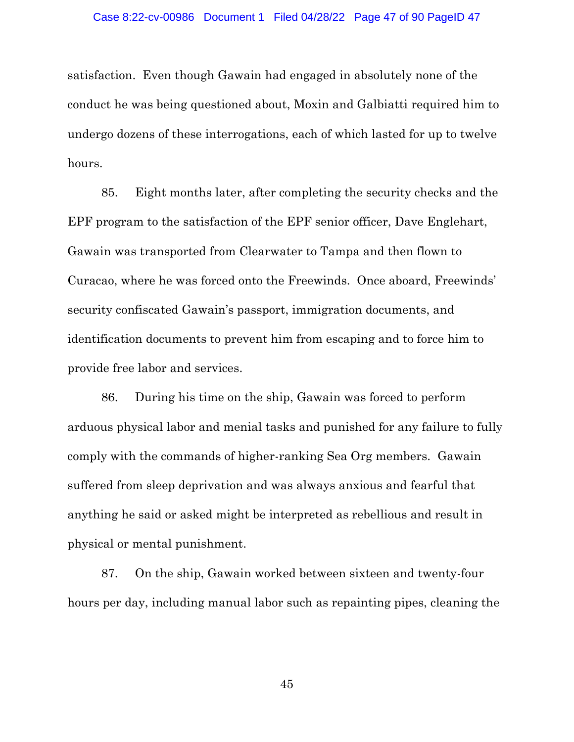satisfaction. Even though Gawain had engaged in absolutely none of the conduct he was being questioned about, Moxin and Galbiatti required him to undergo dozens of these interrogations, each of which lasted for up to twelve hours.

85. Eight months later, after completing the security checks and the EPF program to the satisfaction of the EPF senior officer, Dave Englehart, Gawain was transported from Clearwater to Tampa and then flown to Curacao, where he was forced onto the Freewinds. Once aboard, Freewinds' security confiscated Gawain's passport, immigration documents, and identification documents to prevent him from escaping and to force him to provide free labor and services.

86. During his time on the ship, Gawain was forced to perform arduous physical labor and menial tasks and punished for any failure to fully comply with the commands of higher-ranking Sea Org members. Gawain suffered from sleep deprivation and was always anxious and fearful that anything he said or asked might be interpreted as rebellious and result in physical or mental punishment.

87. On the ship, Gawain worked between sixteen and twenty-four hours per day, including manual labor such as repainting pipes, cleaning the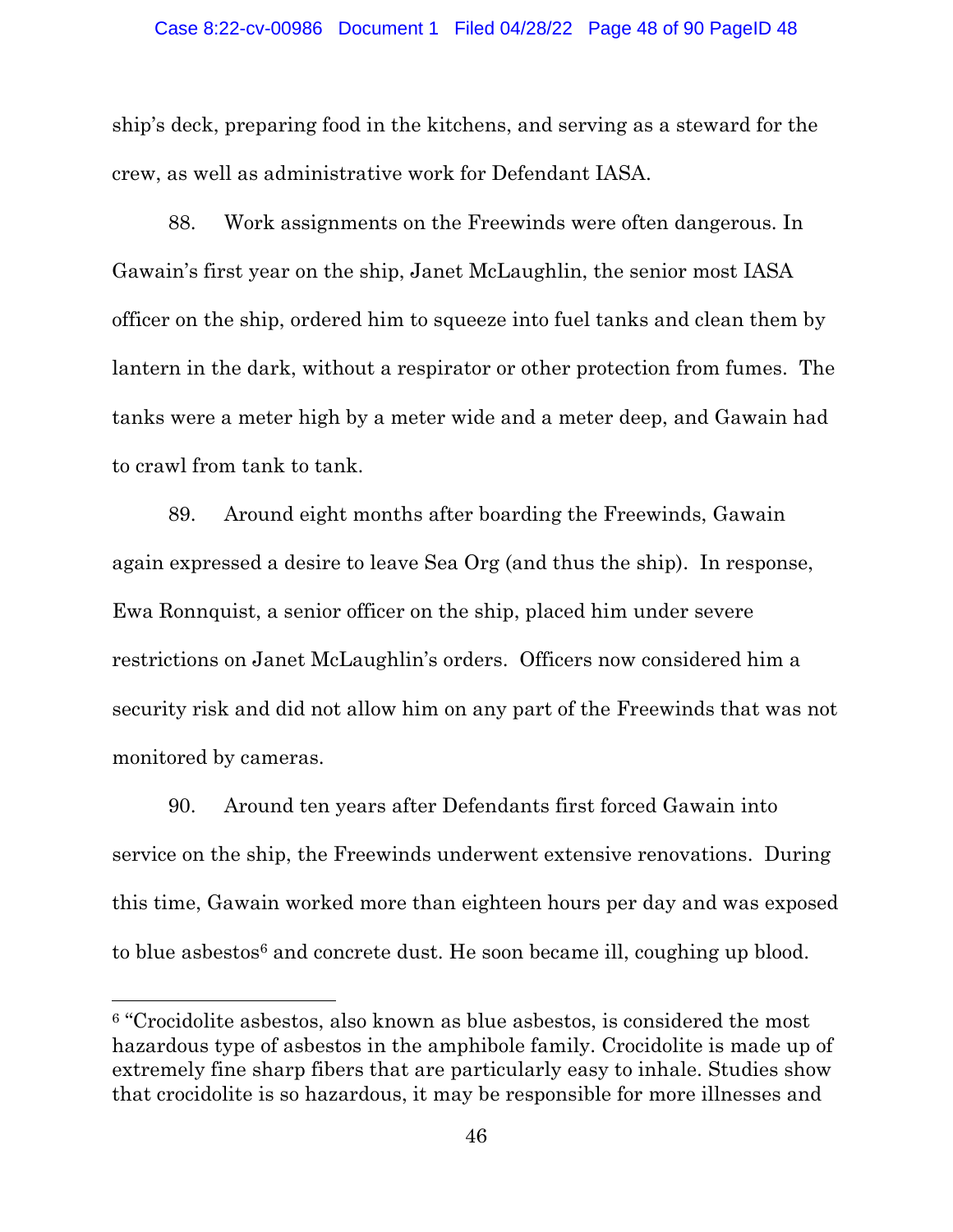ship's deck, preparing food in the kitchens, and serving as a steward for the crew, as well as administrative work for Defendant IASA.

88. Work assignments on the Freewinds were often dangerous. In Gawain's first year on the ship, Janet McLaughlin, the senior most IASA officer on the ship, ordered him to squeeze into fuel tanks and clean them by lantern in the dark, without a respirator or other protection from fumes. The tanks were a meter high by a meter wide and a meter deep, and Gawain had to crawl from tank to tank.

89. Around eight months after boarding the Freewinds, Gawain again expressed a desire to leave Sea Org (and thus the ship). In response, Ewa Ronnquist, a senior officer on the ship, placed him under severe restrictions on Janet McLaughlin's orders. Officers now considered him a security risk and did not allow him on any part of the Freewinds that was not monitored by cameras.

90. Around ten years after Defendants first forced Gawain into service on the ship, the Freewinds underwent extensive renovations. During this time, Gawain worked more than eighteen hours per day and was exposed to blue asbestos[6] and concrete dust. He soon became ill, coughing up blood.

[6] "Crocidolite asbestos, also known as blue asbestos, is considered the most hazardous type of asbestos in the amphibole family. Crocidolite is made up of extremely fine sharp fibers that are particularly easy to inhale. Studies show that crocidolite is so hazardous, it may be responsible for more illnesses and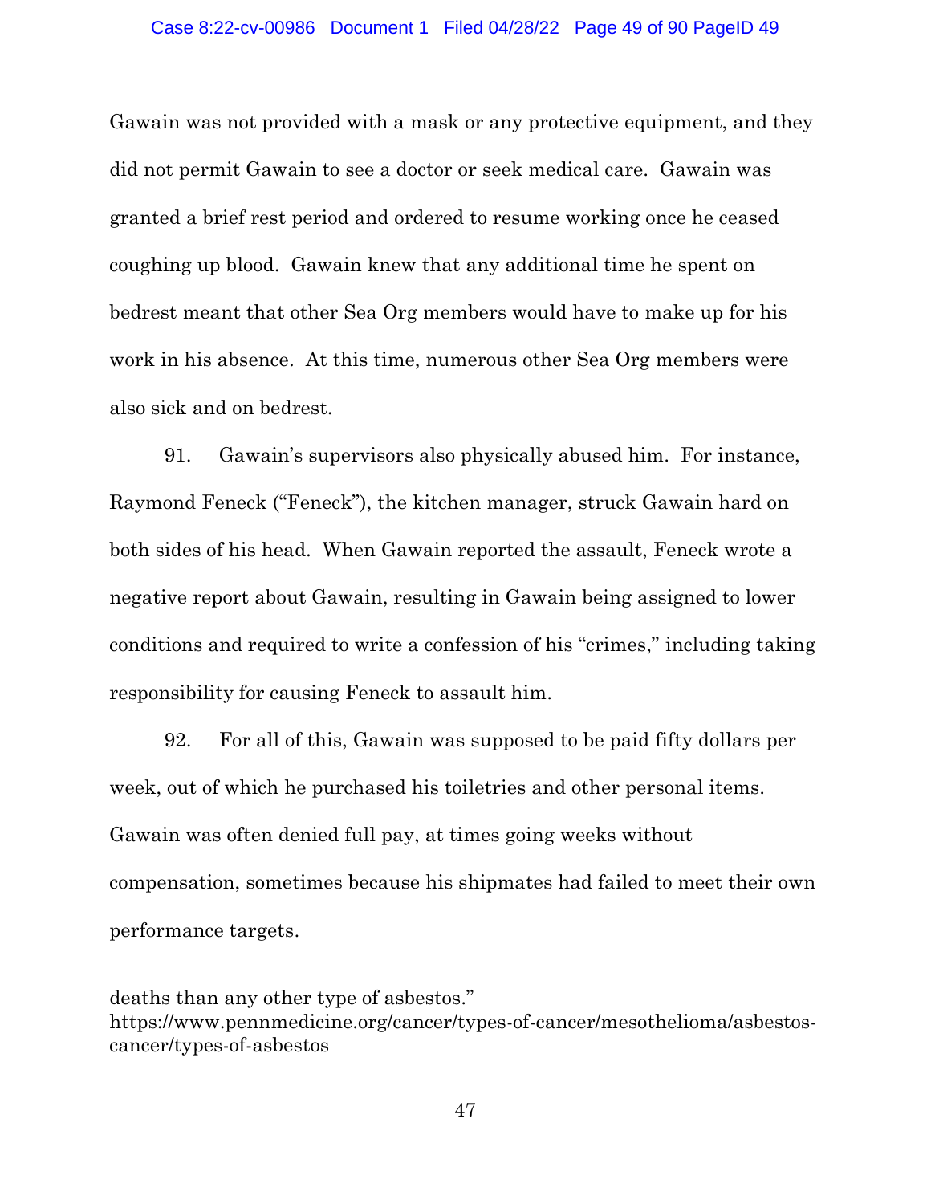Gawain was not provided with a mask or any protective equipment, and they did not permit Gawain to see a doctor or seek medical care. Gawain was granted a brief rest period and ordered to resume working once he ceased coughing up blood. Gawain knew that any additional time he spent on bedrest meant that other Sea Org members would have to make up for his work in his absence. At this time, numerous other Sea Org members were also sick and on bedrest.

91. Gawain's supervisors also physically abused him. For instance, Raymond Feneck ("Feneck"), the kitchen manager, struck Gawain hard on both sides of his head. When Gawain reported the assault, Feneck wrote a negative report about Gawain, resulting in Gawain being assigned to lower conditions and required to write a confession of his "crimes," including taking responsibility for causing Feneck to assault him.

92. For all of this, Gawain was supposed to be paid fifty dollars per week, out of which he purchased his toiletries and other personal items. Gawain was often denied full pay, at times going weeks without compensation, sometimes because his shipmates had failed to meet their own performance targets.

---

deaths than any other type of asbestos."
https://www.pennmedicine.org/cancer/types-of-cancer/mesothelioma/asbestos-cancer/types-of-asbestos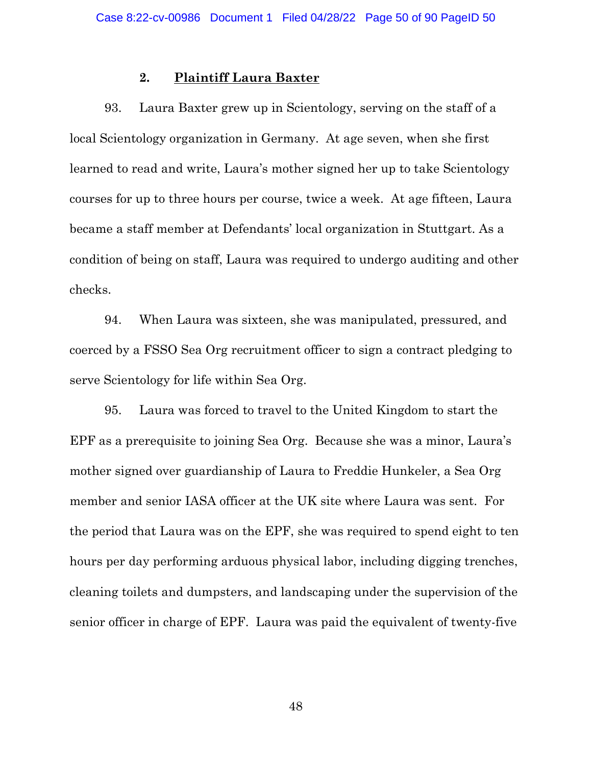### 2. Plaintiff Laura Baxter

93. Laura Baxter grew up in Scientology, serving on the staff of a local Scientology organization in Germany. At age seven, when she first learned to read and write, Laura's mother signed her up to take Scientology courses for up to three hours per course, twice a week. At age fifteen, Laura became a staff member at Defendants' local organization in Stuttgart. As a condition of being on staff, Laura was required to undergo auditing and other checks.

94. When Laura was sixteen, she was manipulated, pressured, and coerced by a FSSO Sea Org recruitment officer to sign a contract pledging to serve Scientology for life within Sea Org.

95. Laura was forced to travel to the United Kingdom to start the EPF as a prerequisite to joining Sea Org. Because she was a minor, Laura's mother signed over guardianship of Laura to Freddie Hunkeler, a Sea Org member and senior IASA officer at the UK site where Laura was sent. For the period that Laura was on the EPF, she was required to spend eight to ten hours per day performing arduous physical labor, including digging trenches, cleaning toilets and dumpsters, and landscaping under the supervision of the senior officer in charge of EPF. Laura was paid the equivalent of twenty-five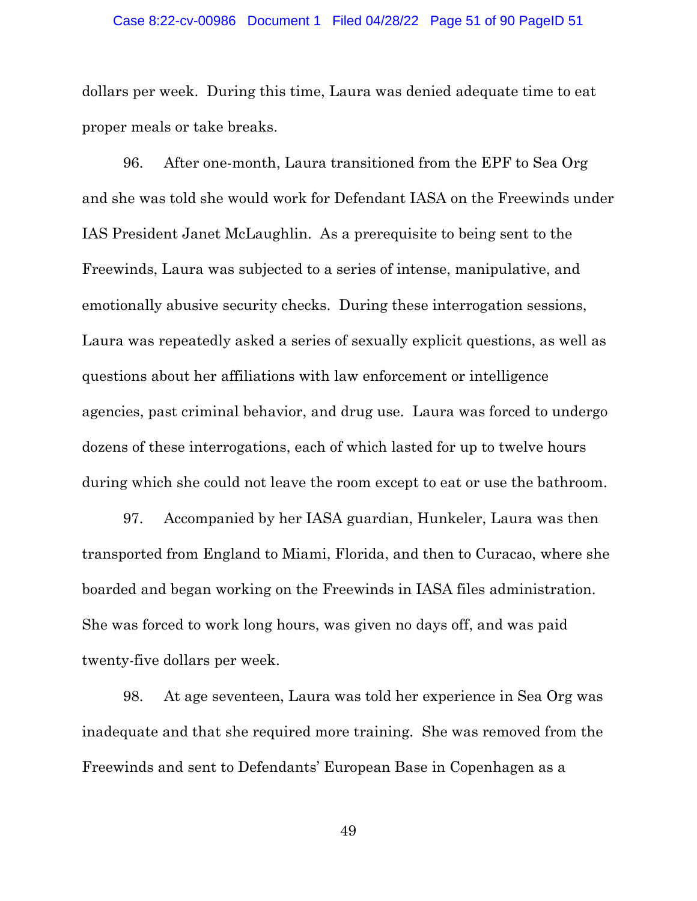dollars per week. During this time, Laura was denied adequate time to eat proper meals or take breaks.

96. After one-month, Laura transitioned from the EPF to Sea Org and she was told she would work for Defendant IASA on the Freewinds under IAS President Janet McLaughlin. As a prerequisite to being sent to the Freewinds, Laura was subjected to a series of intense, manipulative, and emotionally abusive security checks. During these interrogation sessions, Laura was repeatedly asked a series of sexually explicit questions, as well as questions about her affiliations with law enforcement or intelligence agencies, past criminal behavior, and drug use. Laura was forced to undergo dozens of these interrogations, each of which lasted for up to twelve hours during which she could not leave the room except to eat or use the bathroom.

97. Accompanied by her IASA guardian, Hunkeler, Laura was then transported from England to Miami, Florida, and then to Curacao, where she boarded and began working on the Freewinds in IASA files administration. She was forced to work long hours, was given no days off, and was paid twenty-five dollars per week.

98. At age seventeen, Laura was told her experience in Sea Org was inadequate and that she required more training. She was removed from the Freewinds and sent to Defendants' European Base in Copenhagen as a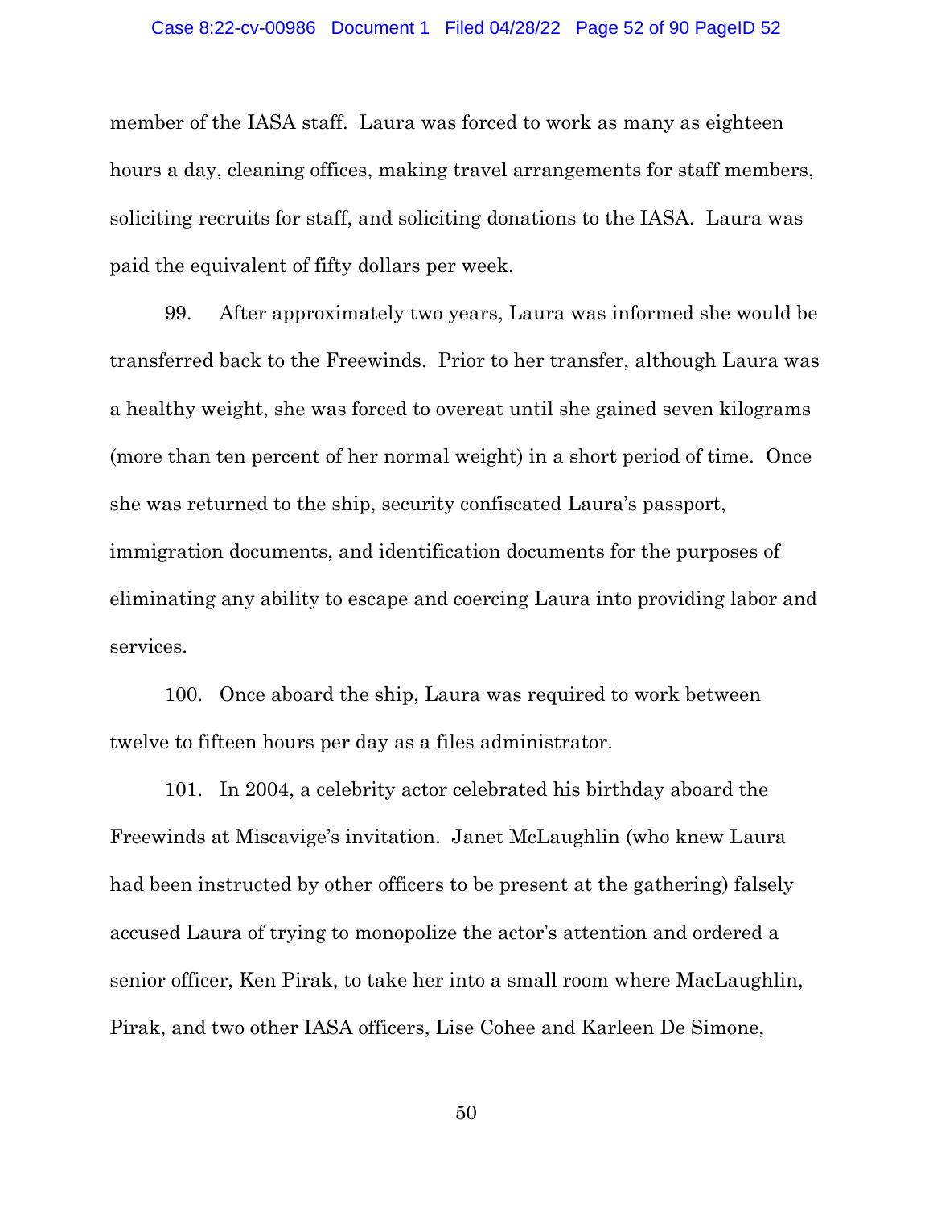member of the IASA staff. Laura was forced to work as many as eighteen hours a day, cleaning offices, making travel arrangements for staff members, soliciting recruits for staff, and soliciting donations to the IASA. Laura was paid the equivalent of fifty dollars per week.

99. After approximately two years, Laura was informed she would be transferred back to the Freewinds. Prior to her transfer, although Laura was a healthy weight, she was forced to overeat until she gained seven kilograms (more than ten percent of her normal weight) in a short period of time. Once she was returned to the ship, security confiscated Laura's passport, immigration documents, and identification documents for the purposes of eliminating any ability to escape and coercing Laura into providing labor and services.

100. Once aboard the ship, Laura was required to work between twelve to fifteen hours per day as a files administrator.

101. In 2004, a celebrity actor celebrated his birthday aboard the Freewinds at Miscavige's invitation. Janet McLaughlin (who knew Laura had been instructed by other officers to be present at the gathering) falsely accused Laura of trying to monopolize the actor's attention and ordered a senior officer, Ken Pirak, to take her into a small room where MacLaughlin, Pirak, and two other IASA officers, Lise Cohee and Karleen De Simone,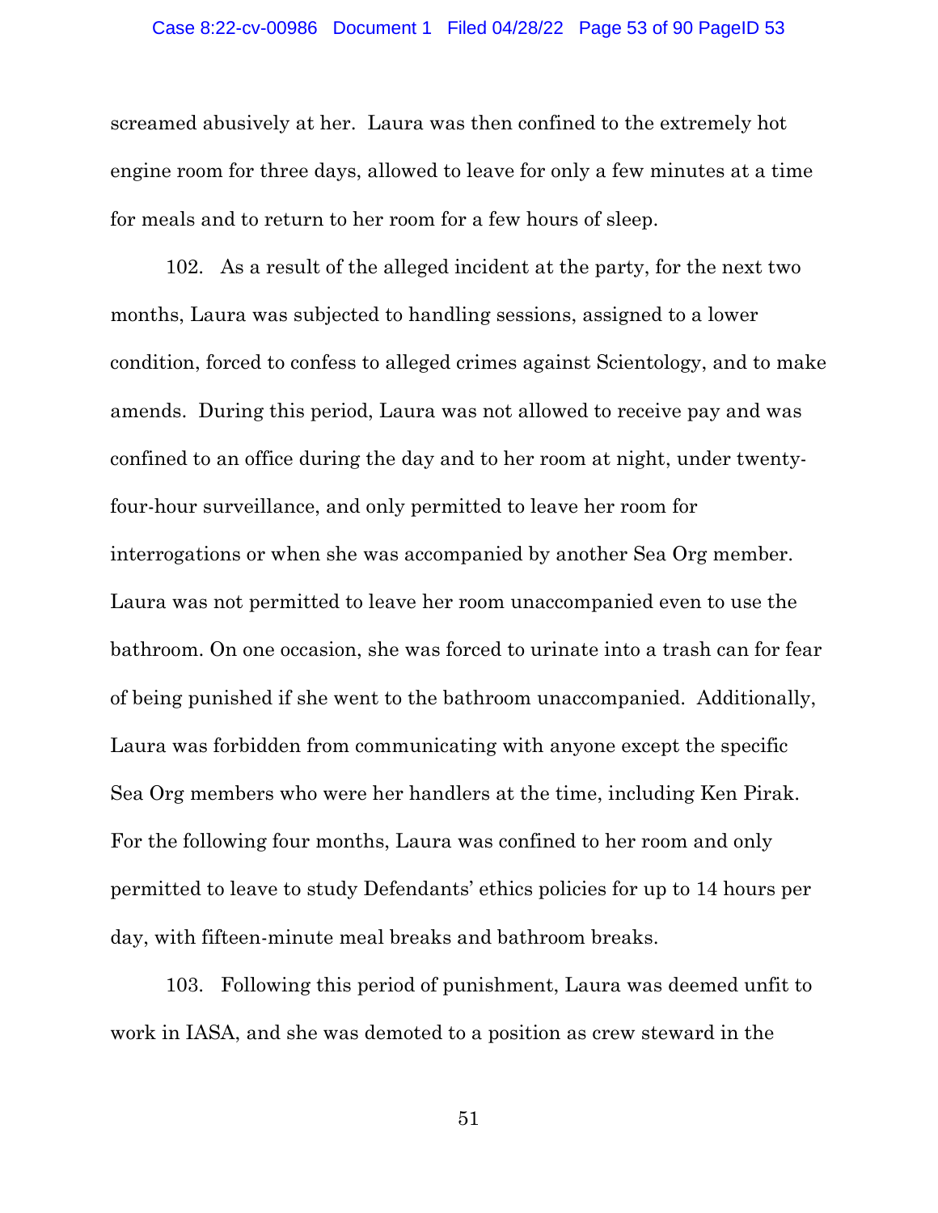screamed abusively at her. Laura was then confined to the extremely hot engine room for three days, allowed to leave for only a few minutes at a time for meals and to return to her room for a few hours of sleep.

102. As a result of the alleged incident at the party, for the next two months, Laura was subjected to handling sessions, assigned to a lower condition, forced to confess to alleged crimes against Scientology, and to make amends. During this period, Laura was not allowed to receive pay and was confined to an office during the day and to her room at night, under twenty-four-hour surveillance, and only permitted to leave her room for interrogations or when she was accompanied by another Sea Org member. Laura was not permitted to leave her room unaccompanied even to use the bathroom. On one occasion, she was forced to urinate into a trash can for fear of being punished if she went to the bathroom unaccompanied. Additionally, Laura was forbidden from communicating with anyone except the specific Sea Org members who were her handlers at the time, including Ken Pirak. For the following four months, Laura was confined to her room and only permitted to leave to study Defendants' ethics policies for up to 14 hours per day, with fifteen-minute meal breaks and bathroom breaks.

103. Following this period of punishment, Laura was deemed unfit to work in IASA, and she was demoted to a position as crew steward in the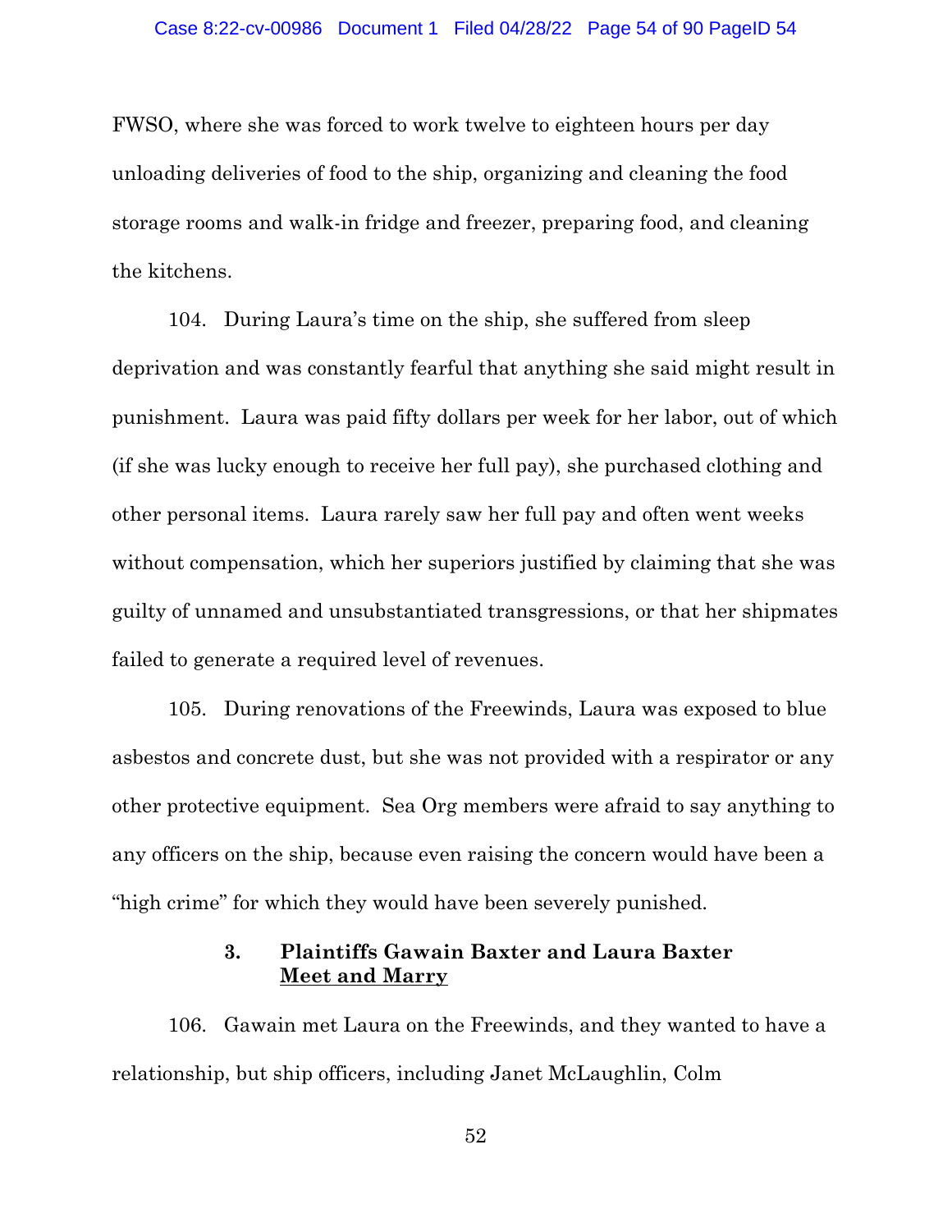FWSO, where she was forced to work twelve to eighteen hours per day unloading deliveries of food to the ship, organizing and cleaning the food storage rooms and walk-in fridge and freezer, preparing food, and cleaning the kitchens.

104. During Laura's time on the ship, she suffered from sleep deprivation and was constantly fearful that anything she said might result in punishment. Laura was paid fifty dollars per week for her labor, out of which (if she was lucky enough to receive her full pay), she purchased clothing and other personal items. Laura rarely saw her full pay and often went weeks without compensation, which her superiors justified by claiming that she was guilty of unnamed and unsubstantiated transgressions, or that her shipmates failed to generate a required level of revenues.

105. During renovations of the Freewinds, Laura was exposed to blue asbestos and concrete dust, but she was not provided with a respirator or any other protective equipment. Sea Org members were afraid to say anything to any officers on the ship, because even raising the concern would have been a "high crime" for which they would have been severely punished.

### 3. Plaintiffs Gawain Baxter and Laura Baxter Meet and Marry

106. Gawain met Laura on the Freewinds, and they wanted to have a relationship, but ship officers, including Janet McLaughlin, Colm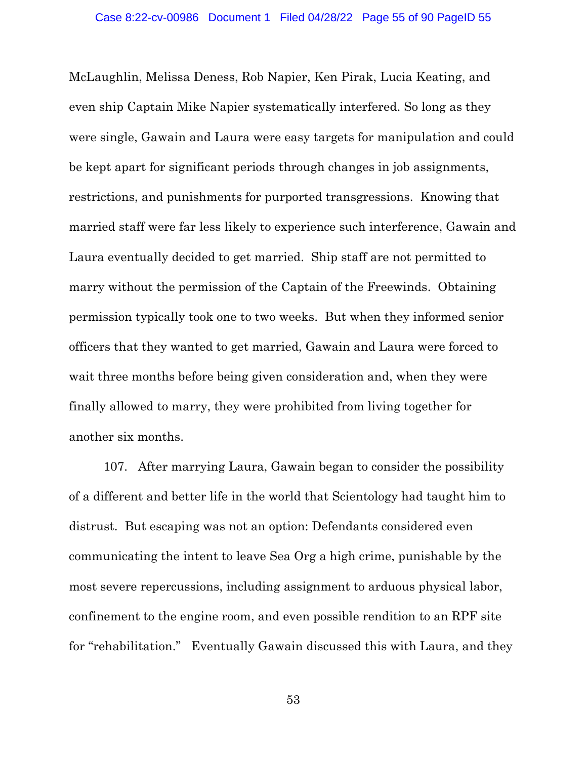McLaughlin, Melissa Deness, Rob Napier, Ken Pirak, Lucia Keating, and even ship Captain Mike Napier systematically interfered. So long as they were single, Gawain and Laura were easy targets for manipulation and could be kept apart for significant periods through changes in job assignments, restrictions, and punishments for purported transgressions. Knowing that married staff were far less likely to experience such interference, Gawain and Laura eventually decided to get married. Ship staff are not permitted to marry without the permission of the Captain of the Freewinds. Obtaining permission typically took one to two weeks. But when they informed senior officers that they wanted to get married, Gawain and Laura were forced to wait three months before being given consideration and, when they were finally allowed to marry, they were prohibited from living together for another six months.

107. After marrying Laura, Gawain began to consider the possibility of a different and better life in the world that Scientology had taught him to distrust. But escaping was not an option: Defendants considered even communicating the intent to leave Sea Org a high crime, punishable by the most severe repercussions, including assignment to arduous physical labor, confinement to the engine room, and even possible rendition to an RPF site for "rehabilitation." Eventually Gawain discussed this with Laura, and they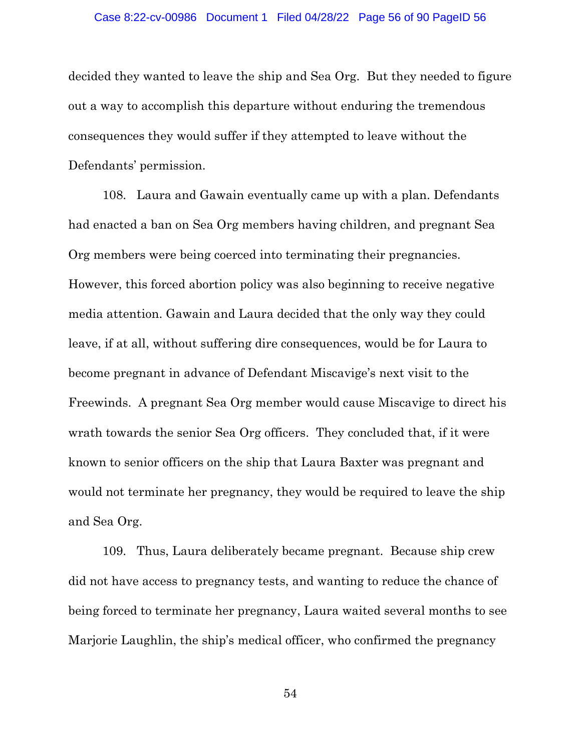decided they wanted to leave the ship and Sea Org. But they needed to figure out a way to accomplish this departure without enduring the tremendous consequences they would suffer if they attempted to leave without the Defendants' permission.

108. Laura and Gawain eventually came up with a plan. Defendants had enacted a ban on Sea Org members having children, and pregnant Sea Org members were being coerced into terminating their pregnancies. However, this forced abortion policy was also beginning to receive negative media attention. Gawain and Laura decided that the only way they could leave, if at all, without suffering dire consequences, would be for Laura to become pregnant in advance of Defendant Miscavige's next visit to the Freewinds. A pregnant Sea Org member would cause Miscavige to direct his wrath towards the senior Sea Org officers. They concluded that, if it were known to senior officers on the ship that Laura Baxter was pregnant and would not terminate her pregnancy, they would be required to leave the ship and Sea Org.

109. Thus, Laura deliberately became pregnant. Because ship crew did not have access to pregnancy tests, and wanting to reduce the chance of being forced to terminate her pregnancy, Laura waited several months to see Marjorie Laughlin, the ship's medical officer, who confirmed the pregnancy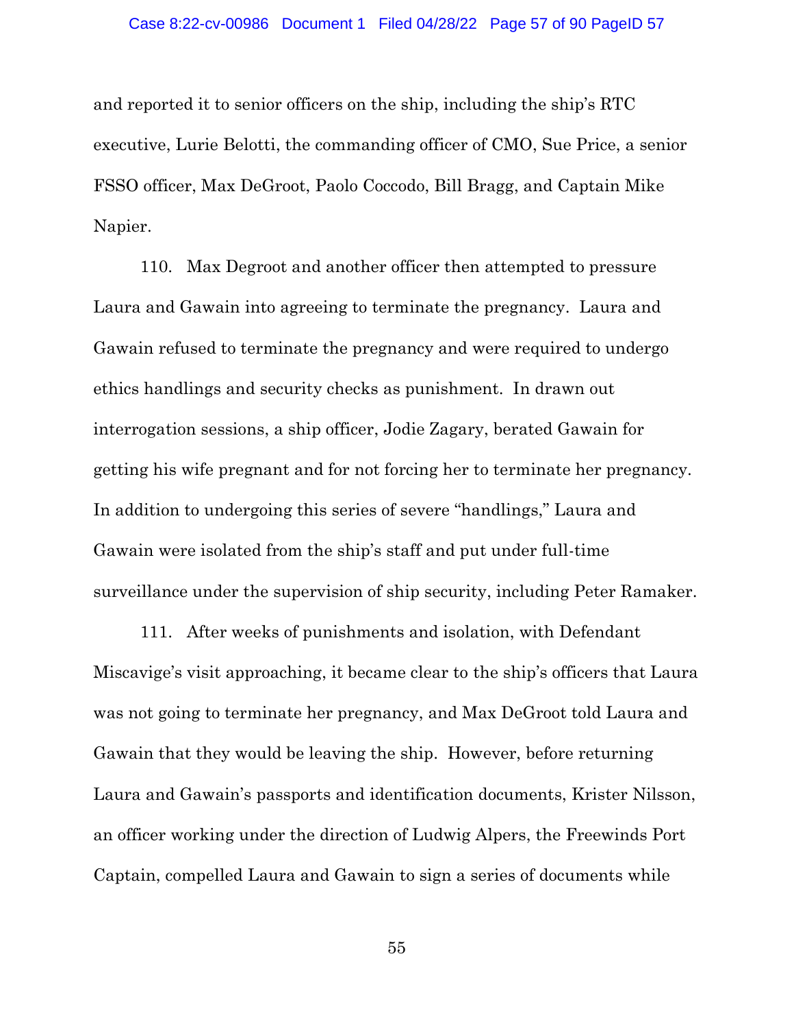and reported it to senior officers on the ship, including the ship's RTC executive, Lurie Belotti, the commanding officer of CMO, Sue Price, a senior FSSO officer, Max DeGroot, Paolo Coccodo, Bill Bragg, and Captain Mike Napier.

110. Max Degroot and another officer then attempted to pressure Laura and Gawain into agreeing to terminate the pregnancy. Laura and Gawain refused to terminate the pregnancy and were required to undergo ethics handlings and security checks as punishment. In drawn out interrogation sessions, a ship officer, Jodie Zagary, berated Gawain for getting his wife pregnant and for not forcing her to terminate her pregnancy. In addition to undergoing this series of severe "handlings," Laura and Gawain were isolated from the ship's staff and put under full-time surveillance under the supervision of ship security, including Peter Ramaker.

111. After weeks of punishments and isolation, with Defendant Miscavige's visit approaching, it became clear to the ship's officers that Laura was not going to terminate her pregnancy, and Max DeGroot told Laura and Gawain that they would be leaving the ship. However, before returning Laura and Gawain's passports and identification documents, Krister Nilsson, an officer working under the direction of Ludwig Alpers, the Freewinds Port Captain, compelled Laura and Gawain to sign a series of documents while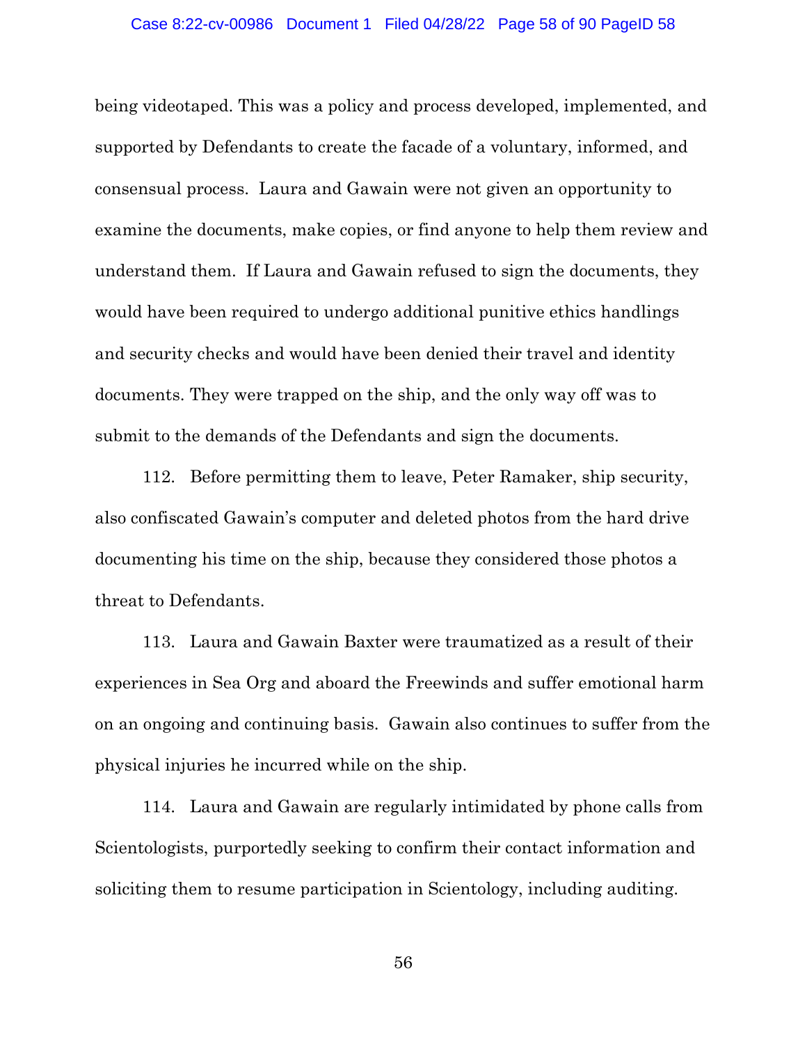being videotaped. This was a policy and process developed, implemented, and supported by Defendants to create the facade of a voluntary, informed, and consensual process. Laura and Gawain were not given an opportunity to examine the documents, make copies, or find anyone to help them review and understand them. If Laura and Gawain refused to sign the documents, they would have been required to undergo additional punitive ethics handlings and security checks and would have been denied their travel and identity documents. They were trapped on the ship, and the only way off was to submit to the demands of the Defendants and sign the documents.

112. Before permitting them to leave, Peter Ramaker, ship security, also confiscated Gawain's computer and deleted photos from the hard drive documenting his time on the ship, because they considered those photos a threat to Defendants.

113. Laura and Gawain Baxter were traumatized as a result of their experiences in Sea Org and aboard the Freewinds and suffer emotional harm on an ongoing and continuing basis. Gawain also continues to suffer from the physical injuries he incurred while on the ship.

114. Laura and Gawain are regularly intimidated by phone calls from Scientologists, purportedly seeking to confirm their contact information and soliciting them to resume participation in Scientology, including auditing.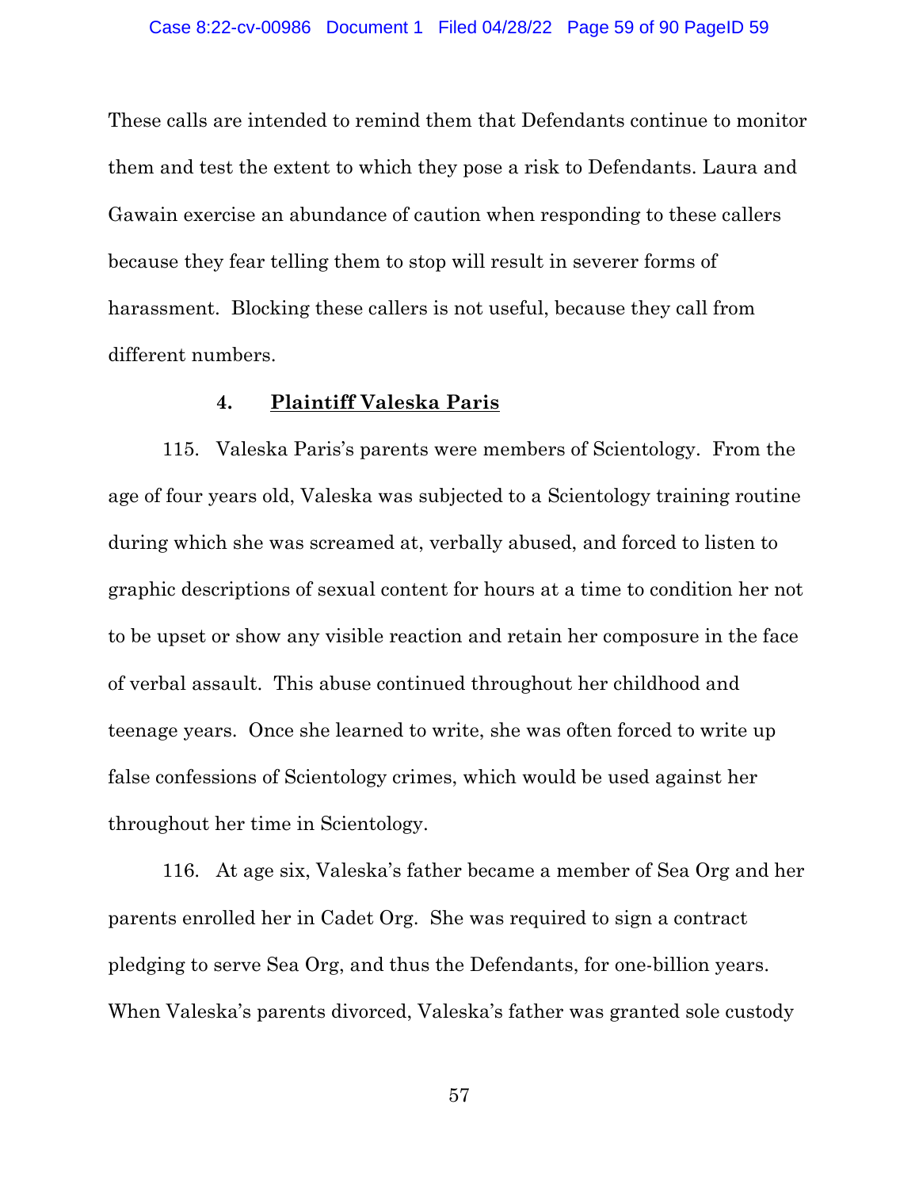These calls are intended to remind them that Defendants continue to monitor them and test the extent to which they pose a risk to Defendants. Laura and Gawain exercise an abundance of caution when responding to these callers because they fear telling them to stop will result in severer forms of harassment. Blocking these callers is not useful, because they call from different numbers.

#### 4. Plaintiff Valeska Paris

115. Valeska Paris's parents were members of Scientology. From the age of four years old, Valeska was subjected to a Scientology training routine during which she was screamed at, verbally abused, and forced to listen to graphic descriptions of sexual content for hours at a time to condition her not to be upset or show any visible reaction and retain her composure in the face of verbal assault. This abuse continued throughout her childhood and teenage years. Once she learned to write, she was often forced to write up false confessions of Scientology crimes, which would be used against her throughout her time in Scientology.

116. At age six, Valeska's father became a member of Sea Org and her parents enrolled her in Cadet Org. She was required to sign a contract pledging to serve Sea Org, and thus the Defendants, for one-billion years. When Valeska's parents divorced, Valeska's father was granted sole custody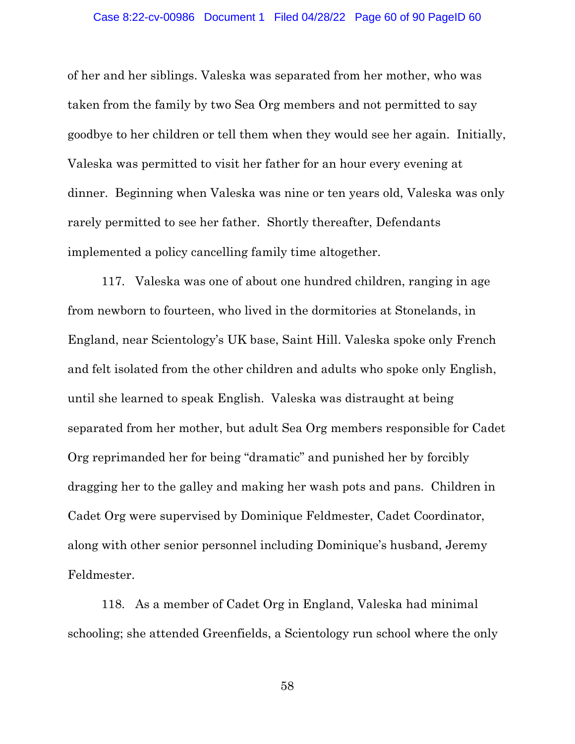of her and her siblings. Valeska was separated from her mother, who was taken from the family by two Sea Org members and not permitted to say goodbye to her children or tell them when they would see her again. Initially, Valeska was permitted to visit her father for an hour every evening at dinner. Beginning when Valeska was nine or ten years old, Valeska was only rarely permitted to see her father. Shortly thereafter, Defendants implemented a policy cancelling family time altogether.

117. Valeska was one of about one hundred children, ranging in age from newborn to fourteen, who lived in the dormitories at Stonelands, in England, near Scientology's UK base, Saint Hill. Valeska spoke only French and felt isolated from the other children and adults who spoke only English, until she learned to speak English. Valeska was distraught at being separated from her mother, but adult Sea Org members responsible for Cadet Org reprimanded her for being "dramatic" and punished her by forcibly dragging her to the galley and making her wash pots and pans. Children in Cadet Org were supervised by Dominique Feldmester, Cadet Coordinator, along with other senior personnel including Dominique's husband, Jeremy Feldmester.

118. As a member of Cadet Org in England, Valeska had minimal schooling; she attended Greenfields, a Scientology run school where the only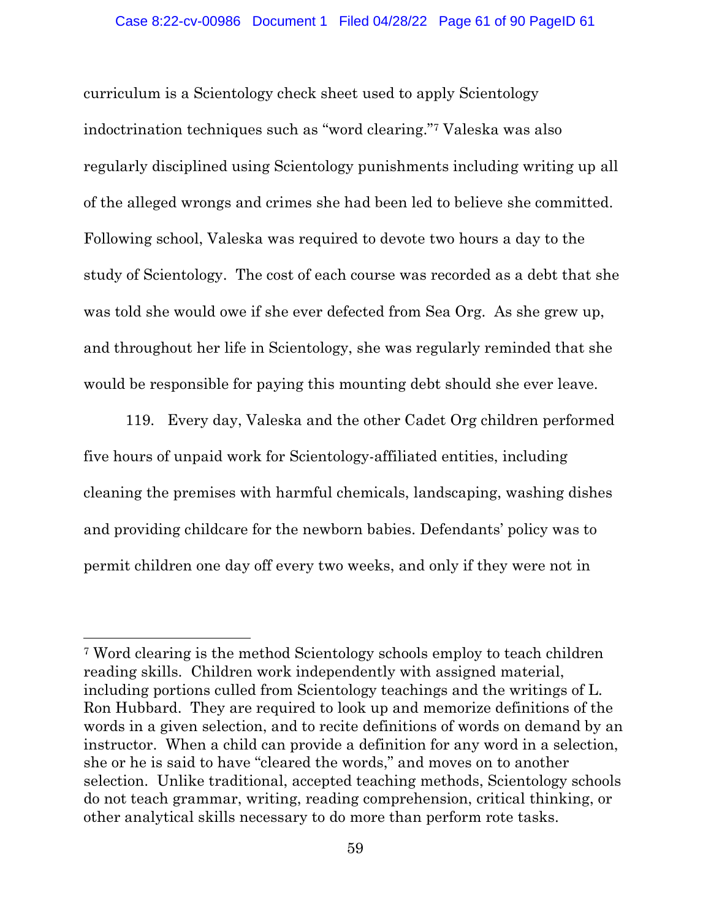curriculum is a Scientology check sheet used to apply Scientology indoctrination techniques such as "word clearing."[7] Valeska was also regularly disciplined using Scientology punishments including writing up all of the alleged wrongs and crimes she had been led to believe she committed. Following school, Valeska was required to devote two hours a day to the study of Scientology. The cost of each course was recorded as a debt that she was told she would owe if she ever defected from Sea Org. As she grew up, and throughout her life in Scientology, she was regularly reminded that she would be responsible for paying this mounting debt should she ever leave.

119. Every day, Valeska and the other Cadet Org children performed five hours of unpaid work for Scientology-affiliated entities, including cleaning the premises with harmful chemicals, landscaping, washing dishes and providing childcare for the newborn babies. Defendants' policy was to permit children one day off every two weeks, and only if they were not in

---

[7] Word clearing is the method Scientology schools employ to teach children reading skills. Children work independently with assigned material, including portions culled from Scientology teachings and the writings of L. Ron Hubbard. They are required to look up and memorize definitions of the words in a given selection, and to recite definitions of words on demand by an instructor. When a child can provide a definition for any word in a selection, she or he is said to have "cleared the words," and moves on to another selection. Unlike traditional, accepted teaching methods, Scientology schools do not teach grammar, writing, reading comprehension, critical thinking, or other analytical skills necessary to do more than perform rote tasks.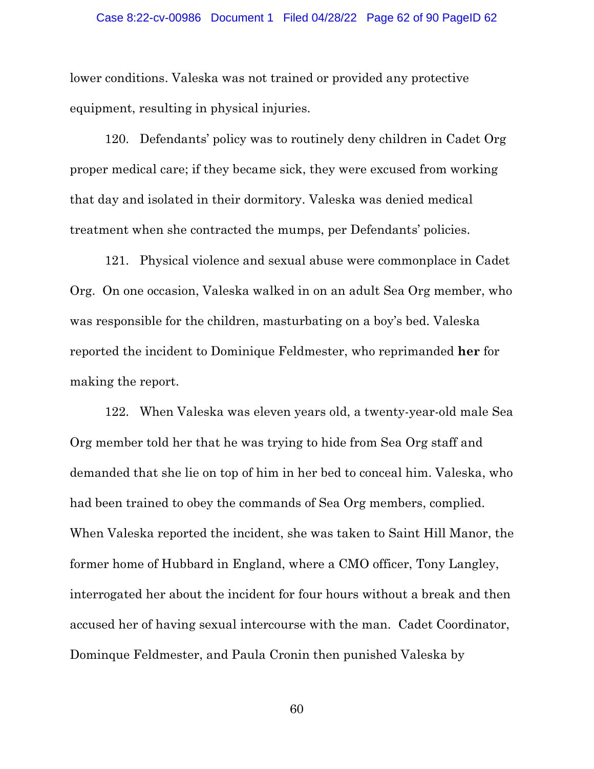lower conditions. Valeska was not trained or provided any protective equipment, resulting in physical injuries.

120. Defendants' policy was to routinely deny children in Cadet Org proper medical care; if they became sick, they were excused from working that day and isolated in their dormitory. Valeska was denied medical treatment when she contracted the mumps, per Defendants' policies.

121. Physical violence and sexual abuse were commonplace in Cadet Org. On one occasion, Valeska walked in on an adult Sea Org member, who was responsible for the children, masturbating on a boy's bed. Valeska reported the incident to Dominique Feldmester, who reprimanded **her** for making the report.

122. When Valeska was eleven years old, a twenty-year-old male Sea Org member told her that he was trying to hide from Sea Org staff and demanded that she lie on top of him in her bed to conceal him. Valeska, who had been trained to obey the commands of Sea Org members, complied. When Valeska reported the incident, she was taken to Saint Hill Manor, the former home of Hubbard in England, where a CMO officer, Tony Langley, interrogated her about the incident for four hours without a break and then accused her of having sexual intercourse with the man. Cadet Coordinator, Dominque Feldmester, and Paula Cronin then punished Valeska by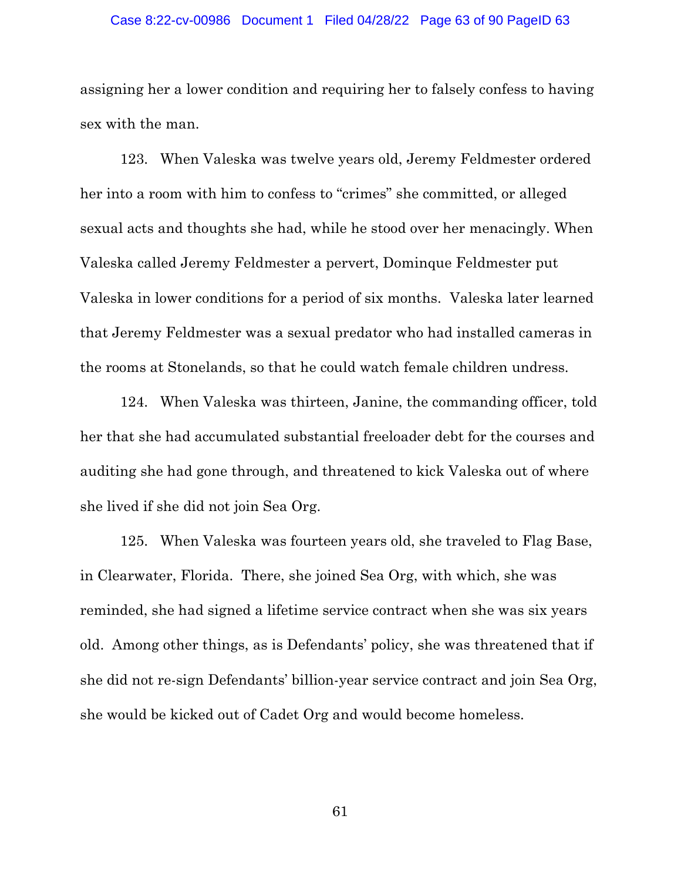assigning her a lower condition and requiring her to falsely confess to having sex with the man.

123. When Valeska was twelve years old, Jeremy Feldmester ordered her into a room with him to confess to "crimes" she committed, or alleged sexual acts and thoughts she had, while he stood over her menacingly. When Valeska called Jeremy Feldmester a pervert, Dominque Feldmester put Valeska in lower conditions for a period of six months. Valeska later learned that Jeremy Feldmester was a sexual predator who had installed cameras in the rooms at Stonelands, so that he could watch female children undress.

124. When Valeska was thirteen, Janine, the commanding officer, told her that she had accumulated substantial freeloader debt for the courses and auditing she had gone through, and threatened to kick Valeska out of where she lived if she did not join Sea Org.

125. When Valeska was fourteen years old, she traveled to Flag Base, in Clearwater, Florida. There, she joined Sea Org, with which, she was reminded, she had signed a lifetime service contract when she was six years old. Among other things, as is Defendants' policy, she was threatened that if she did not re-sign Defendants' billion-year service contract and join Sea Org, she would be kicked out of Cadet Org and would become homeless.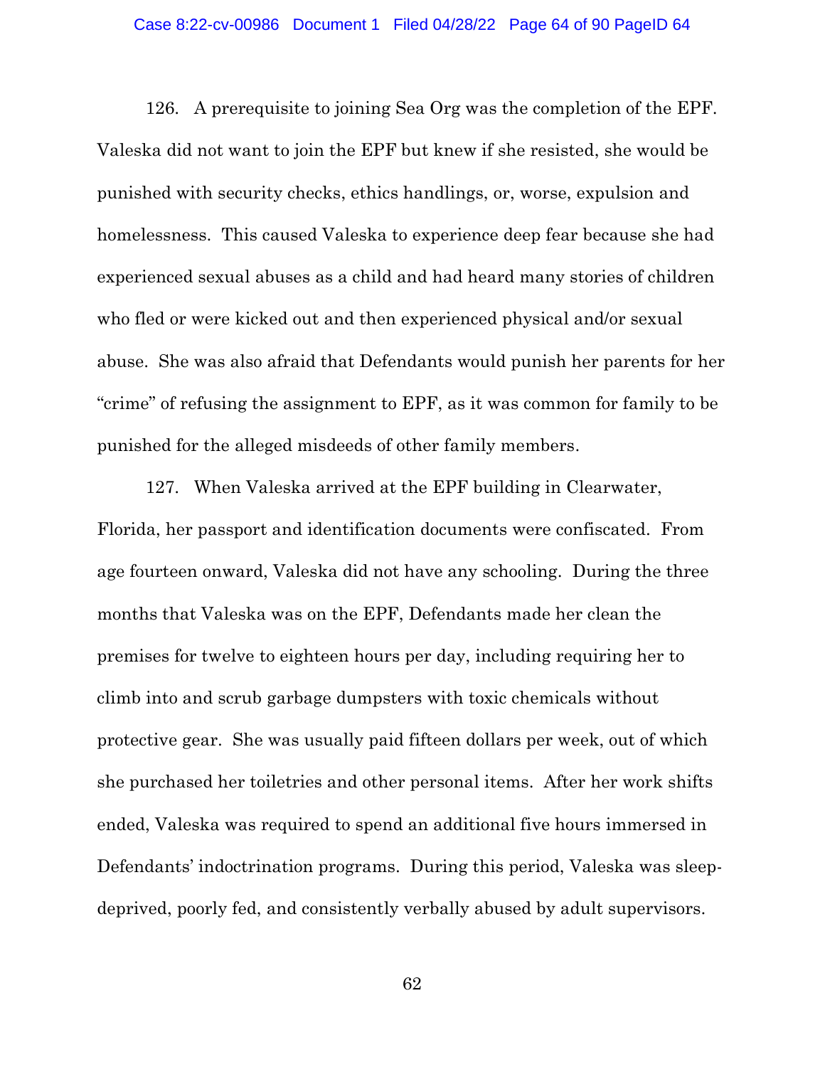126. A prerequisite to joining Sea Org was the completion of the EPF. Valeska did not want to join the EPF but knew if she resisted, she would be punished with security checks, ethics handlings, or, worse, expulsion and homelessness. This caused Valeska to experience deep fear because she had experienced sexual abuses as a child and had heard many stories of children who fled or were kicked out and then experienced physical and/or sexual abuse. She was also afraid that Defendants would punish her parents for her "crime" of refusing the assignment to EPF, as it was common for family to be punished for the alleged misdeeds of other family members.

127. When Valeska arrived at the EPF building in Clearwater, Florida, her passport and identification documents were confiscated. From age fourteen onward, Valeska did not have any schooling. During the three months that Valeska was on the EPF, Defendants made her clean the premises for twelve to eighteen hours per day, including requiring her to climb into and scrub garbage dumpsters with toxic chemicals without protective gear. She was usually paid fifteen dollars per week, out of which she purchased her toiletries and other personal items. After her work shifts ended, Valeska was required to spend an additional five hours immersed in Defendants' indoctrination programs. During this period, Valeska was sleep-deprived, poorly fed, and consistently verbally abused by adult supervisors.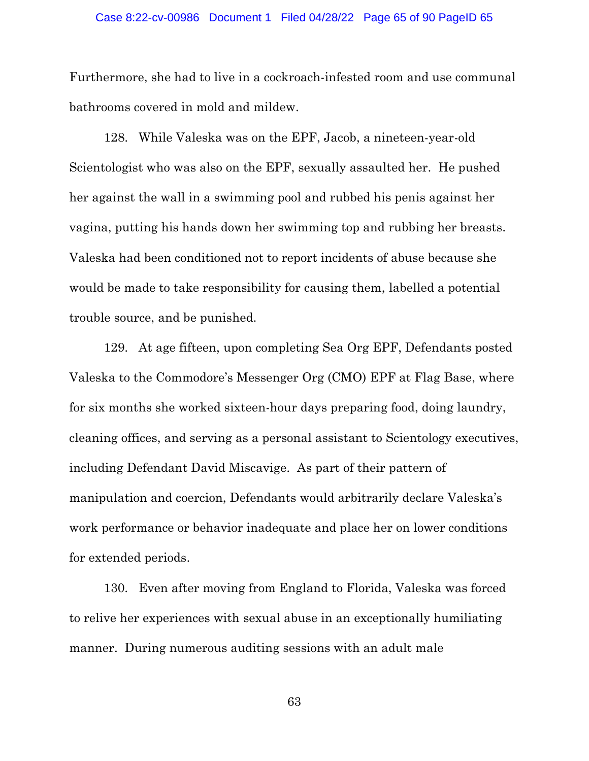Furthermore, she had to live in a cockroach-infested room and use communal bathrooms covered in mold and mildew.

128. While Valeska was on the EPF, Jacob, a nineteen-year-old Scientologist who was also on the EPF, sexually assaulted her. He pushed her against the wall in a swimming pool and rubbed his penis against her vagina, putting his hands down her swimming top and rubbing her breasts. Valeska had been conditioned not to report incidents of abuse because she would be made to take responsibility for causing them, labelled a potential trouble source, and be punished.

129. At age fifteen, upon completing Sea Org EPF, Defendants posted Valeska to the Commodore's Messenger Org (CMO) EPF at Flag Base, where for six months she worked sixteen-hour days preparing food, doing laundry, cleaning offices, and serving as a personal assistant to Scientology executives, including Defendant David Miscavige. As part of their pattern of manipulation and coercion, Defendants would arbitrarily declare Valeska's work performance or behavior inadequate and place her on lower conditions for extended periods.

130. Even after moving from England to Florida, Valeska was forced to relive her experiences with sexual abuse in an exceptionally humiliating manner. During numerous auditing sessions with an adult male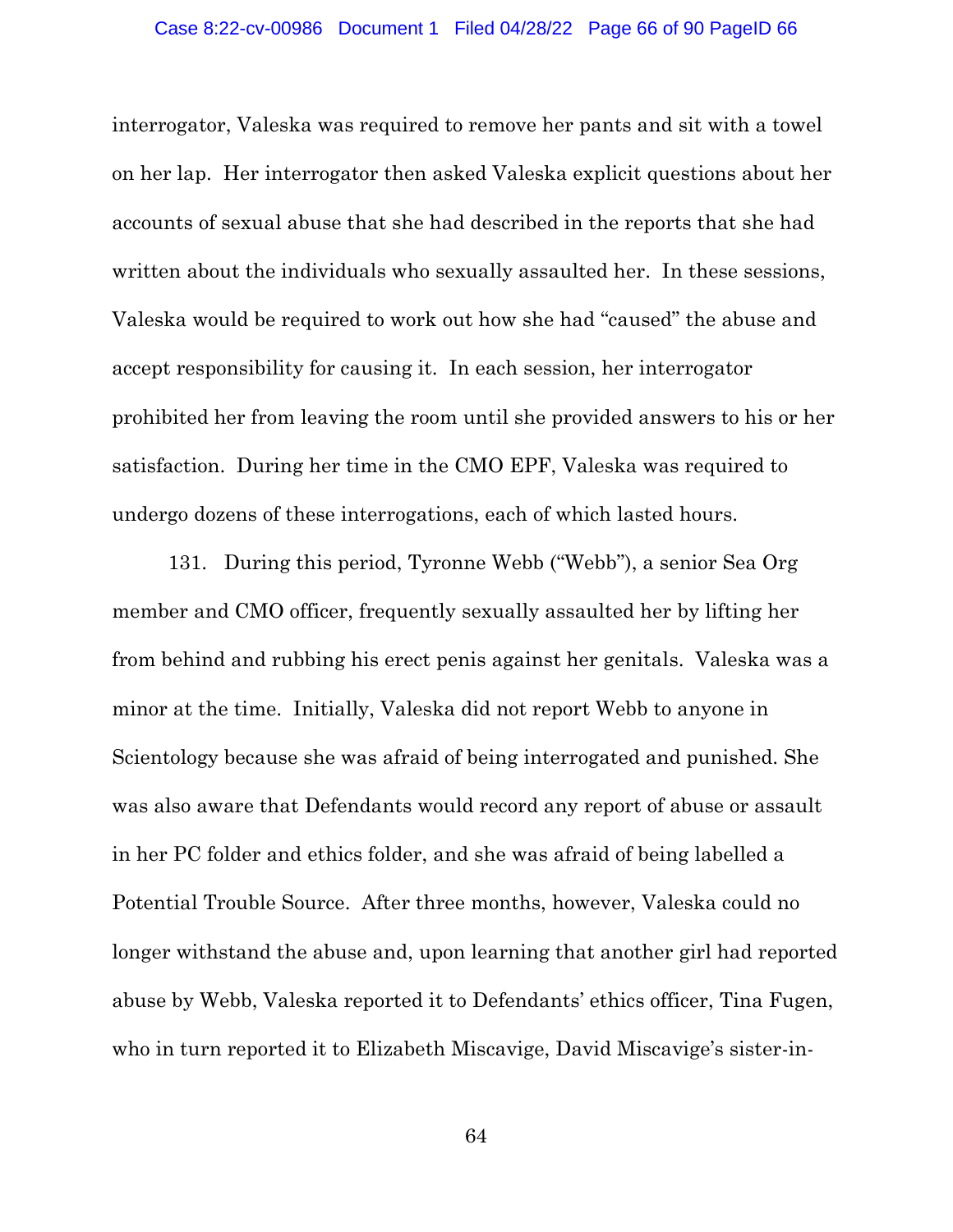interrogator, Valeska was required to remove her pants and sit with a towel on her lap. Her interrogator then asked Valeska explicit questions about her accounts of sexual abuse that she had described in the reports that she had written about the individuals who sexually assaulted her. In these sessions, Valeska would be required to work out how she had "caused" the abuse and accept responsibility for causing it. In each session, her interrogator prohibited her from leaving the room until she provided answers to his or her satisfaction. During her time in the CMO EPF, Valeska was required to undergo dozens of these interrogations, each of which lasted hours.

131. During this period, Tyronne Webb ("Webb"), a senior Sea Org member and CMO officer, frequently sexually assaulted her by lifting her from behind and rubbing his erect penis against her genitals. Valeska was a minor at the time. Initially, Valeska did not report Webb to anyone in Scientology because she was afraid of being interrogated and punished. She was also aware that Defendants would record any report of abuse or assault in her PC folder and ethics folder, and she was afraid of being labelled a Potential Trouble Source. After three months, however, Valeska could no longer withstand the abuse and, upon learning that another girl had reported abuse by Webb, Valeska reported it to Defendants' ethics officer, Tina Fugen, who in turn reported it to Elizabeth Miscavige, David Miscavige's sister-in-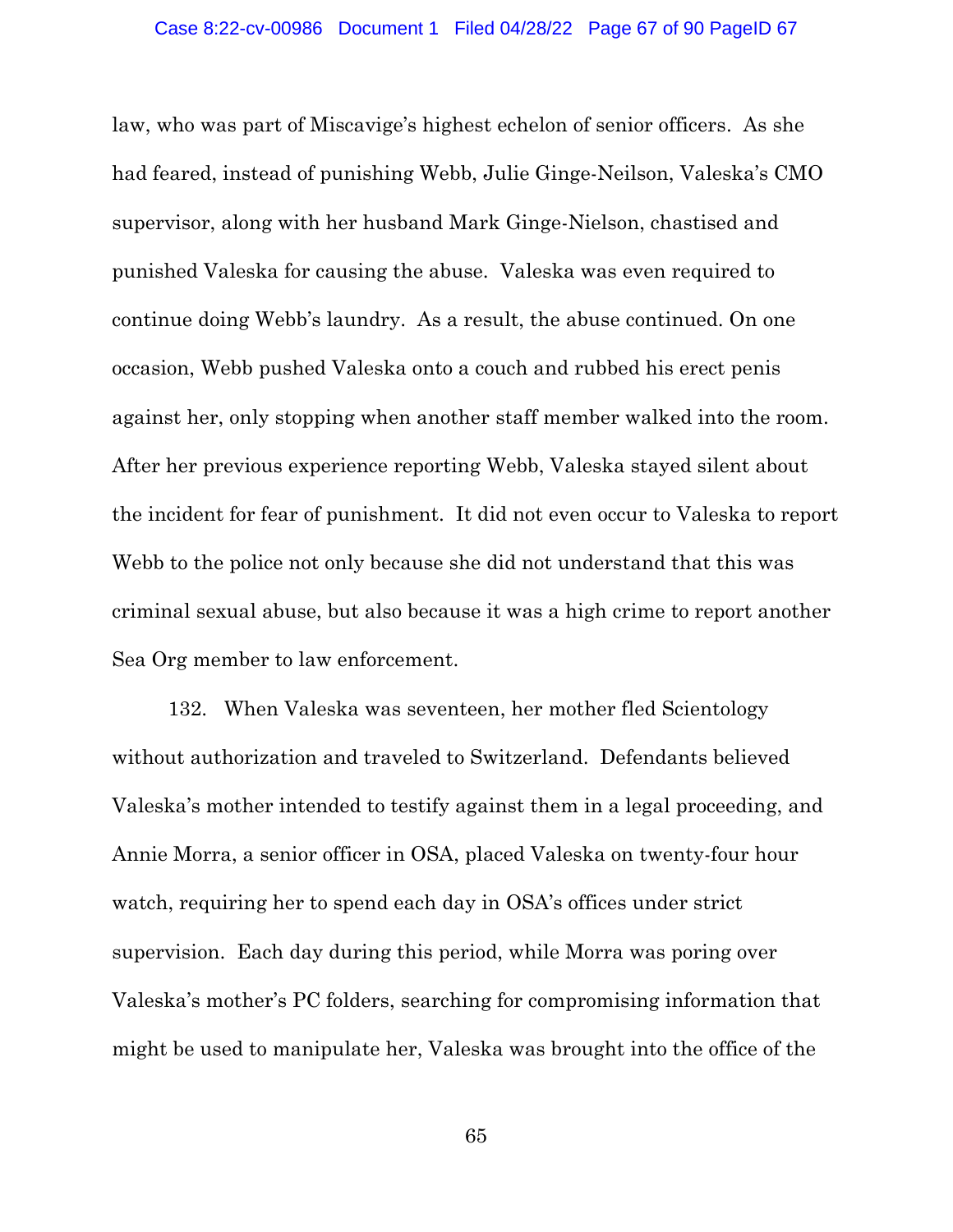law, who was part of Miscavige's highest echelon of senior officers. As she had feared, instead of punishing Webb, Julie Ginge-Neilson, Valeska's CMO supervisor, along with her husband Mark Ginge-Nielson, chastised and punished Valeska for causing the abuse. Valeska was even required to continue doing Webb's laundry. As a result, the abuse continued. On one occasion, Webb pushed Valeska onto a couch and rubbed his erect penis against her, only stopping when another staff member walked into the room. After her previous experience reporting Webb, Valeska stayed silent about the incident for fear of punishment. It did not even occur to Valeska to report Webb to the police not only because she did not understand that this was criminal sexual abuse, but also because it was a high crime to report another Sea Org member to law enforcement.

132. When Valeska was seventeen, her mother fled Scientology without authorization and traveled to Switzerland. Defendants believed Valeska's mother intended to testify against them in a legal proceeding, and Annie Morra, a senior officer in OSA, placed Valeska on twenty-four hour watch, requiring her to spend each day in OSA's offices under strict supervision. Each day during this period, while Morra was poring over Valeska's mother's PC folders, searching for compromising information that might be used to manipulate her, Valeska was brought into the office of the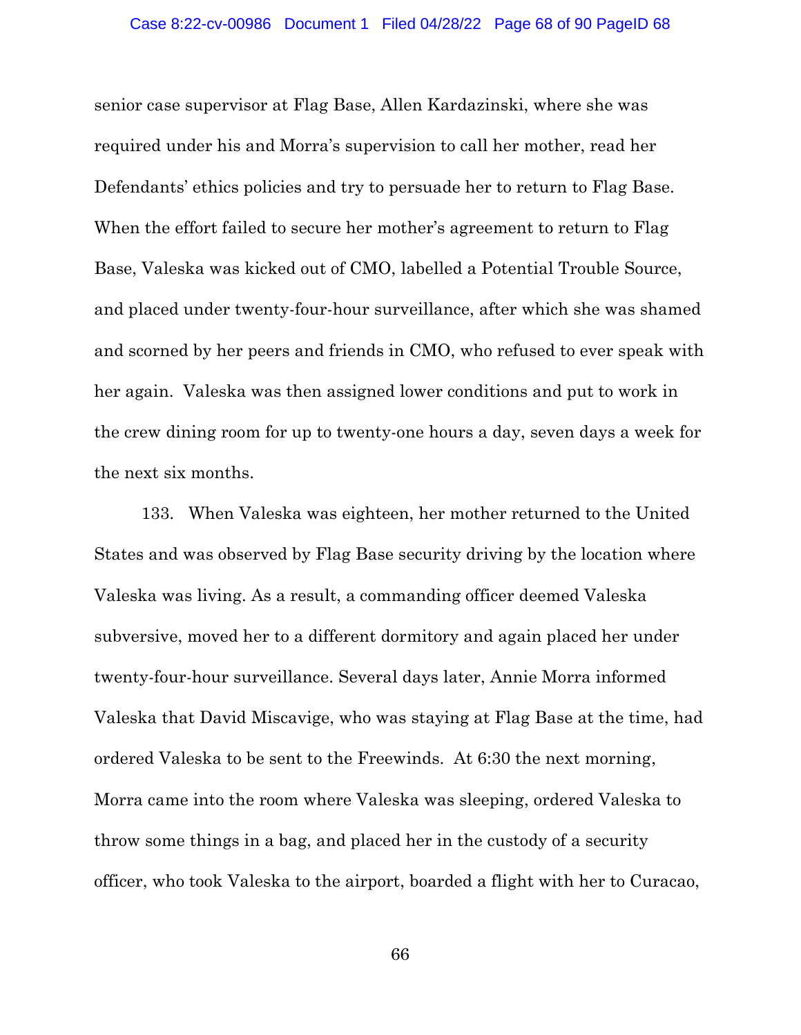senior case supervisor at Flag Base, Allen Kardazinski, where she was required under his and Morra's supervision to call her mother, read her Defendants' ethics policies and try to persuade her to return to Flag Base. When the effort failed to secure her mother's agreement to return to Flag Base, Valeska was kicked out of CMO, labelled a Potential Trouble Source, and placed under twenty-four-hour surveillance, after which she was shamed and scorned by her peers and friends in CMO, who refused to ever speak with her again. Valeska was then assigned lower conditions and put to work in the crew dining room for up to twenty-one hours a day, seven days a week for the next six months.

133. When Valeska was eighteen, her mother returned to the United States and was observed by Flag Base security driving by the location where Valeska was living. As a result, a commanding officer deemed Valeska subversive, moved her to a different dormitory and again placed her under twenty-four-hour surveillance. Several days later, Annie Morra informed Valeska that David Miscavige, who was staying at Flag Base at the time, had ordered Valeska to be sent to the Freewinds. At 6:30 the next morning, Morra came into the room where Valeska was sleeping, ordered Valeska to throw some things in a bag, and placed her in the custody of a security officer, who took Valeska to the airport, boarded a flight with her to Curacao,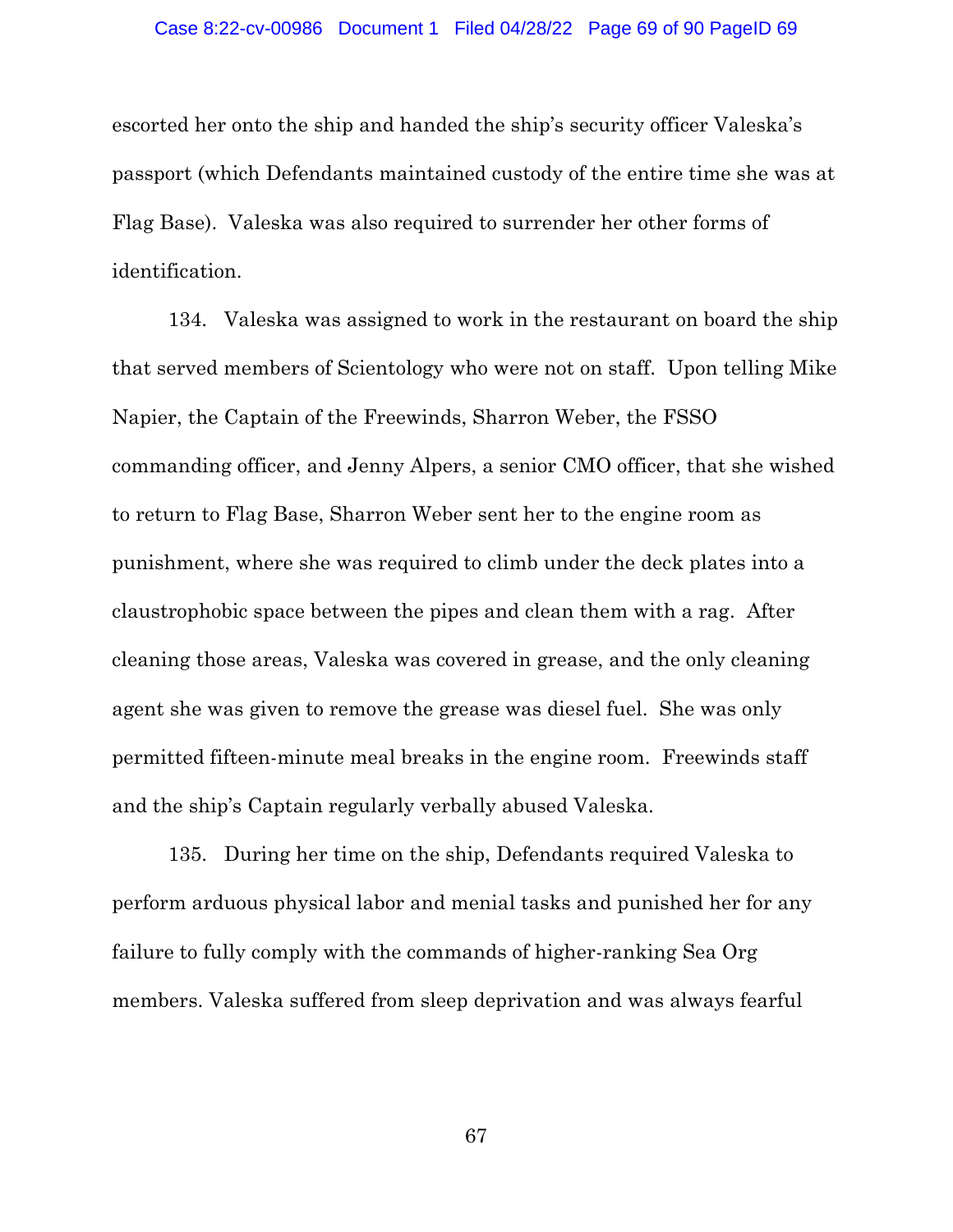escorted her onto the ship and handed the ship's security officer Valeska's passport (which Defendants maintained custody of the entire time she was at Flag Base). Valeska was also required to surrender her other forms of identification.

134. Valeska was assigned to work in the restaurant on board the ship that served members of Scientology who were not on staff. Upon telling Mike Napier, the Captain of the Freewinds, Sharron Weber, the FSSO commanding officer, and Jenny Alpers, a senior CMO officer, that she wished to return to Flag Base, Sharron Weber sent her to the engine room as punishment, where she was required to climb under the deck plates into a claustrophobic space between the pipes and clean them with a rag. After cleaning those areas, Valeska was covered in grease, and the only cleaning agent she was given to remove the grease was diesel fuel. She was only permitted fifteen-minute meal breaks in the engine room. Freewinds staff and the ship's Captain regularly verbally abused Valeska.

135. During her time on the ship, Defendants required Valeska to perform arduous physical labor and menial tasks and punished her for any failure to fully comply with the commands of higher-ranking Sea Org members. Valeska suffered from sleep deprivation and was always fearful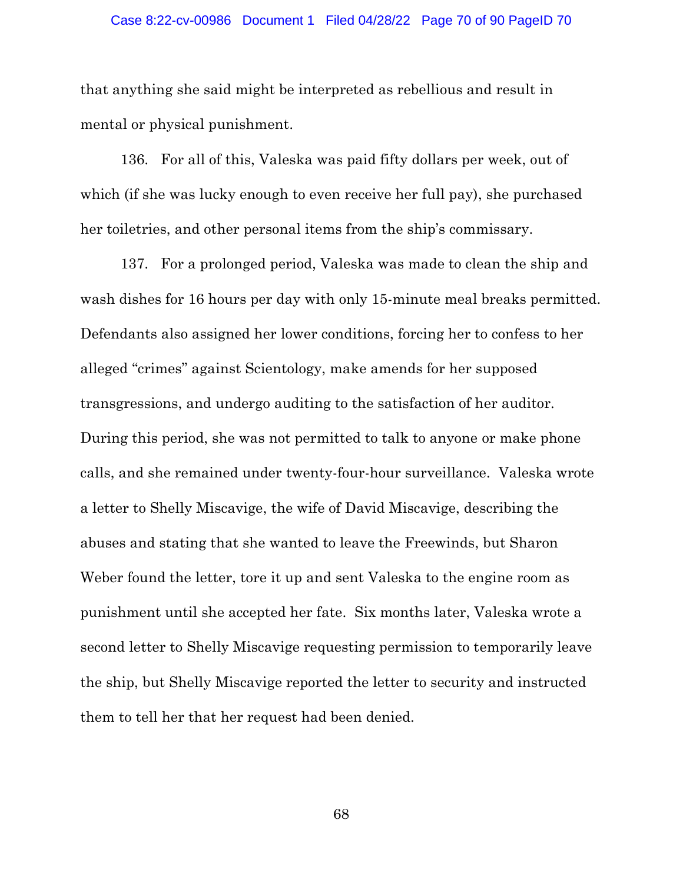that anything she said might be interpreted as rebellious and result in mental or physical punishment.

136. For all of this, Valeska was paid fifty dollars per week, out of which (if she was lucky enough to even receive her full pay), she purchased her toiletries, and other personal items from the ship's commissary.

137. For a prolonged period, Valeska was made to clean the ship and wash dishes for 16 hours per day with only 15-minute meal breaks permitted. Defendants also assigned her lower conditions, forcing her to confess to her alleged "crimes" against Scientology, make amends for her supposed transgressions, and undergo auditing to the satisfaction of her auditor. During this period, she was not permitted to talk to anyone or make phone calls, and she remained under twenty-four-hour surveillance. Valeska wrote a letter to Shelly Miscavige, the wife of David Miscavige, describing the abuses and stating that she wanted to leave the Freewinds, but Sharon Weber found the letter, tore it up and sent Valeska to the engine room as punishment until she accepted her fate. Six months later, Valeska wrote a second letter to Shelly Miscavige requesting permission to temporarily leave the ship, but Shelly Miscavige reported the letter to security and instructed them to tell her that her request had been denied.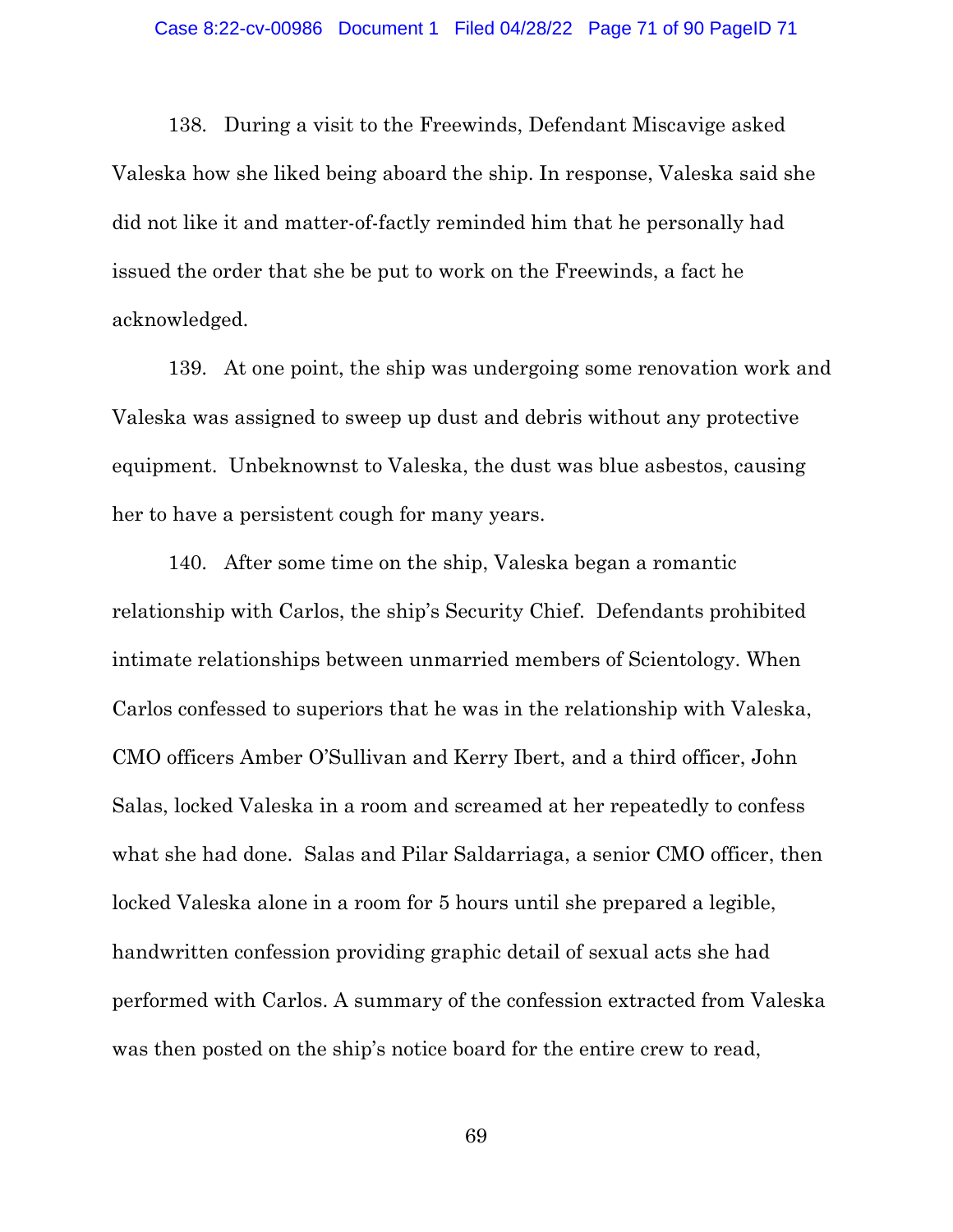138. During a visit to the Freewinds, Defendant Miscavige asked Valeska how she liked being aboard the ship. In response, Valeska said she did not like it and matter-of-factly reminded him that he personally had issued the order that she be put to work on the Freewinds, a fact he acknowledged.

139. At one point, the ship was undergoing some renovation work and Valeska was assigned to sweep up dust and debris without any protective equipment. Unbeknownst to Valeska, the dust was blue asbestos, causing her to have a persistent cough for many years.

140. After some time on the ship, Valeska began a romantic relationship with Carlos, the ship's Security Chief. Defendants prohibited intimate relationships between unmarried members of Scientology. When Carlos confessed to superiors that he was in the relationship with Valeska, CMO officers Amber O'Sullivan and Kerry Ibert, and a third officer, John Salas, locked Valeska in a room and screamed at her repeatedly to confess what she had done. Salas and Pilar Saldarriaga, a senior CMO officer, then locked Valeska alone in a room for 5 hours until she prepared a legible, handwritten confession providing graphic detail of sexual acts she had performed with Carlos. A summary of the confession extracted from Valeska was then posted on the ship's notice board for the entire crew to read,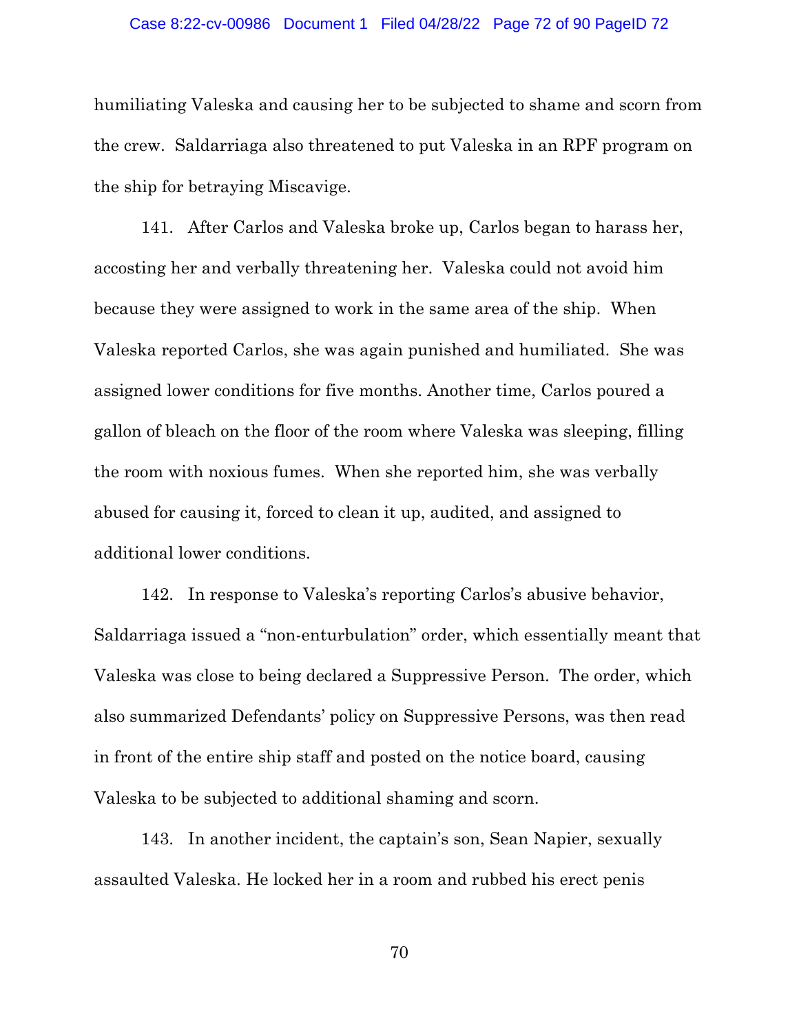humiliating Valeska and causing her to be subjected to shame and scorn from the crew. Saldarriaga also threatened to put Valeska in an RPF program on the ship for betraying Miscavige.

141. After Carlos and Valeska broke up, Carlos began to harass her, accosting her and verbally threatening her. Valeska could not avoid him because they were assigned to work in the same area of the ship. When Valeska reported Carlos, she was again punished and humiliated. She was assigned lower conditions for five months. Another time, Carlos poured a gallon of bleach on the floor of the room where Valeska was sleeping, filling the room with noxious fumes. When she reported him, she was verbally abused for causing it, forced to clean it up, audited, and assigned to additional lower conditions.

142. In response to Valeska's reporting Carlos's abusive behavior, Saldarriaga issued a "non-enturbulation" order, which essentially meant that Valeska was close to being declared a Suppressive Person. The order, which also summarized Defendants' policy on Suppressive Persons, was then read in front of the entire ship staff and posted on the notice board, causing Valeska to be subjected to additional shaming and scorn.

143. In another incident, the captain's son, Sean Napier, sexually assaulted Valeska. He locked her in a room and rubbed his erect penis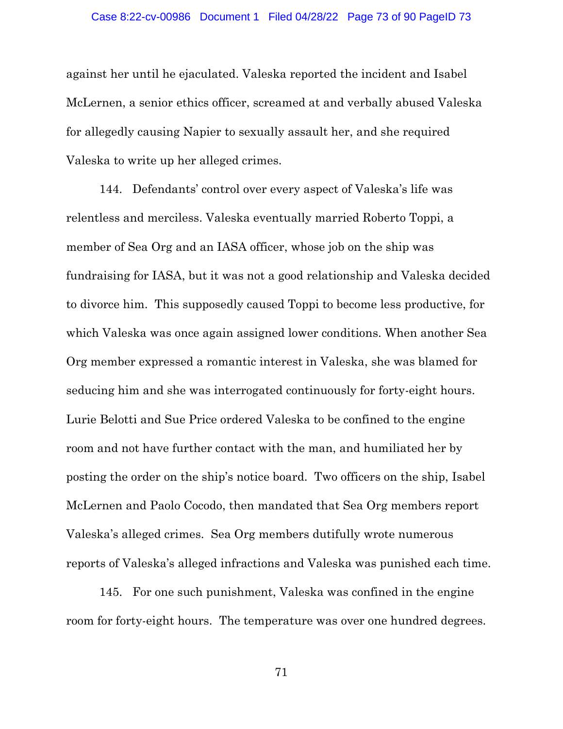against her until he ejaculated. Valeska reported the incident and Isabel McLernen, a senior ethics officer, screamed at and verbally abused Valeska for allegedly causing Napier to sexually assault her, and she required Valeska to write up her alleged crimes.

144. Defendants' control over every aspect of Valeska's life was relentless and merciless. Valeska eventually married Roberto Toppi, a member of Sea Org and an IASA officer, whose job on the ship was fundraising for IASA, but it was not a good relationship and Valeska decided to divorce him. This supposedly caused Toppi to become less productive, for which Valeska was once again assigned lower conditions. When another Sea Org member expressed a romantic interest in Valeska, she was blamed for seducing him and she was interrogated continuously for forty-eight hours. Lurie Belotti and Sue Price ordered Valeska to be confined to the engine room and not have further contact with the man, and humiliated her by posting the order on the ship's notice board. Two officers on the ship, Isabel McLernen and Paolo Cocodo, then mandated that Sea Org members report Valeska's alleged crimes. Sea Org members dutifully wrote numerous reports of Valeska's alleged infractions and Valeska was punished each time.

145. For one such punishment, Valeska was confined in the engine room for forty-eight hours. The temperature was over one hundred degrees.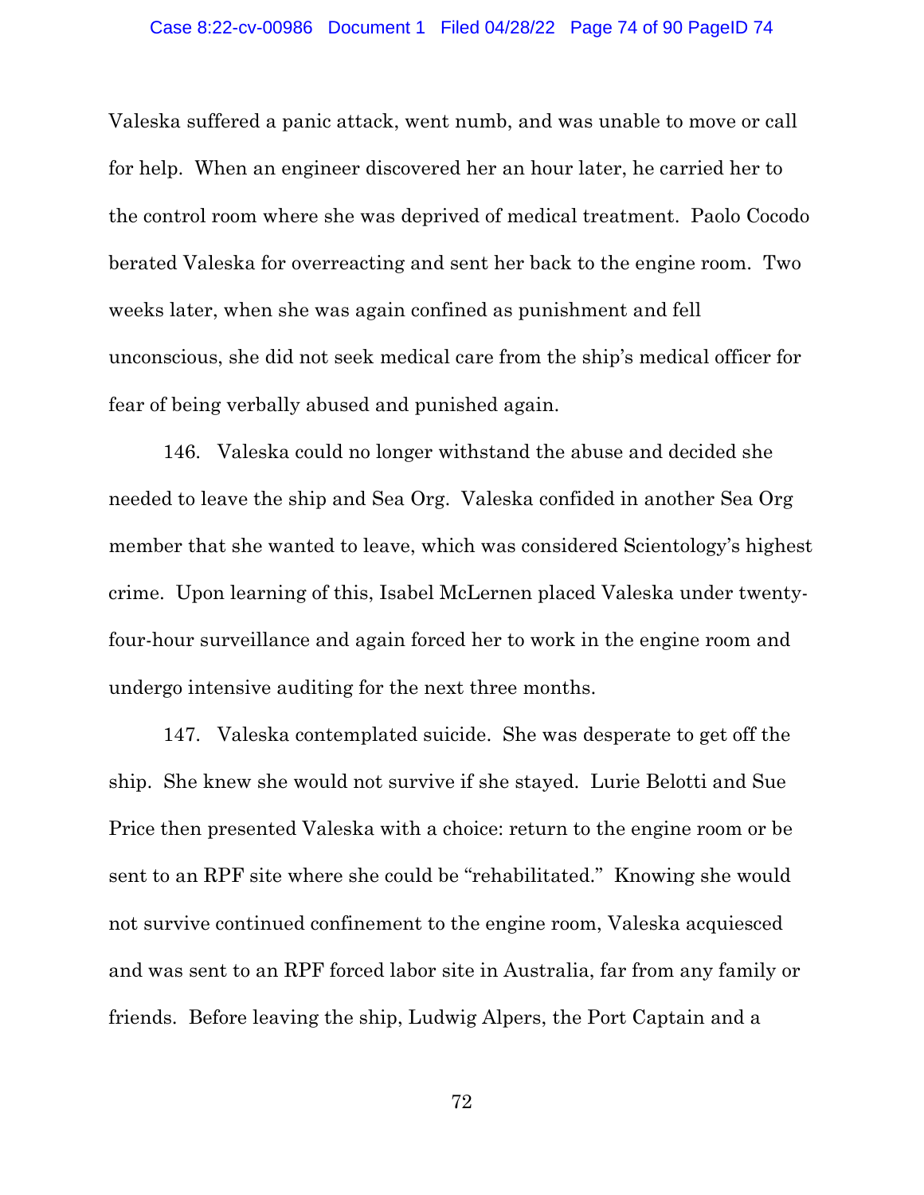Valeska suffered a panic attack, went numb, and was unable to move or call for help. When an engineer discovered her an hour later, he carried her to the control room where she was deprived of medical treatment. Paolo Cocodo berated Valeska for overreacting and sent her back to the engine room. Two weeks later, when she was again confined as punishment and fell unconscious, she did not seek medical care from the ship's medical officer for fear of being verbally abused and punished again.

146. Valeska could no longer withstand the abuse and decided she needed to leave the ship and Sea Org. Valeska confided in another Sea Org member that she wanted to leave, which was considered Scientology's highest crime. Upon learning of this, Isabel McLernen placed Valeska under twenty-four-hour surveillance and again forced her to work in the engine room and undergo intensive auditing for the next three months.

147. Valeska contemplated suicide. She was desperate to get off the ship. She knew she would not survive if she stayed. Lurie Belotti and Sue Price then presented Valeska with a choice: return to the engine room or be sent to an RPF site where she could be "rehabilitated." Knowing she would not survive continued confinement to the engine room, Valeska acquiesced and was sent to an RPF forced labor site in Australia, far from any family or friends. Before leaving the ship, Ludwig Alpers, the Port Captain and a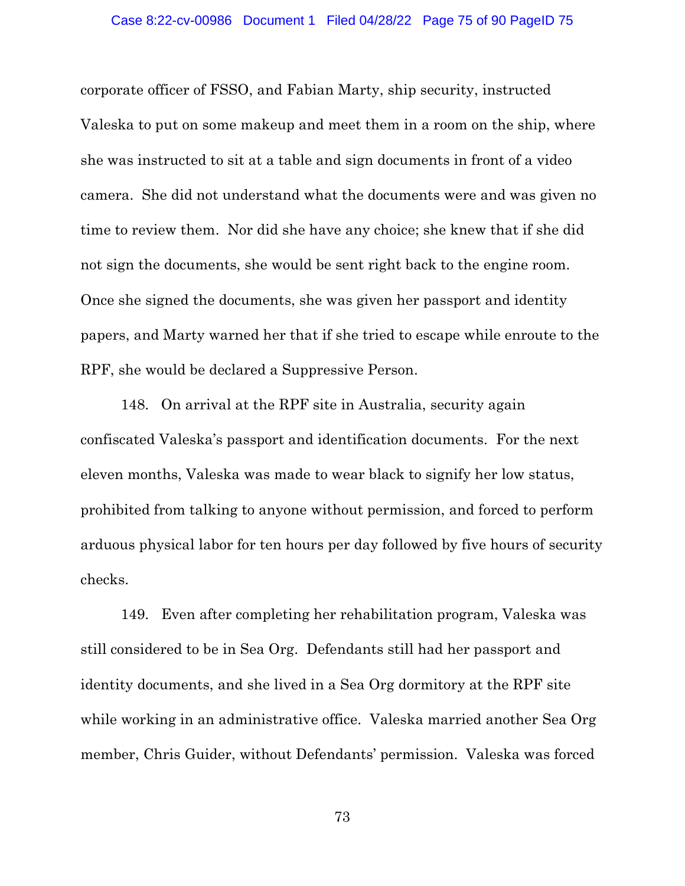corporate officer of FSSO, and Fabian Marty, ship security, instructed Valeska to put on some makeup and meet them in a room on the ship, where she was instructed to sit at a table and sign documents in front of a video camera. She did not understand what the documents were and was given no time to review them. Nor did she have any choice; she knew that if she did not sign the documents, she would be sent right back to the engine room. Once she signed the documents, she was given her passport and identity papers, and Marty warned her that if she tried to escape while enroute to the RPF, she would be declared a Suppressive Person.

148. On arrival at the RPF site in Australia, security again confiscated Valeska's passport and identification documents. For the next eleven months, Valeska was made to wear black to signify her low status, prohibited from talking to anyone without permission, and forced to perform arduous physical labor for ten hours per day followed by five hours of security checks.

149. Even after completing her rehabilitation program, Valeska was still considered to be in Sea Org. Defendants still had her passport and identity documents, and she lived in a Sea Org dormitory at the RPF site while working in an administrative office. Valeska married another Sea Org member, Chris Guider, without Defendants' permission. Valeska was forced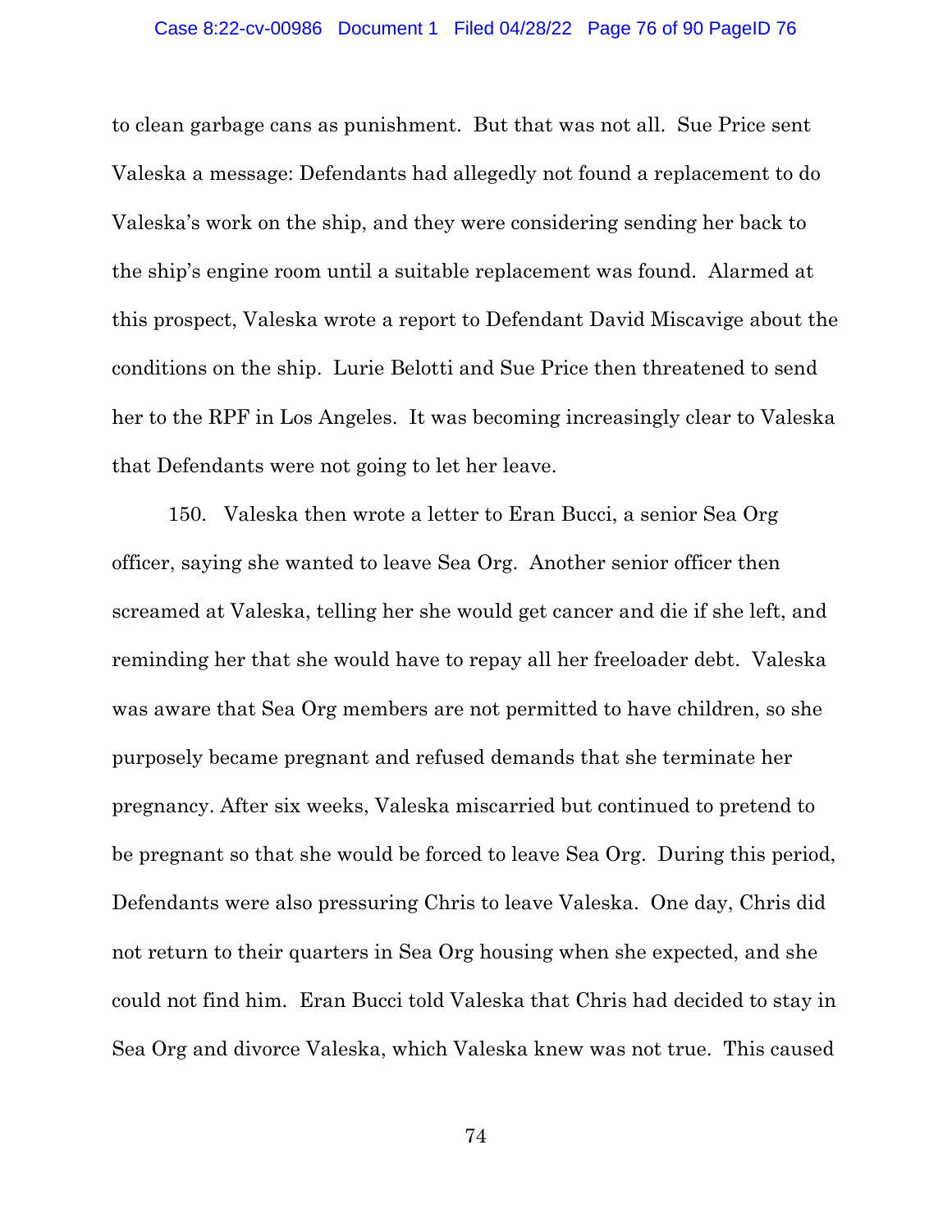to clean garbage cans as punishment. But that was not all. Sue Price sent Valeska a message: Defendants had allegedly not found a replacement to do Valeska's work on the ship, and they were considering sending her back to the ship's engine room until a suitable replacement was found. Alarmed at this prospect, Valeska wrote a report to Defendant David Miscavige about the conditions on the ship. Lurie Belotti and Sue Price then threatened to send her to the RPF in Los Angeles. It was becoming increasingly clear to Valeska that Defendants were not going to let her leave.

150. Valeska then wrote a letter to Eran Bucci, a senior Sea Org officer, saying she wanted to leave Sea Org. Another senior officer then screamed at Valeska, telling her she would get cancer and die if she left, and reminding her that she would have to repay all her freeloader debt. Valeska was aware that Sea Org members are not permitted to have children, so she purposely became pregnant and refused demands that she terminate her pregnancy. After six weeks, Valeska miscarried but continued to pretend to be pregnant so that she would be forced to leave Sea Org. During this period, Defendants were also pressuring Chris to leave Valeska. One day, Chris did not return to their quarters in Sea Org housing when she expected, and she could not find him. Eran Bucci told Valeska that Chris had decided to stay in Sea Org and divorce Valeska, which Valeska knew was not true. This caused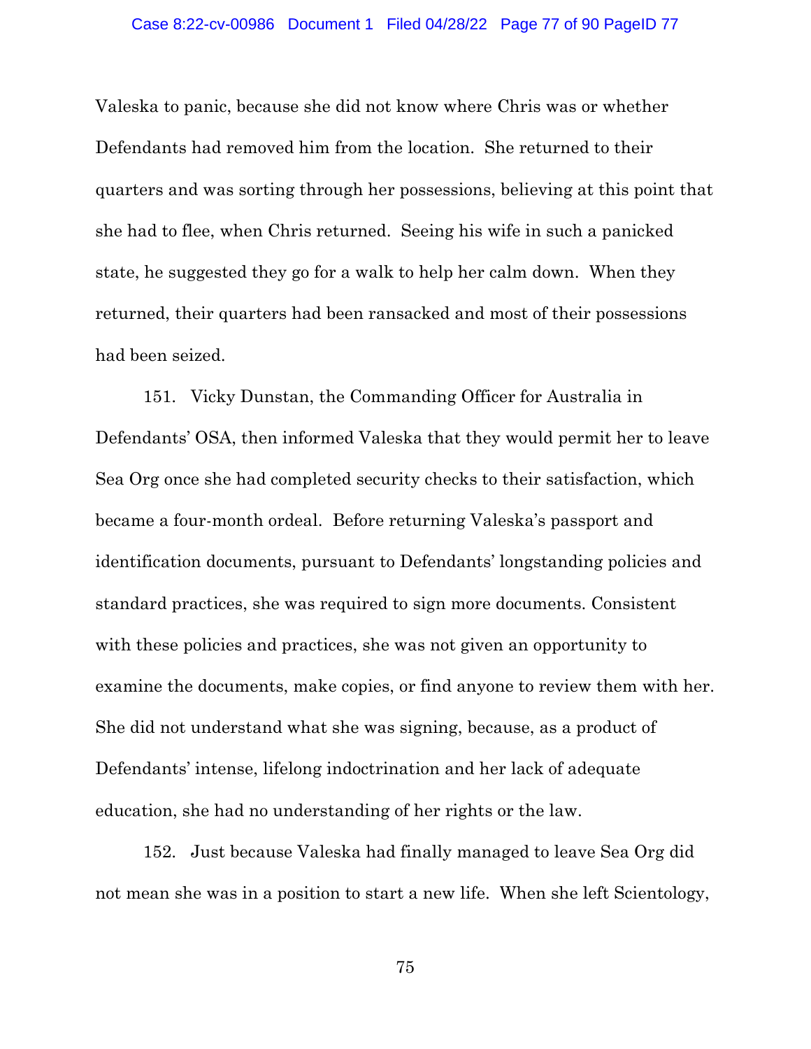Valeska to panic, because she did not know where Chris was or whether Defendants had removed him from the location. She returned to their quarters and was sorting through her possessions, believing at this point that she had to flee, when Chris returned. Seeing his wife in such a panicked state, he suggested they go for a walk to help her calm down. When they returned, their quarters had been ransacked and most of their possessions had been seized.

151. Vicky Dunstan, the Commanding Officer for Australia in Defendants' OSA, then informed Valeska that they would permit her to leave Sea Org once she had completed security checks to their satisfaction, which became a four-month ordeal. Before returning Valeska's passport and identification documents, pursuant to Defendants' longstanding policies and standard practices, she was required to sign more documents. Consistent with these policies and practices, she was not given an opportunity to examine the documents, make copies, or find anyone to review them with her. She did not understand what she was signing, because, as a product of Defendants' intense, lifelong indoctrination and her lack of adequate education, she had no understanding of her rights or the law.

152. Just because Valeska had finally managed to leave Sea Org did not mean she was in a position to start a new life. When she left Scientology,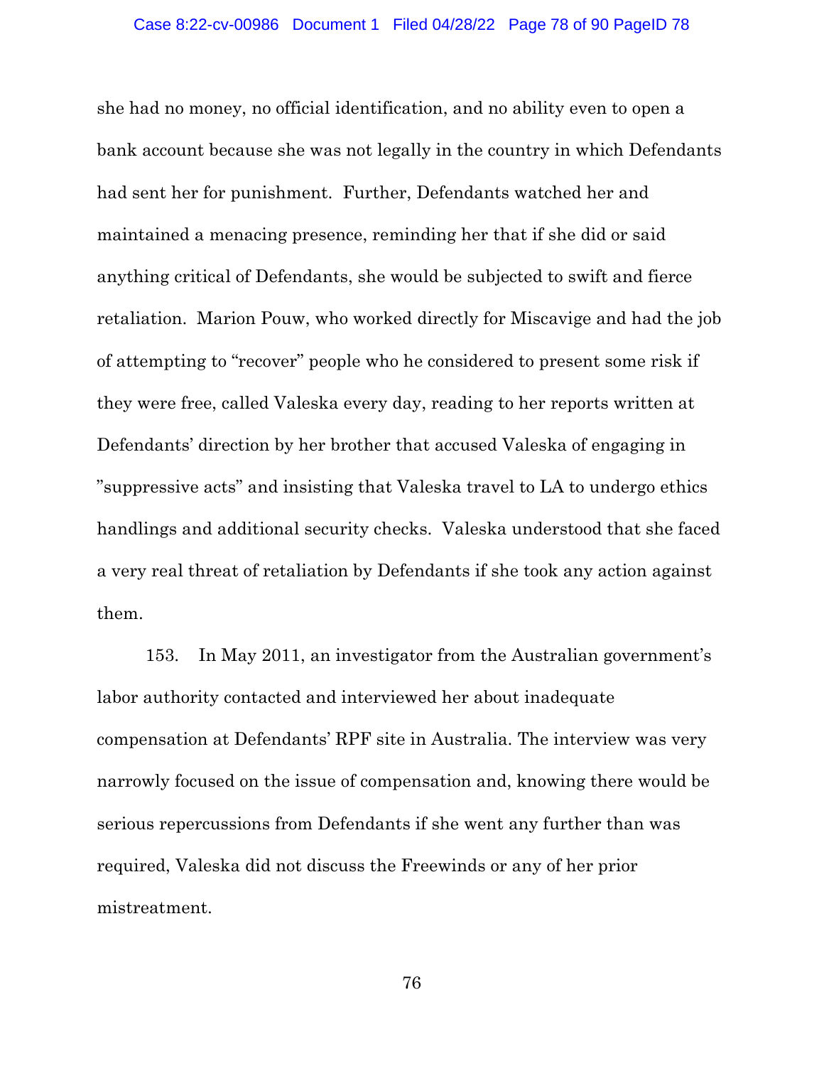she had no money, no official identification, and no ability even to open a bank account because she was not legally in the country in which Defendants had sent her for punishment. Further, Defendants watched her and maintained a menacing presence, reminding her that if she did or said anything critical of Defendants, she would be subjected to swift and fierce retaliation. Marion Pouw, who worked directly for Miscavige and had the job of attempting to "recover" people who he considered to present some risk if they were free, called Valeska every day, reading to her reports written at Defendants' direction by her brother that accused Valeska of engaging in "suppressive acts" and insisting that Valeska travel to LA to undergo ethics handlings and additional security checks. Valeska understood that she faced a very real threat of retaliation by Defendants if she took any action against them.

153. In May 2011, an investigator from the Australian government's labor authority contacted and interviewed her about inadequate compensation at Defendants' RPF site in Australia. The interview was very narrowly focused on the issue of compensation and, knowing there would be serious repercussions from Defendants if she went any further than was required, Valeska did not discuss the Freewinds or any of her prior mistreatment.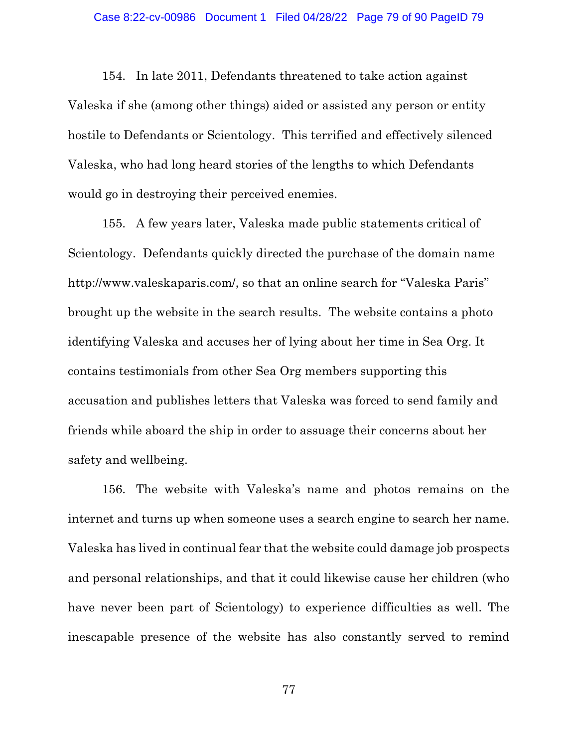154. In late 2011, Defendants threatened to take action against Valeska if she (among other things) aided or assisted any person or entity hostile to Defendants or Scientology. This terrified and effectively silenced Valeska, who had long heard stories of the lengths to which Defendants would go in destroying their perceived enemies.

155. A few years later, Valeska made public statements critical of Scientology. Defendants quickly directed the purchase of the domain name http://www.valeskaparis.com/, so that an online search for "Valeska Paris" brought up the website in the search results. The website contains a photo identifying Valeska and accuses her of lying about her time in Sea Org. It contains testimonials from other Sea Org members supporting this accusation and publishes letters that Valeska was forced to send family and friends while aboard the ship in order to assuage their concerns about her safety and wellbeing.

156. The website with Valeska's name and photos remains on the internet and turns up when someone uses a search engine to search her name. Valeska has lived in continual fear that the website could damage job prospects and personal relationships, and that it could likewise cause her children (who have never been part of Scientology) to experience difficulties as well. The inescapable presence of the website has also constantly served to remind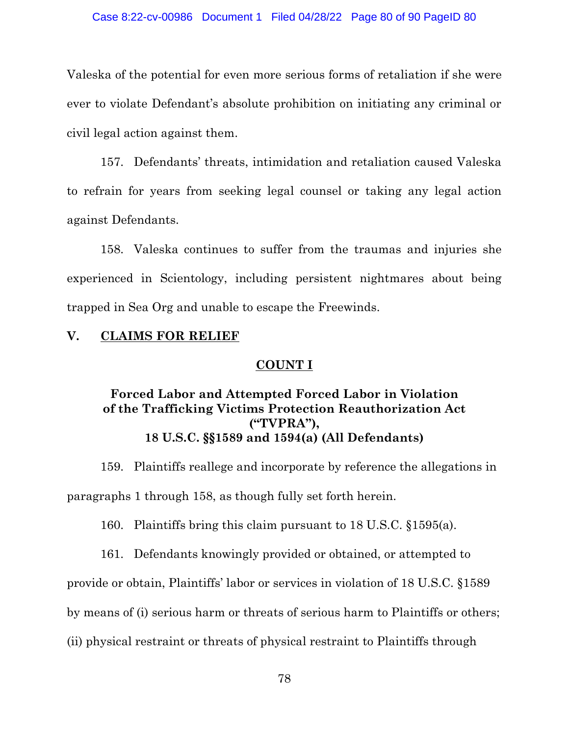Valeska of the potential for even more serious forms of retaliation if she were ever to violate Defendant's absolute prohibition on initiating any criminal or civil legal action against them.

157. Defendants' threats, intimidation and retaliation caused Valeska to refrain for years from seeking legal counsel or taking any legal action against Defendants.

158. Valeska continues to suffer from the traumas and injuries she experienced in Scientology, including persistent nightmares about being trapped in Sea Org and unable to escape the Freewinds.

## V. CLAIMS FOR RELIEF

### COUNT I

### Forced Labor and Attempted Forced Labor in Violation of the Trafficking Victims Protection Reauthorization Act ("TVPRA"), 18 U.S.C. §§1589 and 1594(a) (All Defendants)

159. Plaintiffs reallege and incorporate by reference the allegations in paragraphs 1 through 158, as though fully set forth herein.

160. Plaintiffs bring this claim pursuant to 18 U.S.C. §1595(a).

161. Defendants knowingly provided or obtained, or attempted to provide or obtain, Plaintiffs' labor or services in violation of 18 U.S.C. §1589 by means of (i) serious harm or threats of serious harm to Plaintiffs or others; (ii) physical restraint or threats of physical restraint to Plaintiffs through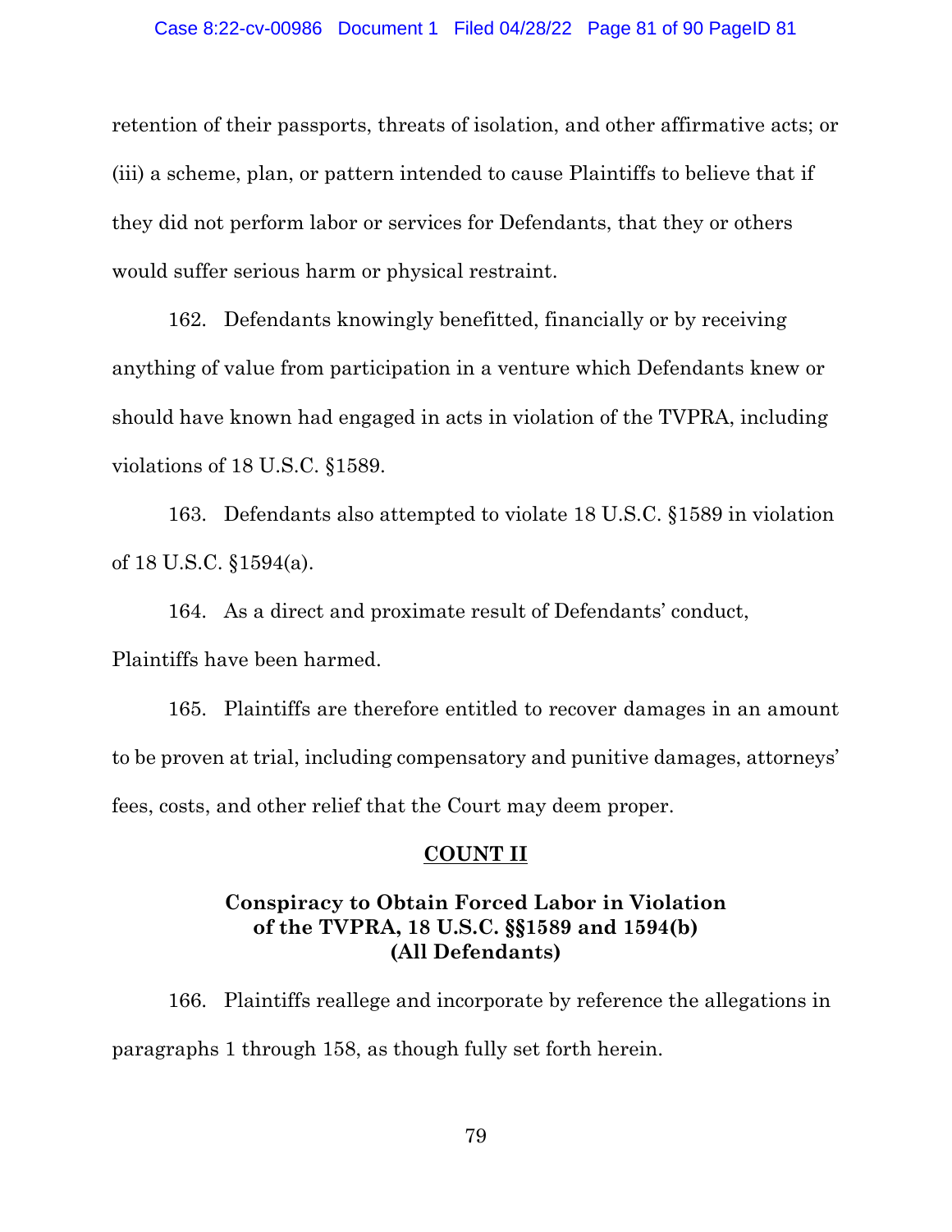retention of their passports, threats of isolation, and other affirmative acts; or (iii) a scheme, plan, or pattern intended to cause Plaintiffs to believe that if they did not perform labor or services for Defendants, that they or others would suffer serious harm or physical restraint.

162. Defendants knowingly benefitted, financially or by receiving anything of value from participation in a venture which Defendants knew or should have known had engaged in acts in violation of the TVPRA, including violations of 18 U.S.C. §1589.

163. Defendants also attempted to violate 18 U.S.C. §1589 in violation of 18 U.S.C. §1594(a).

164. As a direct and proximate result of Defendants' conduct, Plaintiffs have been harmed.

165. Plaintiffs are therefore entitled to recover damages in an amount to be proven at trial, including compensatory and punitive damages, attorneys' fees, costs, and other relief that the Court may deem proper.

## COUNT II

### Conspiracy to Obtain Forced Labor in Violation of the TVPRA, 18 U.S.C. §§1589 and 1594(b) (All Defendants)

166. Plaintiffs reallege and incorporate by reference the allegations in paragraphs 1 through 158, as though fully set forth herein.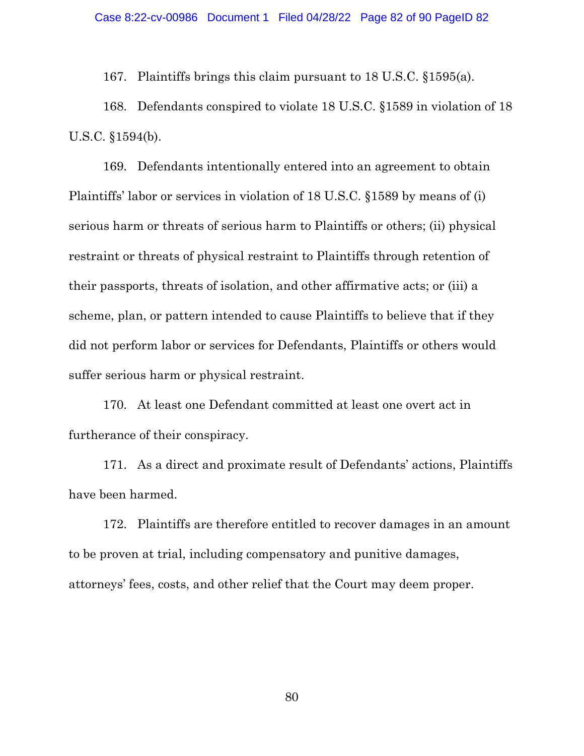167. Plaintiffs brings this claim pursuant to 18 U.S.C. §1595(a).

168. Defendants conspired to violate 18 U.S.C. §1589 in violation of 18 U.S.C. §1594(b).

169. Defendants intentionally entered into an agreement to obtain Plaintiffs' labor or services in violation of 18 U.S.C. §1589 by means of (i) serious harm or threats of serious harm to Plaintiffs or others; (ii) physical restraint or threats of physical restraint to Plaintiffs through retention of their passports, threats of isolation, and other affirmative acts; or (iii) a scheme, plan, or pattern intended to cause Plaintiffs to believe that if they did not perform labor or services for Defendants, Plaintiffs or others would suffer serious harm or physical restraint.

170. At least one Defendant committed at least one overt act in furtherance of their conspiracy.

171. As a direct and proximate result of Defendants' actions, Plaintiffs have been harmed.

172. Plaintiffs are therefore entitled to recover damages in an amount to be proven at trial, including compensatory and punitive damages, attorneys' fees, costs, and other relief that the Court may deem proper.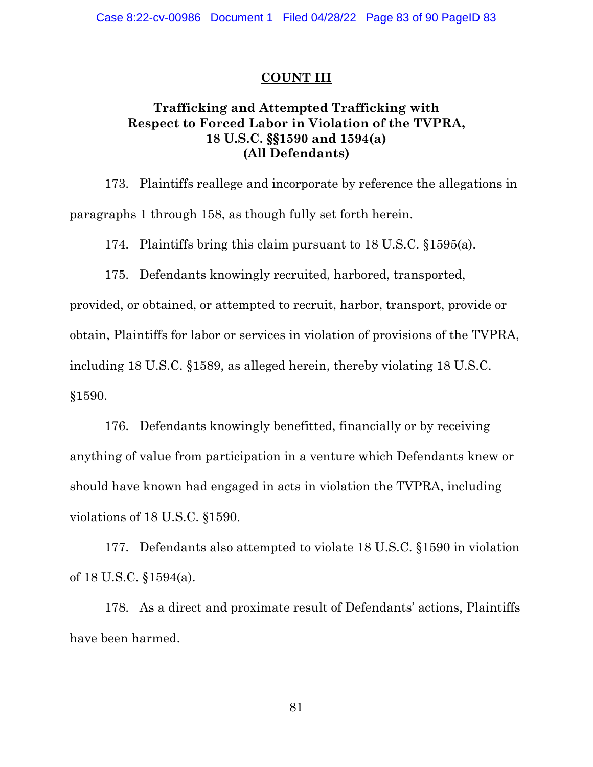## COUNT III

### Trafficking and Attempted Trafficking with Respect to Forced Labor in Violation of the TVPRA, 18 U.S.C. §§1590 and 1594(a) (All Defendants)

173. Plaintiffs reallege and incorporate by reference the allegations in paragraphs 1 through 158, as though fully set forth herein.

174. Plaintiffs bring this claim pursuant to 18 U.S.C. §1595(a).

175. Defendants knowingly recruited, harbored, transported, provided, or obtained, or attempted to recruit, harbor, transport, provide or obtain, Plaintiffs for labor or services in violation of provisions of the TVPRA, including 18 U.S.C. §1589, as alleged herein, thereby violating 18 U.S.C. §1590.

176. Defendants knowingly benefitted, financially or by receiving anything of value from participation in a venture which Defendants knew or should have known had engaged in acts in violation the TVPRA, including violations of 18 U.S.C. §1590.

177. Defendants also attempted to violate 18 U.S.C. §1590 in violation of 18 U.S.C. §1594(a).

178. As a direct and proximate result of Defendants' actions, Plaintiffs have been harmed.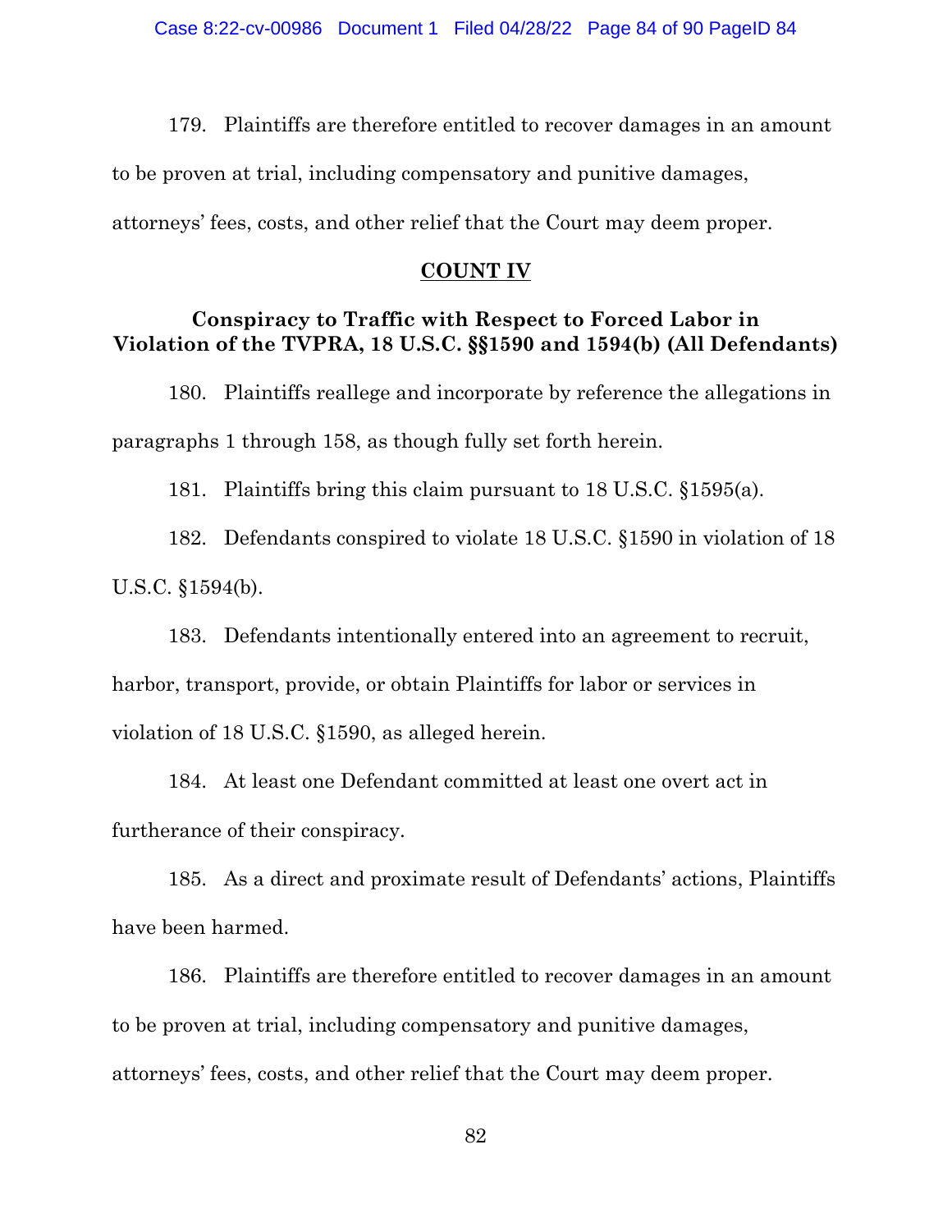179. Plaintiffs are therefore entitled to recover damages in an amount to be proven at trial, including compensatory and punitive damages, attorneys' fees, costs, and other relief that the Court may deem proper.

## COUNT IV

### Conspiracy to Traffic with Respect to Forced Labor in Violation of the TVPRA, 18 U.S.C. §§1590 and 1594(b) (All Defendants)

180. Plaintiffs reallege and incorporate by reference the allegations in paragraphs 1 through 158, as though fully set forth herein.

181. Plaintiffs bring this claim pursuant to 18 U.S.C. §1595(a).

182. Defendants conspired to violate 18 U.S.C. §1590 in violation of 18 U.S.C. §1594(b).

183. Defendants intentionally entered into an agreement to recruit, harbor, transport, provide, or obtain Plaintiffs for labor or services in violation of 18 U.S.C. §1590, as alleged herein.

184. At least one Defendant committed at least one overt act in furtherance of their conspiracy.

185. As a direct and proximate result of Defendants' actions, Plaintiffs have been harmed.

186. Plaintiffs are therefore entitled to recover damages in an amount to be proven at trial, including compensatory and punitive damages, attorneys' fees, costs, and other relief that the Court may deem proper.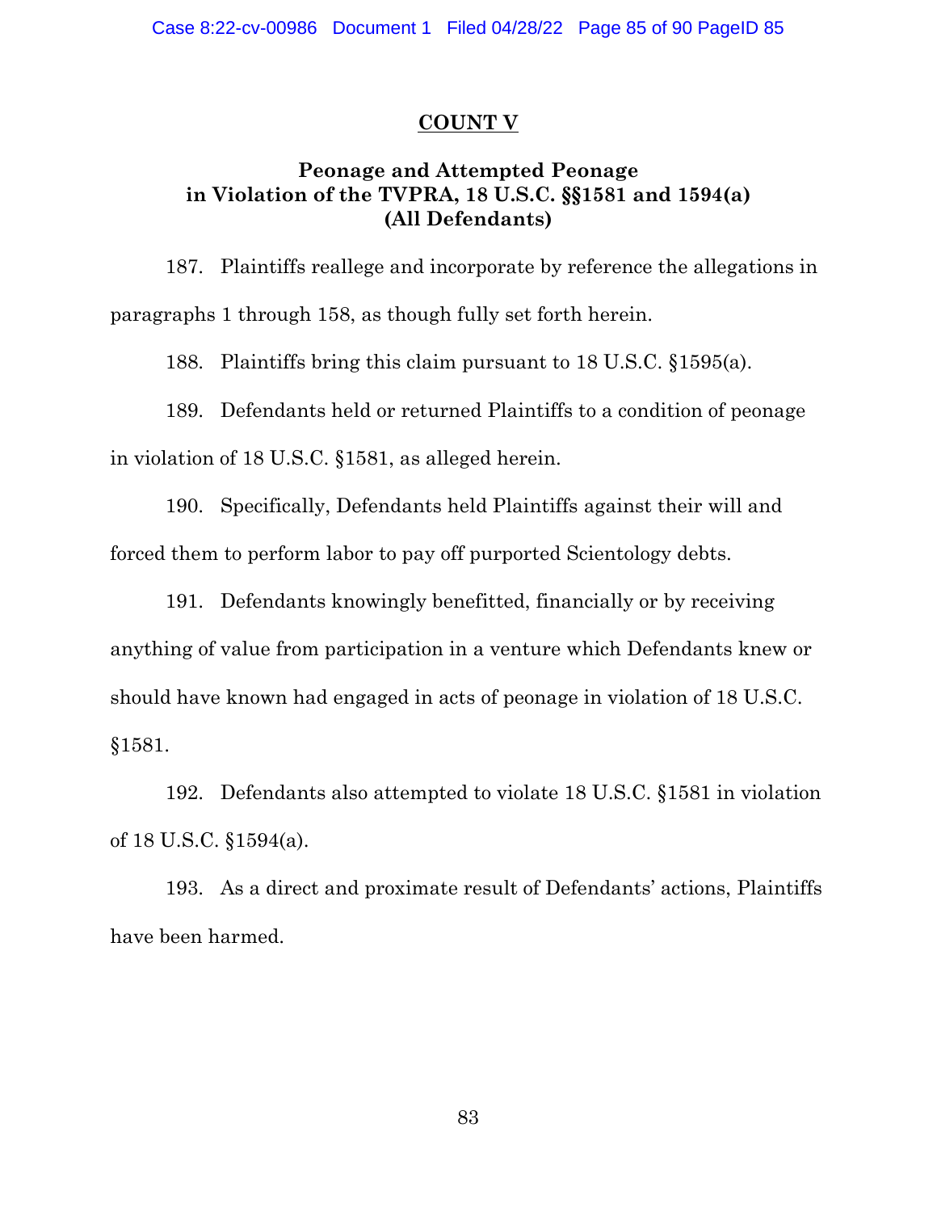## COUNT V

### Peonage and Attempted Peonage in Violation of the TVPRA, 18 U.S.C. §§1581 and 1594(a) (All Defendants)

187. Plaintiffs reallege and incorporate by reference the allegations in paragraphs 1 through 158, as though fully set forth herein.

188. Plaintiffs bring this claim pursuant to 18 U.S.C. §1595(a).

189. Defendants held or returned Plaintiffs to a condition of peonage in violation of 18 U.S.C. §1581, as alleged herein.

190. Specifically, Defendants held Plaintiffs against their will and forced them to perform labor to pay off purported Scientology debts.

191. Defendants knowingly benefitted, financially or by receiving anything of value from participation in a venture which Defendants knew or should have known had engaged in acts of peonage in violation of 18 U.S.C. §1581.

192. Defendants also attempted to violate 18 U.S.C. §1581 in violation of 18 U.S.C. §1594(a).

193. As a direct and proximate result of Defendants' actions, Plaintiffs have been harmed.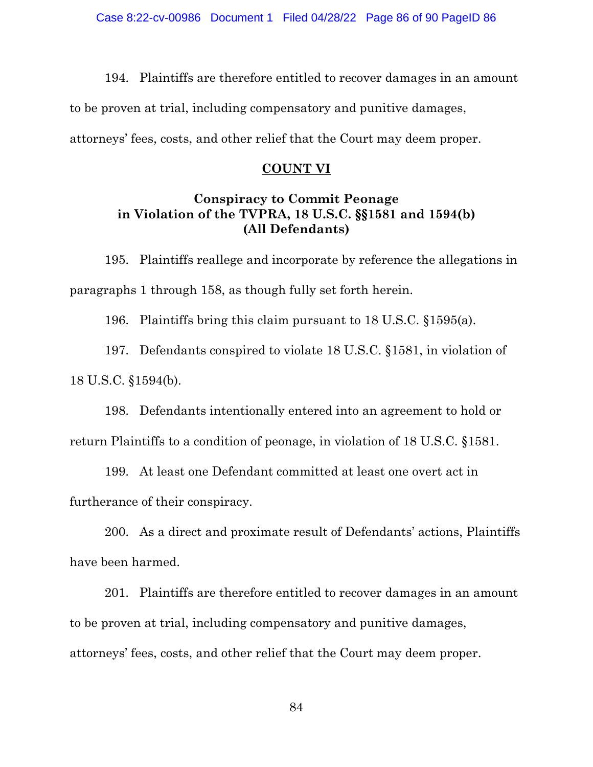194. Plaintiffs are therefore entitled to recover damages in an amount to be proven at trial, including compensatory and punitive damages, attorneys' fees, costs, and other relief that the Court may deem proper.

## COUNT VI

### Conspiracy to Commit Peonage in Violation of the TVPRA, 18 U.S.C. §§1581 and 1594(b) (All Defendants)

195. Plaintiffs reallege and incorporate by reference the allegations in paragraphs 1 through 158, as though fully set forth herein.

196. Plaintiffs bring this claim pursuant to 18 U.S.C. §1595(a).

197. Defendants conspired to violate 18 U.S.C. §1581, in violation of 18 U.S.C. §1594(b).

198. Defendants intentionally entered into an agreement to hold or return Plaintiffs to a condition of peonage, in violation of 18 U.S.C. §1581.

199. At least one Defendant committed at least one overt act in furtherance of their conspiracy.

200. As a direct and proximate result of Defendants' actions, Plaintiffs have been harmed.

201. Plaintiffs are therefore entitled to recover damages in an amount to be proven at trial, including compensatory and punitive damages, attorneys' fees, costs, and other relief that the Court may deem proper.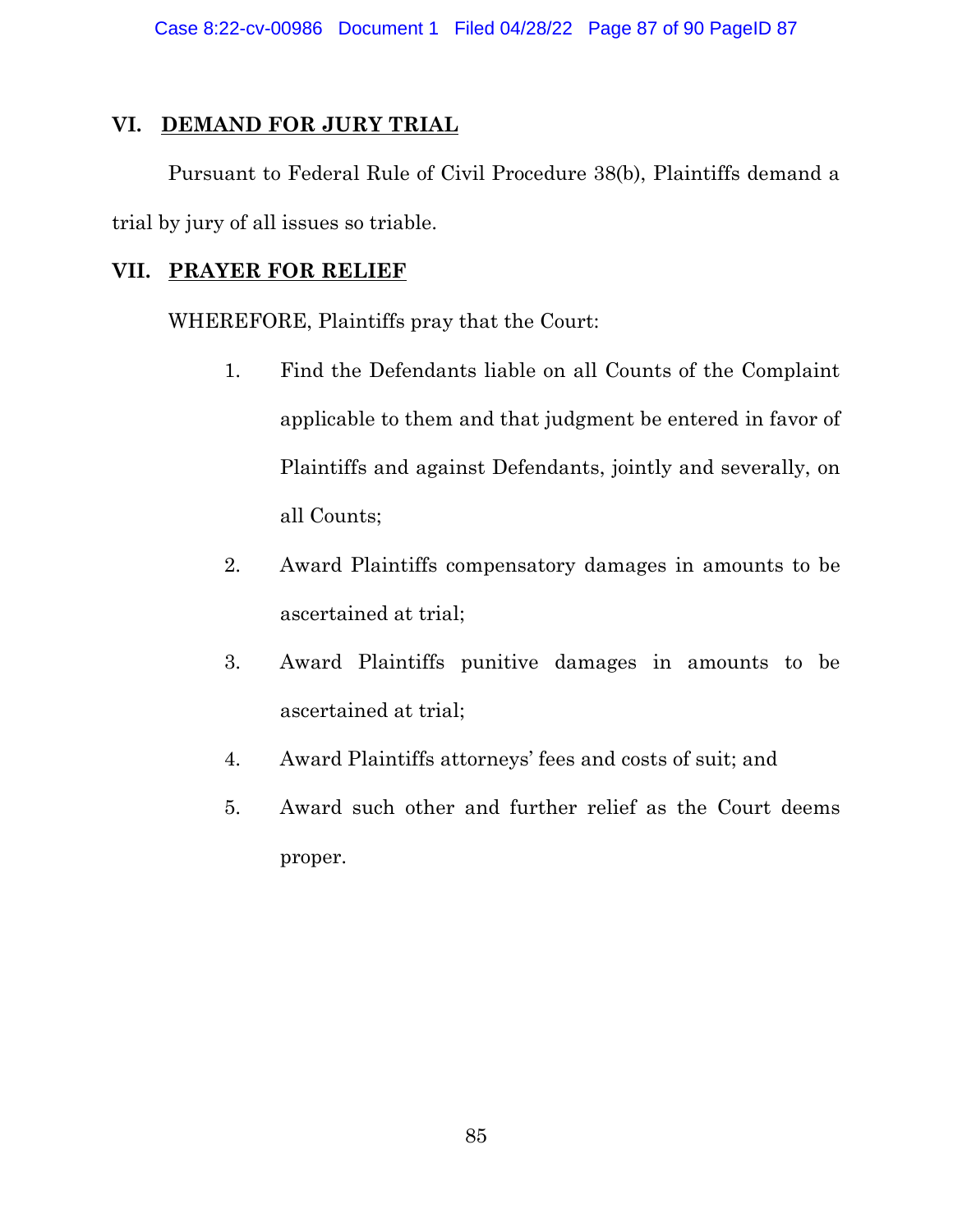## VI. **DEMAND FOR JURY TRIAL**

Pursuant to Federal Rule of Civil Procedure 38(b), Plaintiffs demand a trial by jury of all issues so triable.

## VII. **PRAYER FOR RELIEF**

WHEREFORE, Plaintiffs pray that the Court:

1. Find the Defendants liable on all Counts of the Complaint applicable to them and that judgment be entered in favor of Plaintiffs and against Defendants, jointly and severally, on all Counts;

2. Award Plaintiffs compensatory damages in amounts to be ascertained at trial;

3. Award Plaintiffs punitive damages in amounts to be ascertained at trial;

4. Award Plaintiffs attorneys' fees and costs of suit; and

5. Award such other and further relief as the Court deems proper.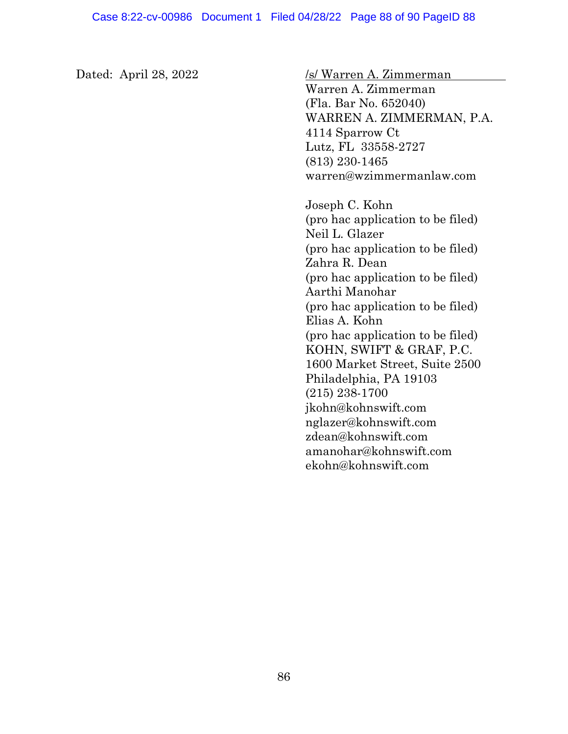Dated: April 28, 2022

/s/ Warren A. Zimmerman
Warren A. Zimmerman
(Fla. Bar No. 652040)
WARREN A. ZIMMERMAN, P.A.
4114 Sparrow Ct
Lutz, FL 33558-2727
(813) 230-1465
warren@wzimmermanlaw.com

Joseph C. Kohn
(pro hac application to be filed)
Neil L. Glazer
(pro hac application to be filed)
Zahra R. Dean
(pro hac application to be filed)
Aarthi Manohar
(pro hac application to be filed)
Elias A. Kohn
(pro hac application to be filed)
KOHN, SWIFT & GRAF, P.C.
1600 Market Street, Suite 2500
Philadelphia, PA 19103
(215) 238-1700
jkohn@kohnswift.com
nglazer@kohnswift.com
zdean@kohnswift.com
amanohar@kohnswift.com
ekohn@kohnswift.com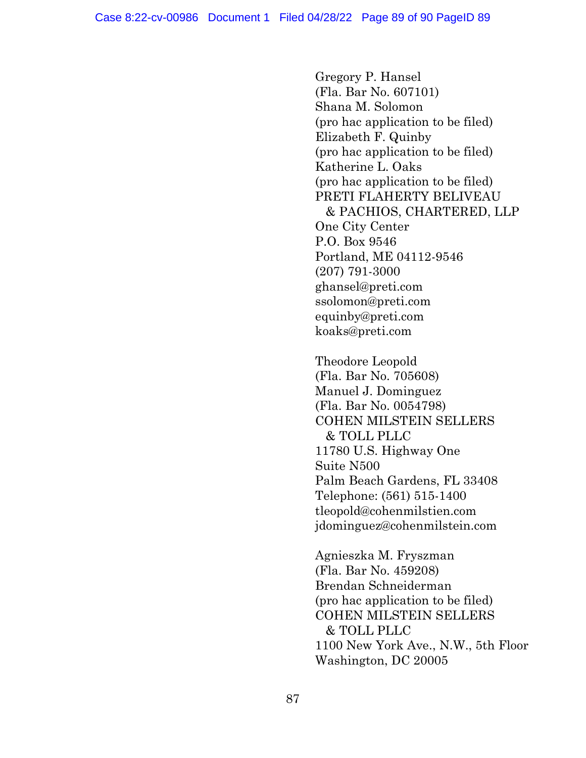Gregory P. Hansel
(Fla. Bar No. 607101)
Shana M. Solomon
(pro hac application to be filed)
Elizabeth F. Quinby
(pro hac application to be filed)
Katherine L. Oaks
(pro hac application to be filed)
PRETI FLAHERTY BELIVEAU
& PACHIOS, CHARTERED, LLP
One City Center
P.O. Box 9546
Portland, ME 04112-9546
(207) 791-3000
ghansel@preti.com
ssolomon@preti.com
equinby@preti.com
koaks@preti.com

Theodore Leopold
(Fla. Bar No. 705608)
Manuel J. Dominguez
(Fla. Bar No. 0054798)
COHEN MILSTEIN SELLERS
& TOLL PLLC
11780 U.S. Highway One
Suite N500
Palm Beach Gardens, FL 33408
Telephone: (561) 515-1400
tleopold@cohenmilstien.com
jdominguez@cohenmilstein.com

Agnieszka M. Fryszman
(Fla. Bar No. 459208)
Brendan Schneiderman
(pro hac application to be filed)
COHEN MILSTEIN SELLERS
& TOLL PLLC
1100 New York Ave., N.W., 5th Floor
Washington, DC 20005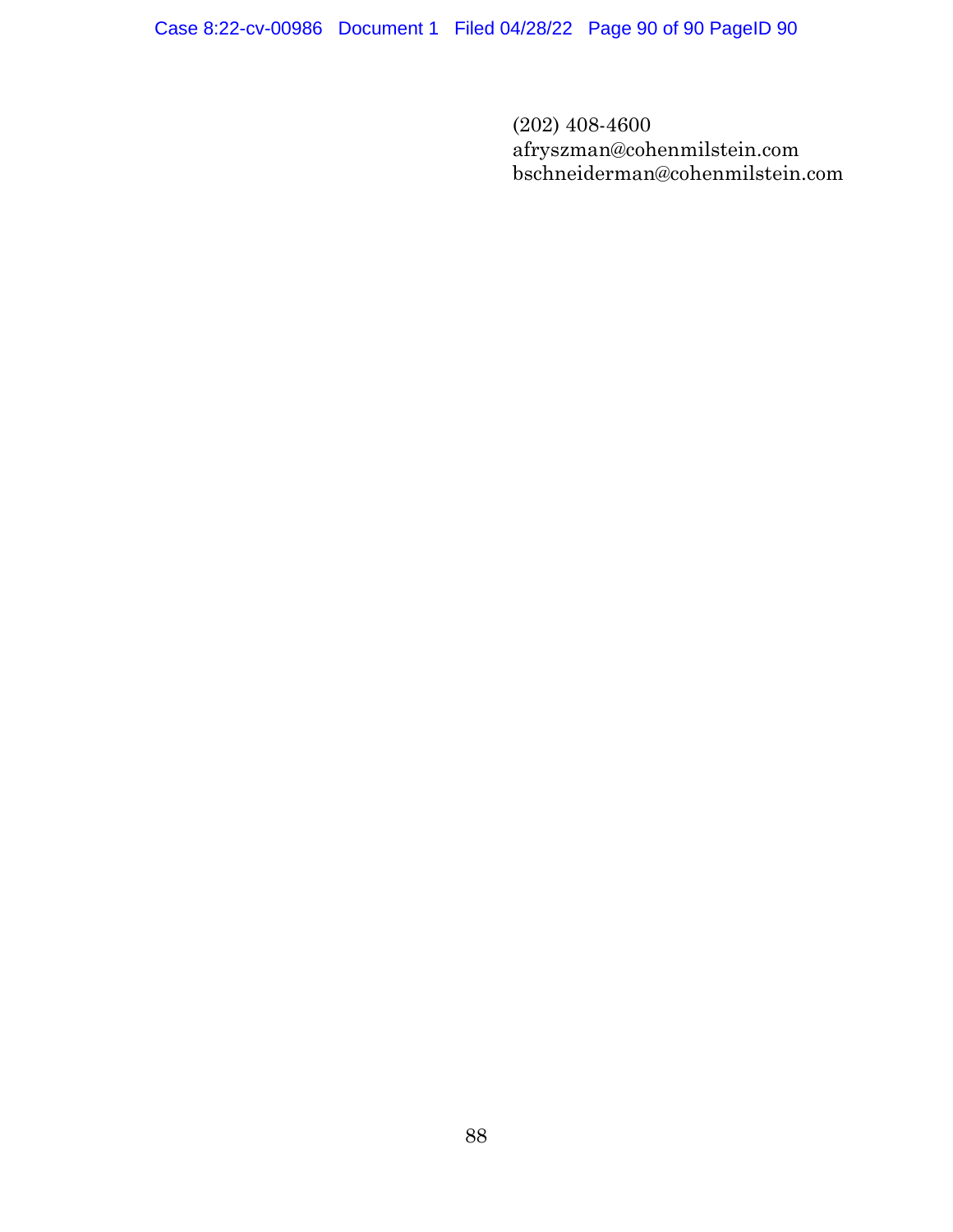(202) 408-4600
afryszman@cohenmilstein.com
bschneiderman@cohenmilstein.com